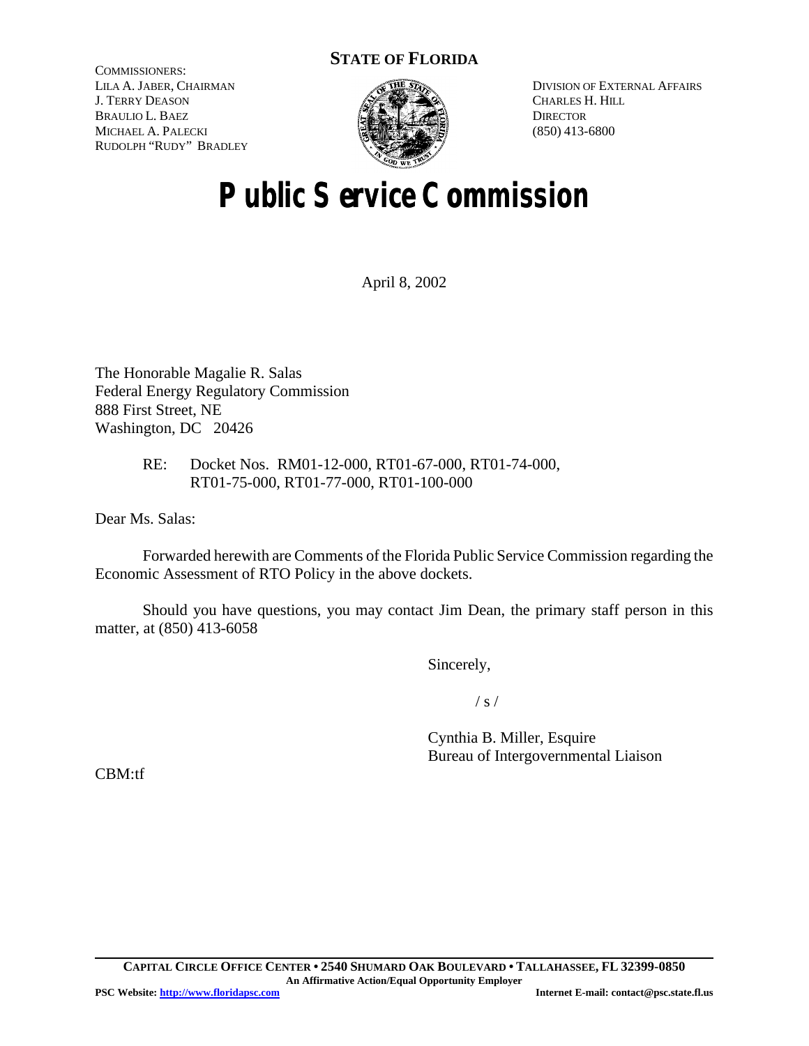**STATE OF FLORIDA**

COMMISSIONERS:
LILA A. JABER, CHAIRMAN
J. TERRY DEASON
BRAULIO L. BAEZ
MICHAEL A. PALECKI
RUDOLPH "RUDY" BRADLEY

DIVISION OF EXTERNAL AFFAIRS
CHARLES H. HILL
DIRECTOR
(850) 413-6800

# Public Service Commission

April 8, 2002

The Honorable Magalie R. Salas
Federal Energy Regulatory Commission
888 First Street, NE
Washington, DC 20426

RE: Docket Nos. RM01-12-000, RT01-67-000, RT01-74-000, RT01-75-000, RT01-77-000, RT01-100-000

Dear Ms. Salas:

Forwarded herewith are Comments of the Florida Public Service Commission regarding the Economic Assessment of RTO Policy in the above dockets.

Should you have questions, you may contact Jim Dean, the primary staff person in this matter, at (850) 413-6058

Sincerely,

/ s /

Cynthia B. Miller, Esquire
Bureau of Intergovernmental Liaison

CBM:tf

**CAPITAL CIRCLE OFFICE CENTER • 2540 SHUMARD OAK BOULEVARD • TALLAHASSEE, FL 32399-0850**
**An Affirmative Action/Equal Opportunity Employer**
**PSC Website: http://www.floridapsc.com** **Internet E-mail: contact@psc.state.fl.us**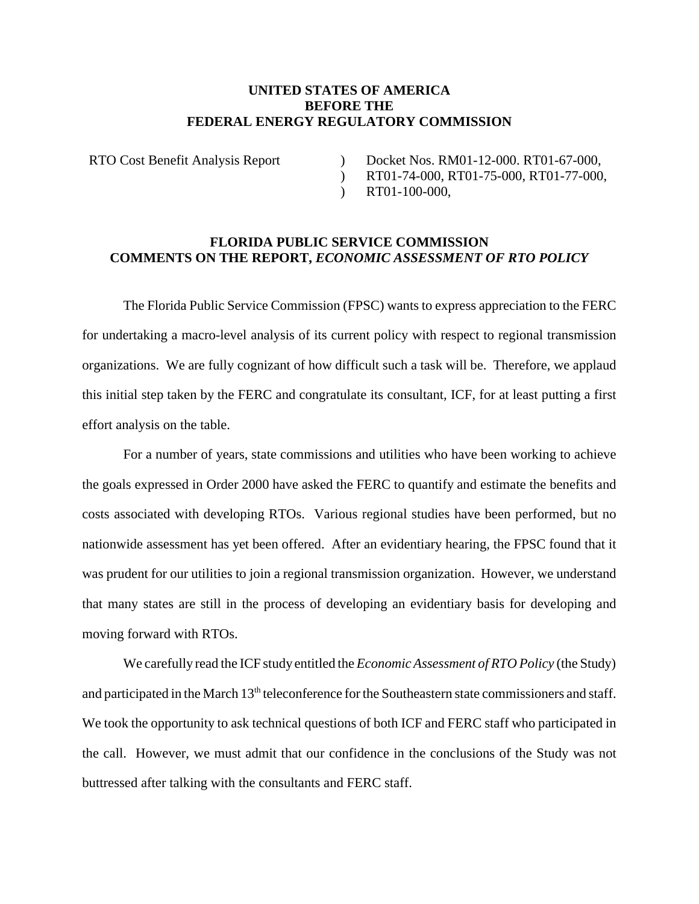**UNITED STATES OF AMERICA**
**BEFORE THE**
**FEDERAL ENERGY REGULATORY COMMISSION**

| | | |
|---|---|---|
| RTO Cost Benefit Analysis Report | ) | Docket Nos. RM01-12-000. RT01-67-000, |
| | ) | RT01-74-000, RT01-75-000, RT01-77-000, |
| | ) | RT01-100-000, |

**FLORIDA PUBLIC SERVICE COMMISSION**
**COMMENTS ON THE REPORT, *ECONOMIC ASSESSMENT OF RTO POLICY***

The Florida Public Service Commission (FPSC) wants to express appreciation to the FERC for undertaking a macro-level analysis of its current policy with respect to regional transmission organizations. We are fully cognizant of how difficult such a task will be. Therefore, we applaud this initial step taken by the FERC and congratulate its consultant, ICF, for at least putting a first effort analysis on the table.

For a number of years, state commissions and utilities who have been working to achieve the goals expressed in Order 2000 have asked the FERC to quantify and estimate the benefits and costs associated with developing RTOs. Various regional studies have been performed, but no nationwide assessment has yet been offered. After an evidentiary hearing, the FPSC found that it was prudent for our utilities to join a regional transmission organization. However, we understand that many states are still in the process of developing an evidentiary basis for developing and moving forward with RTOs.

We carefully read the ICF study entitled the *Economic Assessment of RTO Policy* (the Study) and participated in the March 13th teleconference for the Southeastern state commissioners and staff. We took the opportunity to ask technical questions of both ICF and FERC staff who participated in the call. However, we must admit that our confidence in the conclusions of the Study was not buttressed after talking with the consultants and FERC staff.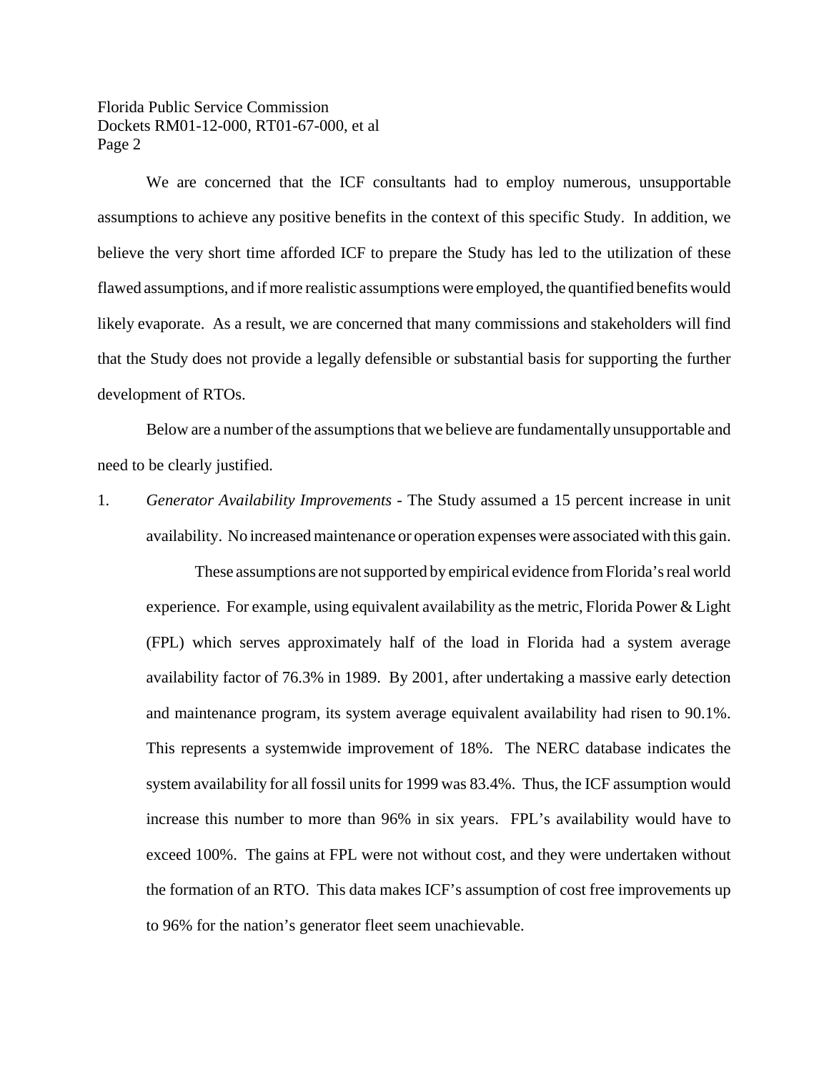We are concerned that the ICF consultants had to employ numerous, unsupportable assumptions to achieve any positive benefits in the context of this specific Study. In addition, we believe the very short time afforded ICF to prepare the Study has led to the utilization of these flawed assumptions, and if more realistic assumptions were employed, the quantified benefits would likely evaporate. As a result, we are concerned that many commissions and stakeholders will find that the Study does not provide a legally defensible or substantial basis for supporting the further development of RTOs.

Below are a number of the assumptions that we believe are fundamentally unsupportable and need to be clearly justified.

1. *Generator Availability Improvements* - The Study assumed a 15 percent increase in unit availability. No increased maintenance or operation expenses were associated with this gain.

   These assumptions are not supported by empirical evidence from Florida's real world experience. For example, using equivalent availability as the metric, Florida Power & Light (FPL) which serves approximately half of the load in Florida had a system average availability factor of 76.3% in 1989. By 2001, after undertaking a massive early detection and maintenance program, its system average equivalent availability had risen to 90.1%. This represents a systemwide improvement of 18%. The NERC database indicates the system availability for all fossil units for 1999 was 83.4%. Thus, the ICF assumption would increase this number to more than 96% in six years. FPL's availability would have to exceed 100%. The gains at FPL were not without cost, and they were undertaken without the formation of an RTO. This data makes ICF's assumption of cost free improvements up to 96% for the nation's generator fleet seem unachievable.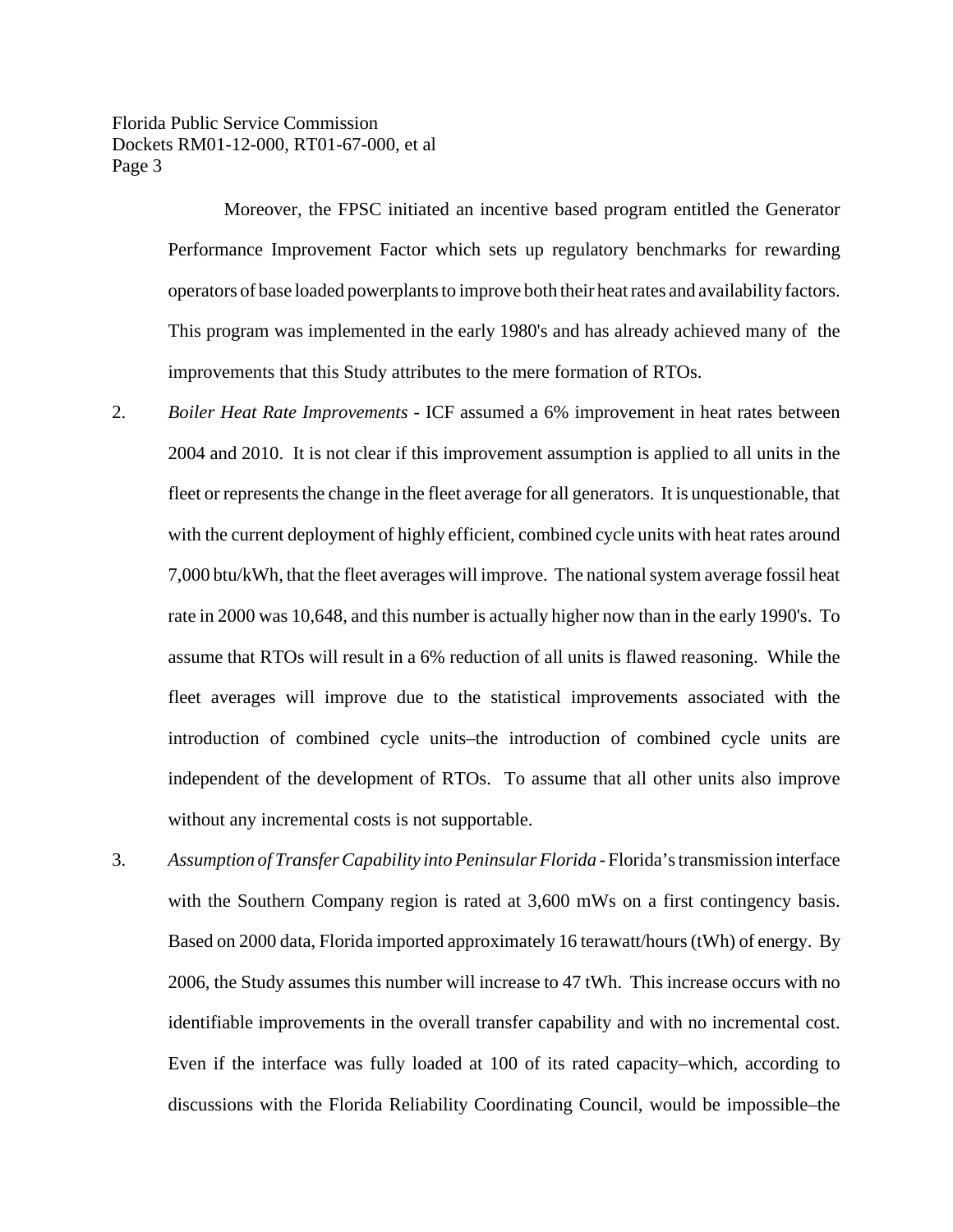Moreover, the FPSC initiated an incentive based program entitled the Generator Performance Improvement Factor which sets up regulatory benchmarks for rewarding operators of base loaded powerplants to improve both their heat rates and availability factors. This program was implemented in the early 1980's and has already achieved many of the improvements that this Study attributes to the mere formation of RTOs.

2. *Boiler Heat Rate Improvements* - ICF assumed a 6% improvement in heat rates between 2004 and 2010. It is not clear if this improvement assumption is applied to all units in the fleet or represents the change in the fleet average for all generators. It is unquestionable, that with the current deployment of highly efficient, combined cycle units with heat rates around 7,000 btu/kWh, that the fleet averages will improve. The national system average fossil heat rate in 2000 was 10,648, and this number is actually higher now than in the early 1990's. To assume that RTOs will result in a 6% reduction of all units is flawed reasoning. While the fleet averages will improve due to the statistical improvements associated with the introduction of combined cycle units–the introduction of combined cycle units are independent of the development of RTOs. To assume that all other units also improve without any incremental costs is not supportable.

3. *Assumption of Transfer Capability into Peninsular Florida* - Florida's transmission interface with the Southern Company region is rated at 3,600 mWs on a first contingency basis. Based on 2000 data, Florida imported approximately 16 terawatt/hours (tWh) of energy. By 2006, the Study assumes this number will increase to 47 tWh. This increase occurs with no identifiable improvements in the overall transfer capability and with no incremental cost. Even if the interface was fully loaded at 100 of its rated capacity–which, according to discussions with the Florida Reliability Coordinating Council, would be impossible–the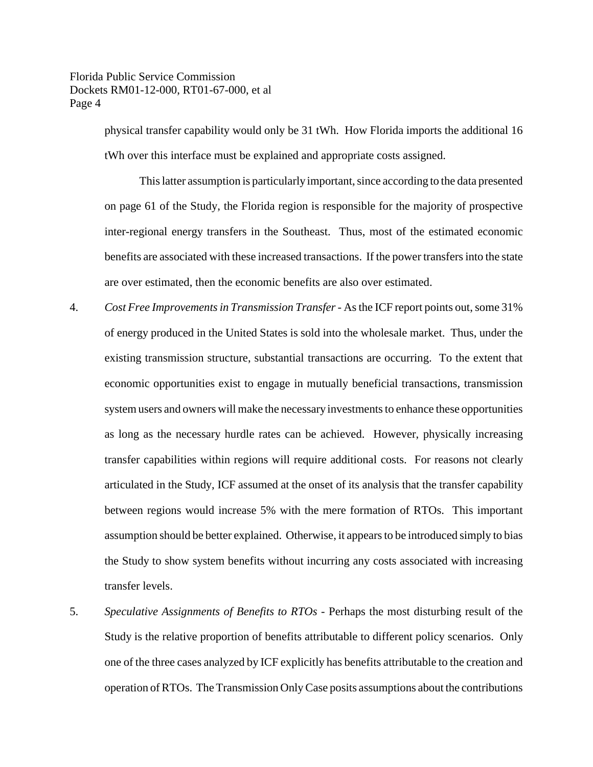physical transfer capability would only be 31 tWh. How Florida imports the additional 16 tWh over this interface must be explained and appropriate costs assigned.

This latter assumption is particularly important, since according to the data presented on page 61 of the Study, the Florida region is responsible for the majority of prospective inter-regional energy transfers in the Southeast. Thus, most of the estimated economic benefits are associated with these increased transactions. If the power transfers into the state are over estimated, then the economic benefits are also over estimated.

4. *Cost Free Improvements in Transmission Transfer* - As the ICF report points out, some 31% of energy produced in the United States is sold into the wholesale market. Thus, under the existing transmission structure, substantial transactions are occurring. To the extent that economic opportunities exist to engage in mutually beneficial transactions, transmission system users and owners will make the necessary investments to enhance these opportunities as long as the necessary hurdle rates can be achieved. However, physically increasing transfer capabilities within regions will require additional costs. For reasons not clearly articulated in the Study, ICF assumed at the onset of its analysis that the transfer capability between regions would increase 5% with the mere formation of RTOs. This important assumption should be better explained. Otherwise, it appears to be introduced simply to bias the Study to show system benefits without incurring any costs associated with increasing transfer levels.

5. *Speculative Assignments of Benefits to RTOs* - Perhaps the most disturbing result of the Study is the relative proportion of benefits attributable to different policy scenarios. Only one of the three cases analyzed by ICF explicitly has benefits attributable to the creation and operation of RTOs. The Transmission Only Case posits assumptions about the contributions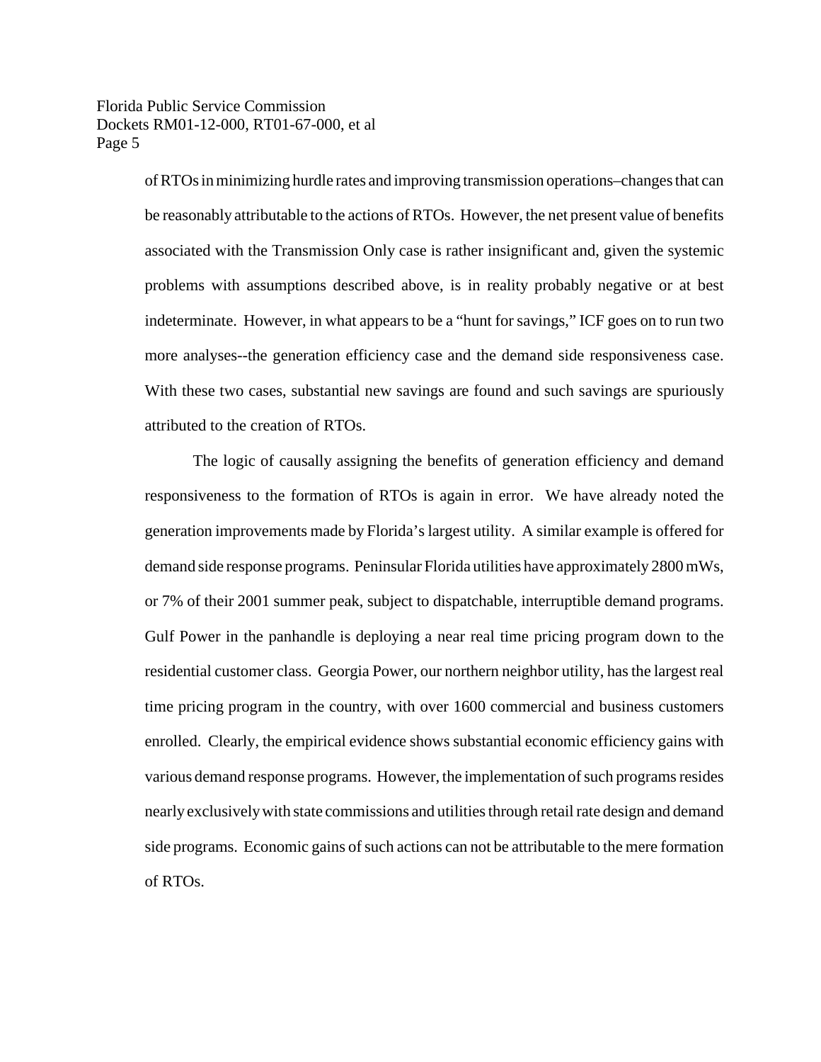of RTOs in minimizing hurdle rates and improving transmission operations–changes that can be reasonably attributable to the actions of RTOs. However, the net present value of benefits associated with the Transmission Only case is rather insignificant and, given the systemic problems with assumptions described above, is in reality probably negative or at best indeterminate. However, in what appears to be a "hunt for savings," ICF goes on to run two more analyses--the generation efficiency case and the demand side responsiveness case. With these two cases, substantial new savings are found and such savings are spuriously attributed to the creation of RTOs.

The logic of causally assigning the benefits of generation efficiency and demand responsiveness to the formation of RTOs is again in error. We have already noted the generation improvements made by Florida's largest utility. A similar example is offered for demand side response programs. Peninsular Florida utilities have approximately 2800 mWs, or 7% of their 2001 summer peak, subject to dispatchable, interruptible demand programs. Gulf Power in the panhandle is deploying a near real time pricing program down to the residential customer class. Georgia Power, our northern neighbor utility, has the largest real time pricing program in the country, with over 1600 commercial and business customers enrolled. Clearly, the empirical evidence shows substantial economic efficiency gains with various demand response programs. However, the implementation of such programs resides nearly exclusively with state commissions and utilities through retail rate design and demand side programs. Economic gains of such actions can not be attributable to the mere formation of RTOs.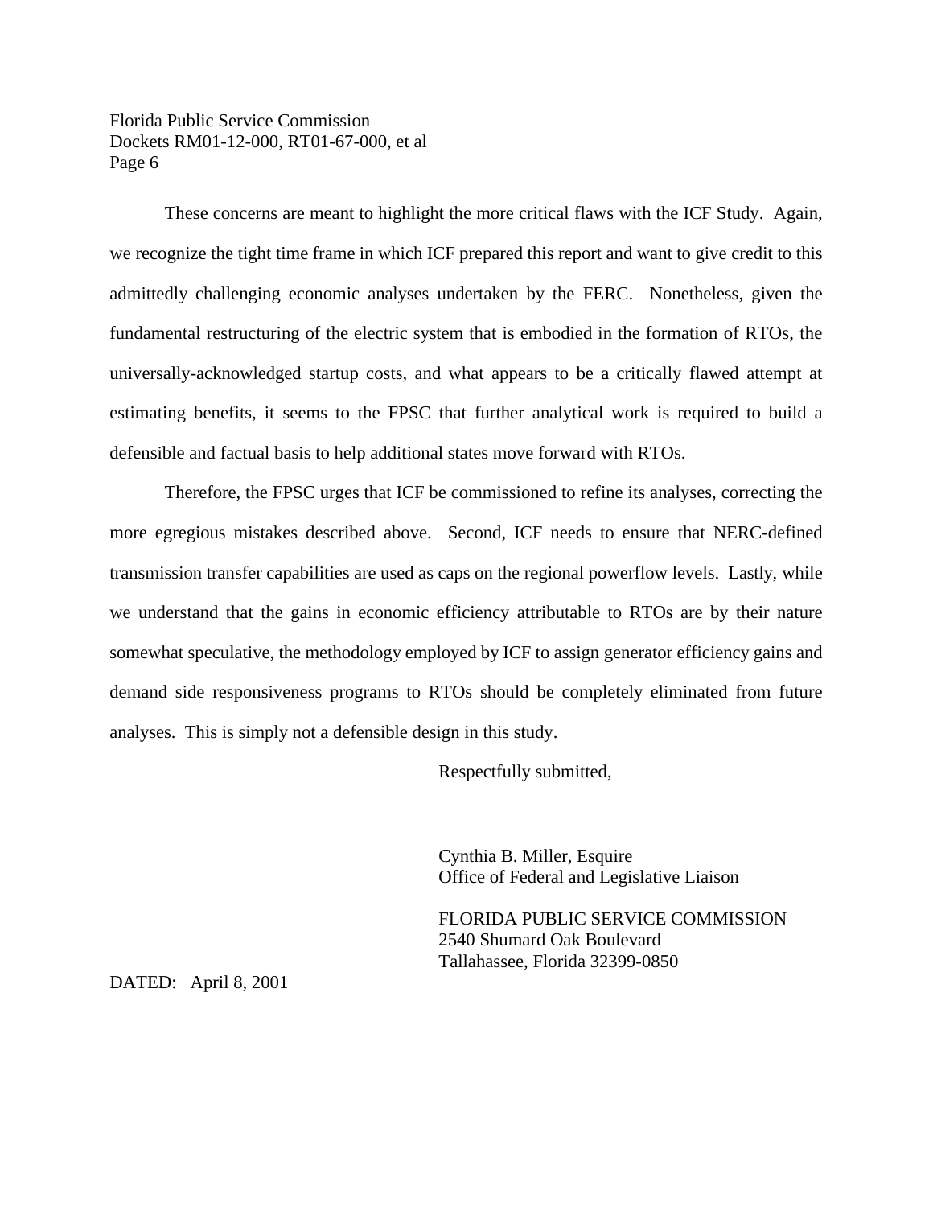These concerns are meant to highlight the more critical flaws with the ICF Study. Again, we recognize the tight time frame in which ICF prepared this report and want to give credit to this admittedly challenging economic analyses undertaken by the FERC. Nonetheless, given the fundamental restructuring of the electric system that is embodied in the formation of RTOs, the universally-acknowledged startup costs, and what appears to be a critically flawed attempt at estimating benefits, it seems to the FPSC that further analytical work is required to build a defensible and factual basis to help additional states move forward with RTOs.

Therefore, the FPSC urges that ICF be commissioned to refine its analyses, correcting the more egregious mistakes described above. Second, ICF needs to ensure that NERC-defined transmission transfer capabilities are used as caps on the regional powerflow levels. Lastly, while we understand that the gains in economic efficiency attributable to RTOs are by their nature somewhat speculative, the methodology employed by ICF to assign generator efficiency gains and demand side responsiveness programs to RTOs should be completely eliminated from future analyses. This is simply not a defensible design in this study.

Respectfully submitted,

Cynthia B. Miller, Esquire
Office of Federal and Legislative Liaison

FLORIDA PUBLIC SERVICE COMMISSION
2540 Shumard Oak Boulevard
Tallahassee, Florida 32399-0850

DATED: April 8, 2001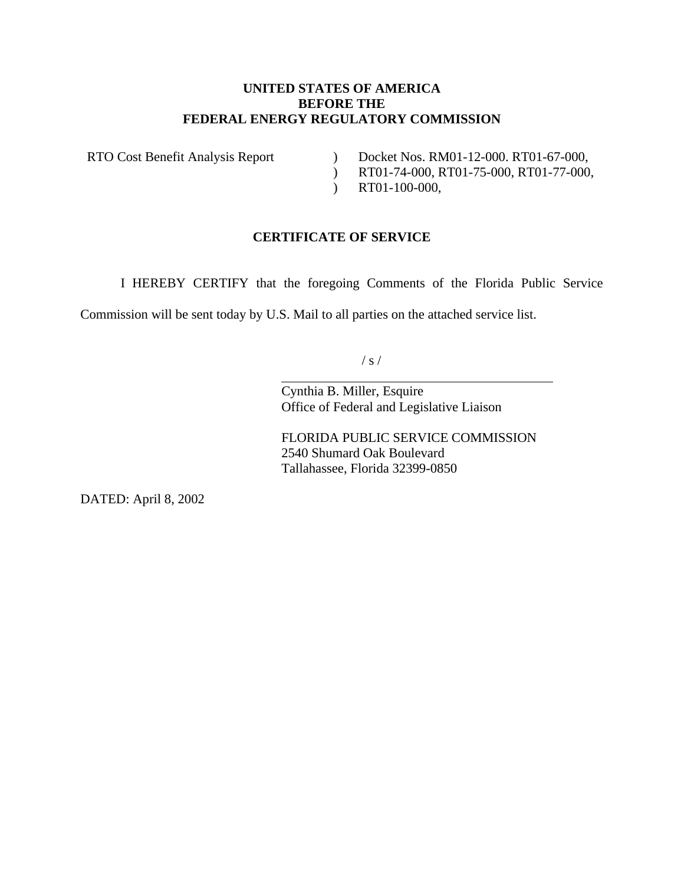**UNITED STATES OF AMERICA**
**BEFORE THE**
**FEDERAL ENERGY REGULATORY COMMISSION**

| | | |
|---|---|---|
| RTO Cost Benefit Analysis Report | ) | Docket Nos. RM01-12-000. RT01-67-000, |
| | ) | RT01-74-000, RT01-75-000, RT01-77-000, |
| | ) | RT01-100-000, |

## CERTIFICATE OF SERVICE

I HEREBY CERTIFY that the foregoing Comments of the Florida Public Service Commission will be sent today by U.S. Mail to all parties on the attached service list.

/ s /

Cynthia B. Miller, Esquire
Office of Federal and Legislative Liaison

FLORIDA PUBLIC SERVICE COMMISSION
2540 Shumard Oak Boulevard
Tallahassee, Florida 32399-0850

DATED: April 8, 2002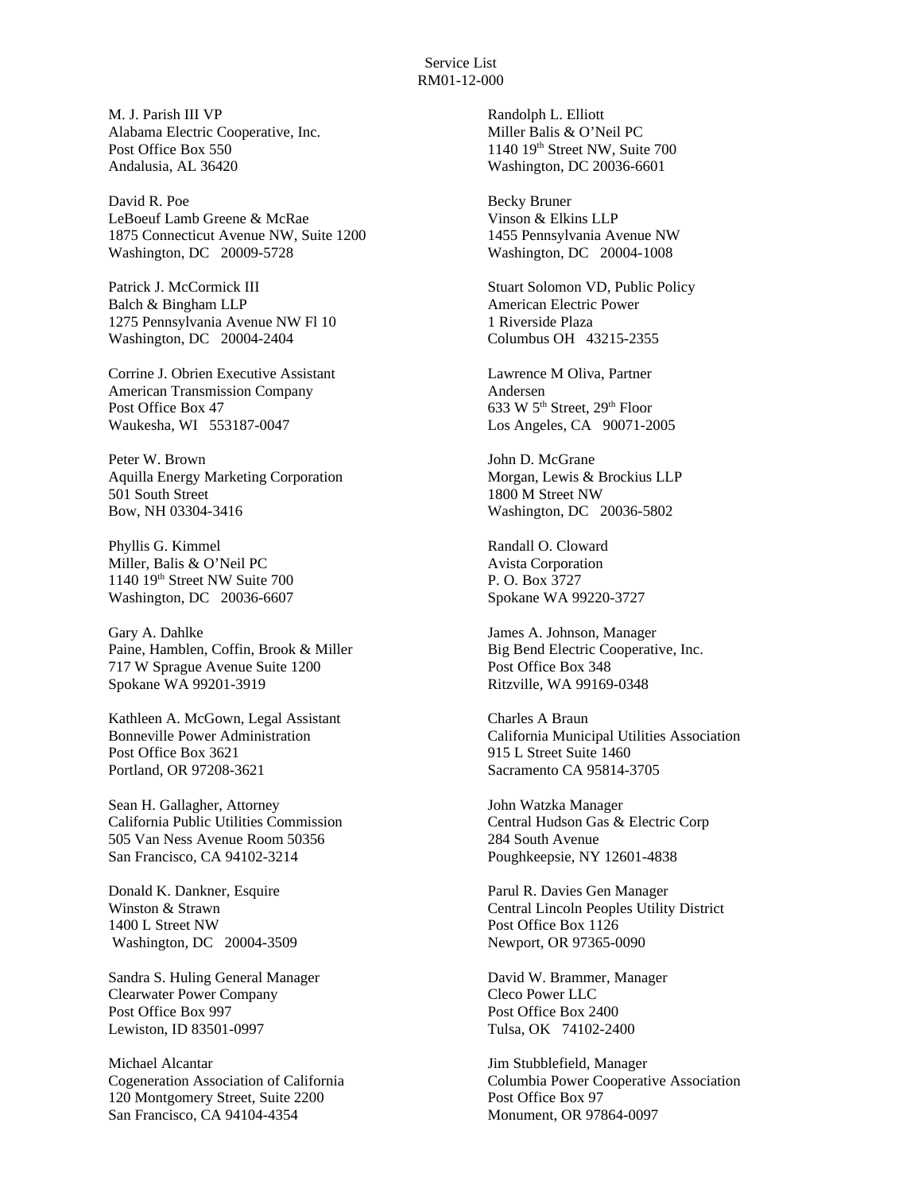Service List
RM01-12-000

M. J. Parish III VP
Alabama Electric Cooperative, Inc.
Post Office Box 550
Andalusia, AL 36420

David R. Poe
LeBoeuf Lamb Greene & McRae
1875 Connecticut Avenue NW, Suite 1200
Washington, DC 20009-5728

Patrick J. McCormick III
Balch & Bingham LLP
1275 Pennsylvania Avenue NW Fl 10
Washington, DC 20004-2404

Corrine J. Obrien Executive Assistant
American Transmission Company
Post Office Box 47
Waukesha, WI 553187-0047

Peter W. Brown
Aquilla Energy Marketing Corporation
501 South Street
Bow, NH 03304-3416

Phyllis G. Kimmel
Miller, Balis & O'Neil PC
1140 19th Street NW Suite 700
Washington, DC 20036-6607

Gary A. Dahlke
Paine, Hamblen, Coffin, Brook & Miller
717 W Sprague Avenue Suite 1200
Spokane WA 99201-3919

Kathleen A. McGown, Legal Assistant
Bonneville Power Administration
Post Office Box 3621
Portland, OR 97208-3621

Sean H. Gallagher, Attorney
California Public Utilities Commission
505 Van Ness Avenue Room 50356
San Francisco, CA 94102-3214

Donald K. Dankner, Esquire
Winston & Strawn
1400 L Street NW
Washington, DC 20004-3509

Sandra S. Huling General Manager
Clearwater Power Company
Post Office Box 997
Lewiston, ID 83501-0997

Michael Alcantar
Cogeneration Association of California
120 Montgomery Street, Suite 2200
San Francisco, CA 94104-4354

Randolph L. Elliott
Miller Balis & O'Neil PC
1140 19th Street NW, Suite 700
Washington, DC 20036-6601

Becky Bruner
Vinson & Elkins LLP
1455 Pennsylvania Avenue NW
Washington, DC 20004-1008

Stuart Solomon VD, Public Policy
American Electric Power
1 Riverside Plaza
Columbus OH 43215-2355

Lawrence M Oliva, Partner
Andersen
633 W 5th Street, 29th Floor
Los Angeles, CA 90071-2005

John D. McGrane
Morgan, Lewis & Brockius LLP
1800 M Street NW
Washington, DC 20036-5802

Randall O. Cloward
Avista Corporation
P. O. Box 3727
Spokane WA 99220-3727

James A. Johnson, Manager
Big Bend Electric Cooperative, Inc.
Post Office Box 348
Ritzville, WA 99169-0348

Charles A Braun
California Municipal Utilities Association
915 L Street Suite 1460
Sacramento CA 95814-3705

John Watzka Manager
Central Hudson Gas & Electric Corp
284 South Avenue
Poughkeepsie, NY 12601-4838

Parul R. Davies Gen Manager
Central Lincoln Peoples Utility District
Post Office Box 1126
Newport, OR 97365-0090

David W. Brammer, Manager
Cleco Power LLC
Post Office Box 2400
Tulsa, OK 74102-2400

Jim Stubblefield, Manager
Columbia Power Cooperative Association
Post Office Box 97
Monument, OR 97864-0097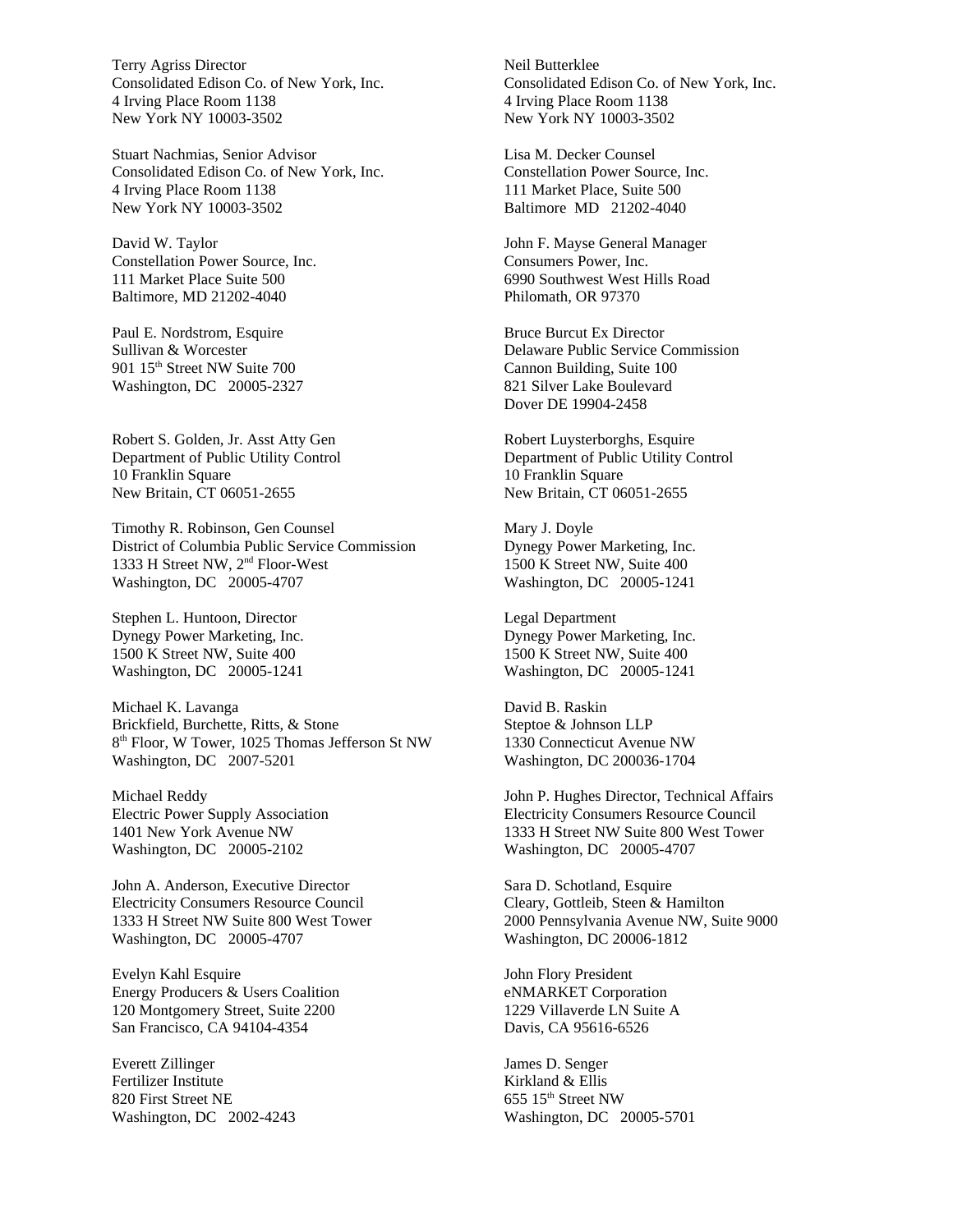Terry Agriss Director
Consolidated Edison Co. of New York, Inc.
4 Irving Place Room 1138
New York NY 10003-3502

Neil Butterklee
Consolidated Edison Co. of New York, Inc.
4 Irving Place Room 1138
New York NY 10003-3502

Stuart Nachmias, Senior Advisor
Consolidated Edison Co. of New York, Inc.
4 Irving Place Room 1138
New York NY 10003-3502

Lisa M. Decker Counsel
Constellation Power Source, Inc.
111 Market Place, Suite 500
Baltimore MD 21202-4040

David W. Taylor
Constellation Power Source, Inc.
111 Market Place Suite 500
Baltimore, MD 21202-4040

John F. Mayse General Manager
Consumers Power, Inc.
6990 Southwest West Hills Road
Philomath, OR 97370

Paul E. Nordstrom, Esquire
Sullivan & Worcester
901 15th Street NW Suite 700
Washington, DC 20005-2327

Bruce Burcut Ex Director
Delaware Public Service Commission
Cannon Building, Suite 100
821 Silver Lake Boulevard
Dover DE 19904-2458

Robert S. Golden, Jr. Asst Atty Gen
Department of Public Utility Control
10 Franklin Square
New Britain, CT 06051-2655

Robert Luysterborghs, Esquire
Department of Public Utility Control
10 Franklin Square
New Britain, CT 06051-2655

Timothy R. Robinson, Gen Counsel
District of Columbia Public Service Commission
1333 H Street NW, 2nd Floor-West
Washington, DC 20005-4707

Mary J. Doyle
Dynegy Power Marketing, Inc.
1500 K Street NW, Suite 400
Washington, DC 20005-1241

Stephen L. Huntoon, Director
Dynegy Power Marketing, Inc.
1500 K Street NW, Suite 400
Washington, DC 20005-1241

Legal Department
Dynegy Power Marketing, Inc.
1500 K Street NW, Suite 400
Washington, DC 20005-1241

Michael K. Lavanga
Brickfield, Burchette, Ritts, & Stone
8th Floor, W Tower, 1025 Thomas Jefferson St NW
Washington, DC 2007-5201

David B. Raskin
Steptoe & Johnson LLP
1330 Connecticut Avenue NW
Washington, DC 200036-1704

Michael Reddy
Electric Power Supply Association
1401 New York Avenue NW
Washington, DC 20005-2102

John P. Hughes Director, Technical Affairs
Electricity Consumers Resource Council
1333 H Street NW Suite 800 West Tower
Washington, DC 20005-4707

John A. Anderson, Executive Director
Electricity Consumers Resource Council
1333 H Street NW Suite 800 West Tower
Washington, DC 20005-4707

Sara D. Schotland, Esquire
Cleary, Gottleib, Steen & Hamilton
2000 Pennsylvania Avenue NW, Suite 9000
Washington, DC 20006-1812

Evelyn Kahl Esquire
Energy Producers & Users Coalition
120 Montgomery Street, Suite 2200
San Francisco, CA 94104-4354

John Flory President
eNMARKET Corporation
1229 Villaverde LN Suite A
Davis, CA 95616-6526

Everett Zillinger
Fertilizer Institute
820 First Street NE
Washington, DC 2002-4243

James D. Senger
Kirkland & Ellis
655 15th Street NW
Washington, DC 20005-5701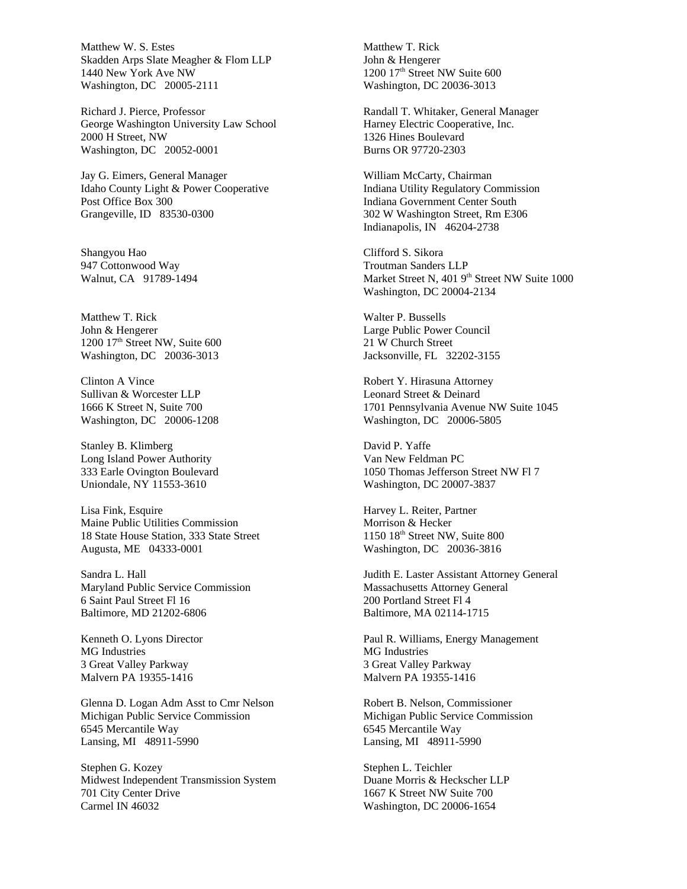Matthew W. S. Estes
Skadden Arps Slate Meagher & Flom LLP
1440 New York Ave NW
Washington, DC 20005-2111

Matthew T. Rick
John & Hengerer
1200 17th Street NW Suite 600
Washington, DC 20036-3013

Richard J. Pierce, Professor
George Washington University Law School
2000 H Street, NW
Washington, DC 20052-0001

Randall T. Whitaker, General Manager
Harney Electric Cooperative, Inc.
1326 Hines Boulevard
Burns OR 97720-2303

Jay G. Eimers, General Manager
Idaho County Light & Power Cooperative
Post Office Box 300
Grangeville, ID 83530-0300

William McCarty, Chairman
Indiana Utility Regulatory Commission
Indiana Government Center South
302 W Washington Street, Rm E306
Indianapolis, IN 46204-2738

Shangyou Hao
947 Cottonwood Way
Walnut, CA 91789-1494

Clifford S. Sikora
Troutman Sanders LLP
Market Street N, 401 9th Street NW Suite 1000
Washington, DC 20004-2134

Matthew T. Rick
John & Hengerer
1200 17th Street NW, Suite 600
Washington, DC 20036-3013

Walter P. Bussells
Large Public Power Council
21 W Church Street
Jacksonville, FL 32202-3155

Clinton A Vince
Sullivan & Worcester LLP
1666 K Street N, Suite 700
Washington, DC 20006-1208

Robert Y. Hirasuna Attorney
Leonard Street & Deinard
1701 Pennsylvania Avenue NW Suite 1045
Washington, DC 20006-5805

Stanley B. Klimberg
Long Island Power Authority
333 Earle Ovington Boulevard
Uniondale, NY 11553-3610

David P. Yaffe
Van New Feldman PC
1050 Thomas Jefferson Street NW Fl 7
Washington, DC 20007-3837

Lisa Fink, Esquire
Maine Public Utilities Commission
18 State House Station, 333 State Street
Augusta, ME 04333-0001

Harvey L. Reiter, Partner
Morrison & Hecker
1150 18th Street NW, Suite 800
Washington, DC 20036-3816

Sandra L. Hall
Maryland Public Service Commission
6 Saint Paul Street Fl 16
Baltimore, MD 21202-6806

Judith E. Laster Assistant Attorney General
Massachusetts Attorney General
200 Portland Street Fl 4
Baltimore, MA 02114-1715

Kenneth O. Lyons Director
MG Industries
3 Great Valley Parkway
Malvern PA 19355-1416

Paul R. Williams, Energy Management
MG Industries
3 Great Valley Parkway
Malvern PA 19355-1416

Glenna D. Logan Adm Asst to Cmr Nelson
Michigan Public Service Commission
6545 Mercantile Way
Lansing, MI 48911-5990

Robert B. Nelson, Commissioner
Michigan Public Service Commission
6545 Mercantile Way
Lansing, MI 48911-5990

Stephen G. Kozey
Midwest Independent Transmission System
701 City Center Drive
Carmel IN 46032

Stephen L. Teichler
Duane Morris & Heckscher LLP
1667 K Street NW Suite 700
Washington, DC 20006-1654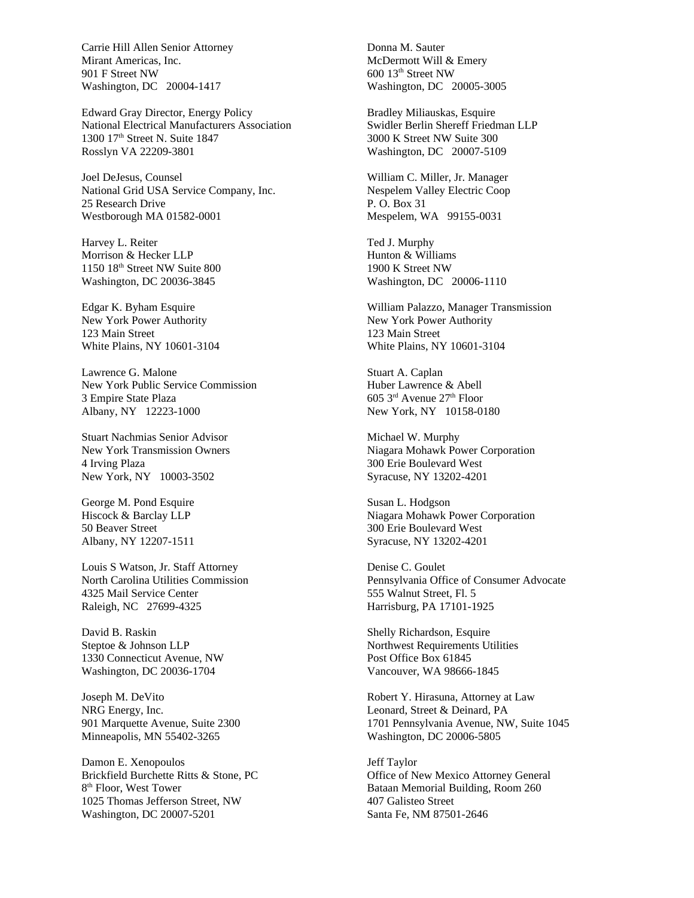Carrie Hill Allen Senior Attorney
Mirant Americas, Inc.
901 F Street NW
Washington, DC 20004-1417

Edward Gray Director, Energy Policy
National Electrical Manufacturers Association
1300 17th Street N. Suite 1847
Rosslyn VA 22209-3801

Joel DeJesus, Counsel
National Grid USA Service Company, Inc.
25 Research Drive
Westborough MA 01582-0001

Harvey L. Reiter
Morrison & Hecker LLP
1150 18th Street NW Suite 800
Washington, DC 20036-3845

Edgar K. Byham Esquire
New York Power Authority
123 Main Street
White Plains, NY 10601-3104

Lawrence G. Malone
New York Public Service Commission
3 Empire State Plaza
Albany, NY 12223-1000

Stuart Nachmias Senior Advisor
New York Transmission Owners
4 Irving Plaza
New York, NY 10003-3502

George M. Pond Esquire
Hiscock & Barclay LLP
50 Beaver Street
Albany, NY 12207-1511

Louis S Watson, Jr. Staff Attorney
North Carolina Utilities Commission
4325 Mail Service Center
Raleigh, NC 27699-4325

David B. Raskin
Steptoe & Johnson LLP
1330 Connecticut Avenue, NW
Washington, DC 20036-1704

Joseph M. DeVito
NRG Energy, Inc.
901 Marquette Avenue, Suite 2300
Minneapolis, MN 55402-3265

Damon E. Xenopoulos
Brickfield Burchette Ritts & Stone, PC
8th Floor, West Tower
1025 Thomas Jefferson Street, NW
Washington, DC 20007-5201

Donna M. Sauter
McDermott Will & Emery
600 13th Street NW
Washington, DC 20005-3005

Bradley Miliauskas, Esquire
Swidler Berlin Shereff Friedman LLP
3000 K Street NW Suite 300
Washington, DC 20007-5109

William C. Miller, Jr. Manager
Nespelem Valley Electric Coop
P. O. Box 31
Mespelem, WA 99155-0031

Ted J. Murphy
Hunton & Williams
1900 K Street NW
Washington, DC 20006-1110

William Palazzo, Manager Transmission
New York Power Authority
123 Main Street
White Plains, NY 10601-3104

Stuart A. Caplan
Huber Lawrence & Abell
605 3rd Avenue 27th Floor
New York, NY 10158-0180

Michael W. Murphy
Niagara Mohawk Power Corporation
300 Erie Boulevard West
Syracuse, NY 13202-4201

Susan L. Hodgson
Niagara Mohawk Power Corporation
300 Erie Boulevard West
Syracuse, NY 13202-4201

Denise C. Goulet
Pennsylvania Office of Consumer Advocate
555 Walnut Street, Fl. 5
Harrisburg, PA 17101-1925

Shelly Richardson, Esquire
Northwest Requirements Utilities
Post Office Box 61845
Vancouver, WA 98666-1845

Robert Y. Hirasuna, Attorney at Law
Leonard, Street & Deinard, PA
1701 Pennsylvania Avenue, NW, Suite 1045
Washington, DC 20006-5805

Jeff Taylor
Office of New Mexico Attorney General
Bataan Memorial Building, Room 260
407 Galisteo Street
Santa Fe, NM 87501-2646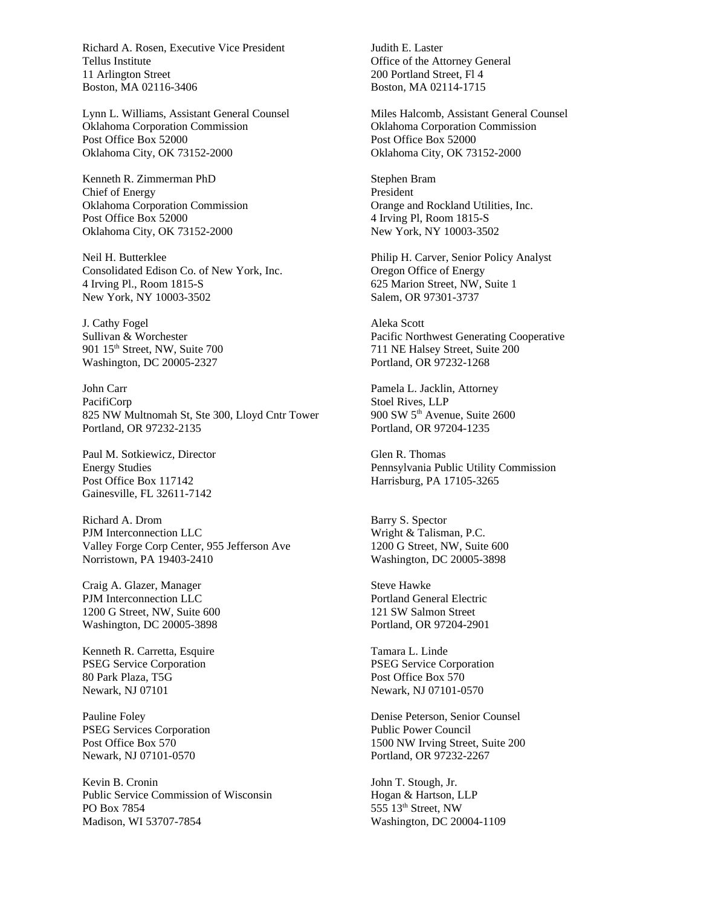Richard A. Rosen, Executive Vice President
Tellus Institute
11 Arlington Street
Boston, MA 02116-3406

Judith E. Laster
Office of the Attorney General
200 Portland Street, Fl 4
Boston, MA 02114-1715

Lynn L. Williams, Assistant General Counsel
Oklahoma Corporation Commission
Post Office Box 52000
Oklahoma City, OK 73152-2000

Miles Halcomb, Assistant General Counsel
Oklahoma Corporation Commission
Post Office Box 52000
Oklahoma City, OK 73152-2000

Kenneth R. Zimmerman PhD
Chief of Energy
Oklahoma Corporation Commission
Post Office Box 52000
Oklahoma City, OK 73152-2000

Stephen Bram
President
Orange and Rockland Utilities, Inc.
4 Irving Pl, Room 1815-S
New York, NY 10003-3502

Neil H. Butterklee
Consolidated Edison Co. of New York, Inc.
4 Irving Pl., Room 1815-S
New York, NY 10003-3502

Philip H. Carver, Senior Policy Analyst
Oregon Office of Energy
625 Marion Street, NW, Suite 1
Salem, OR 97301-3737

J. Cathy Fogel
Sullivan & Worchester
901 15th Street, NW, Suite 700
Washington, DC 20005-2327

Aleka Scott
Pacific Northwest Generating Cooperative
711 NE Halsey Street, Suite 200
Portland, OR 97232-1268

John Carr
PacifiCorp
825 NW Multnomah St, Ste 300, Lloyd Cntr Tower
Portland, OR 97232-2135

Pamela L. Jacklin, Attorney
Stoel Rives, LLP
900 SW 5th Avenue, Suite 2600
Portland, OR 97204-1235

Paul M. Sotkiewicz, Director
Energy Studies
Post Office Box 117142
Gainesville, FL 32611-7142

Glen R. Thomas
Pennsylvania Public Utility Commission
Harrisburg, PA 17105-3265

Richard A. Drom
PJM Interconnection LLC
Valley Forge Corp Center, 955 Jefferson Ave
Norristown, PA 19403-2410

Barry S. Spector
Wright & Talisman, P.C.
1200 G Street, NW, Suite 600
Washington, DC 20005-3898

Craig A. Glazer, Manager
PJM Interconnection LLC
1200 G Street, NW, Suite 600
Washington, DC 20005-3898

Steve Hawke
Portland General Electric
121 SW Salmon Street
Portland, OR 97204-2901

Kenneth R. Carretta, Esquire
PSEG Service Corporation
80 Park Plaza, T5G
Newark, NJ 07101

Tamara L. Linde
PSEG Service Corporation
Post Office Box 570
Newark, NJ 07101-0570

Pauline Foley
PSEG Services Corporation
Post Office Box 570
Newark, NJ 07101-0570

Denise Peterson, Senior Counsel
Public Power Council
1500 NW Irving Street, Suite 200
Portland, OR 97232-2267

Kevin B. Cronin
Public Service Commission of Wisconsin
PO Box 7854
Madison, WI 53707-7854

John T. Stough, Jr.
Hogan & Hartson, LLP
555 13th Street, NW
Washington, DC 20004-1109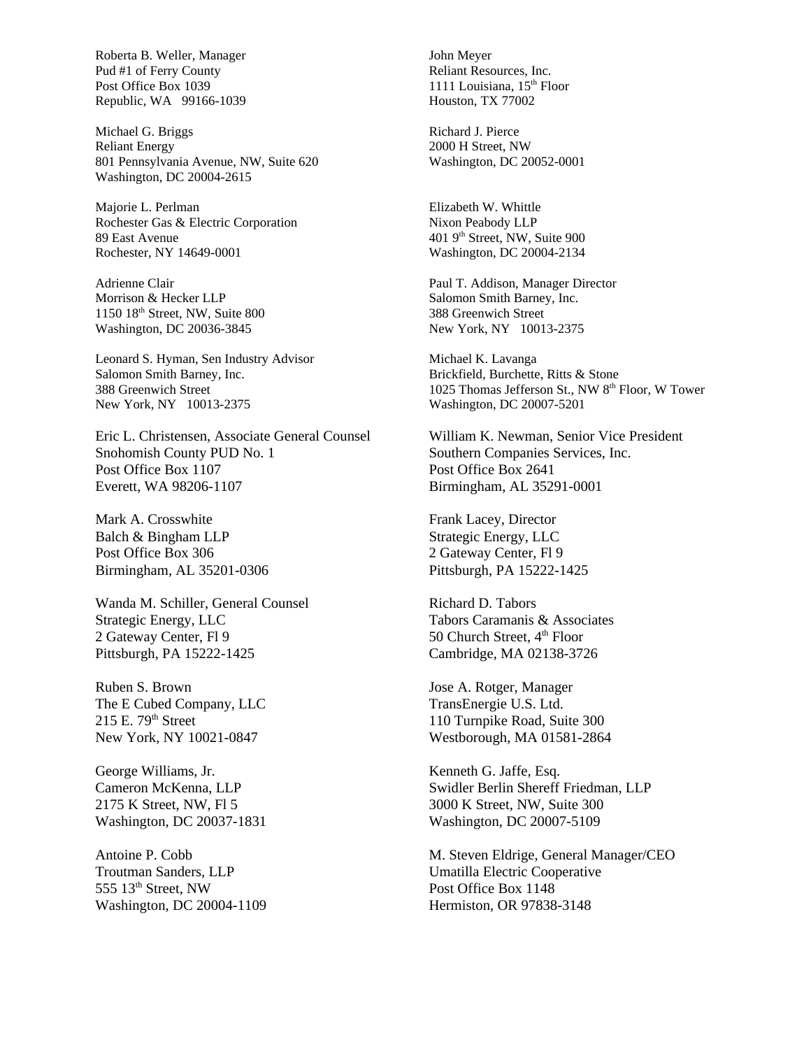Roberta B. Weller, Manager
Pud #1 of Ferry County
Post Office Box 1039
Republic, WA 99166-1039

Michael G. Briggs
Reliant Energy
801 Pennsylvania Avenue, NW, Suite 620
Washington, DC 20004-2615

Majorie L. Perlman
Rochester Gas & Electric Corporation
89 East Avenue
Rochester, NY 14649-0001

Adrienne Clair
Morrison & Hecker LLP
1150 18th Street, NW, Suite 800
Washington, DC 20036-3845

Leonard S. Hyman, Sen Industry Advisor
Salomon Smith Barney, Inc.
388 Greenwich Street
New York, NY 10013-2375

Eric L. Christensen, Associate General Counsel
Snohomish County PUD No. 1
Post Office Box 1107
Everett, WA 98206-1107

Mark A. Crosswhite
Balch & Bingham LLP
Post Office Box 306
Birmingham, AL 35201-0306

Wanda M. Schiller, General Counsel
Strategic Energy, LLC
2 Gateway Center, Fl 9
Pittsburgh, PA 15222-1425

Ruben S. Brown
The E Cubed Company, LLC
215 E. 79th Street
New York, NY 10021-0847

George Williams, Jr.
Cameron McKenna, LLP
2175 K Street, NW, Fl 5
Washington, DC 20037-1831

Antoine P. Cobb
Troutman Sanders, LLP
555 13th Street, NW
Washington, DC 20004-1109

John Meyer
Reliant Resources, Inc.
1111 Louisiana, 15th Floor
Houston, TX 77002

Richard J. Pierce
2000 H Street, NW
Washington, DC 20052-0001

Elizabeth W. Whittle
Nixon Peabody LLP
401 9th Street, NW, Suite 900
Washington, DC 20004-2134

Paul T. Addison, Manager Director
Salomon Smith Barney, Inc.
388 Greenwich Street
New York, NY 10013-2375

Michael K. Lavanga
Brickfield, Burchette, Ritts & Stone
1025 Thomas Jefferson St., NW 8th Floor, W Tower
Washington, DC 20007-5201

William K. Newman, Senior Vice President
Southern Companies Services, Inc.
Post Office Box 2641
Birmingham, AL 35291-0001

Frank Lacey, Director
Strategic Energy, LLC
2 Gateway Center, Fl 9
Pittsburgh, PA 15222-1425

Richard D. Tabors
Tabors Caramanis & Associates
50 Church Street, 4th Floor
Cambridge, MA 02138-3726

Jose A. Rotger, Manager
TransEnergie U.S. Ltd.
110 Turnpike Road, Suite 300
Westborough, MA 01581-2864

Kenneth G. Jaffe, Esq.
Swidler Berlin Shereff Friedman, LLP
3000 K Street, NW, Suite 300
Washington, DC 20007-5109

M. Steven Eldrige, General Manager/CEO
Umatilla Electric Cooperative
Post Office Box 1148
Hermiston, OR 97838-3148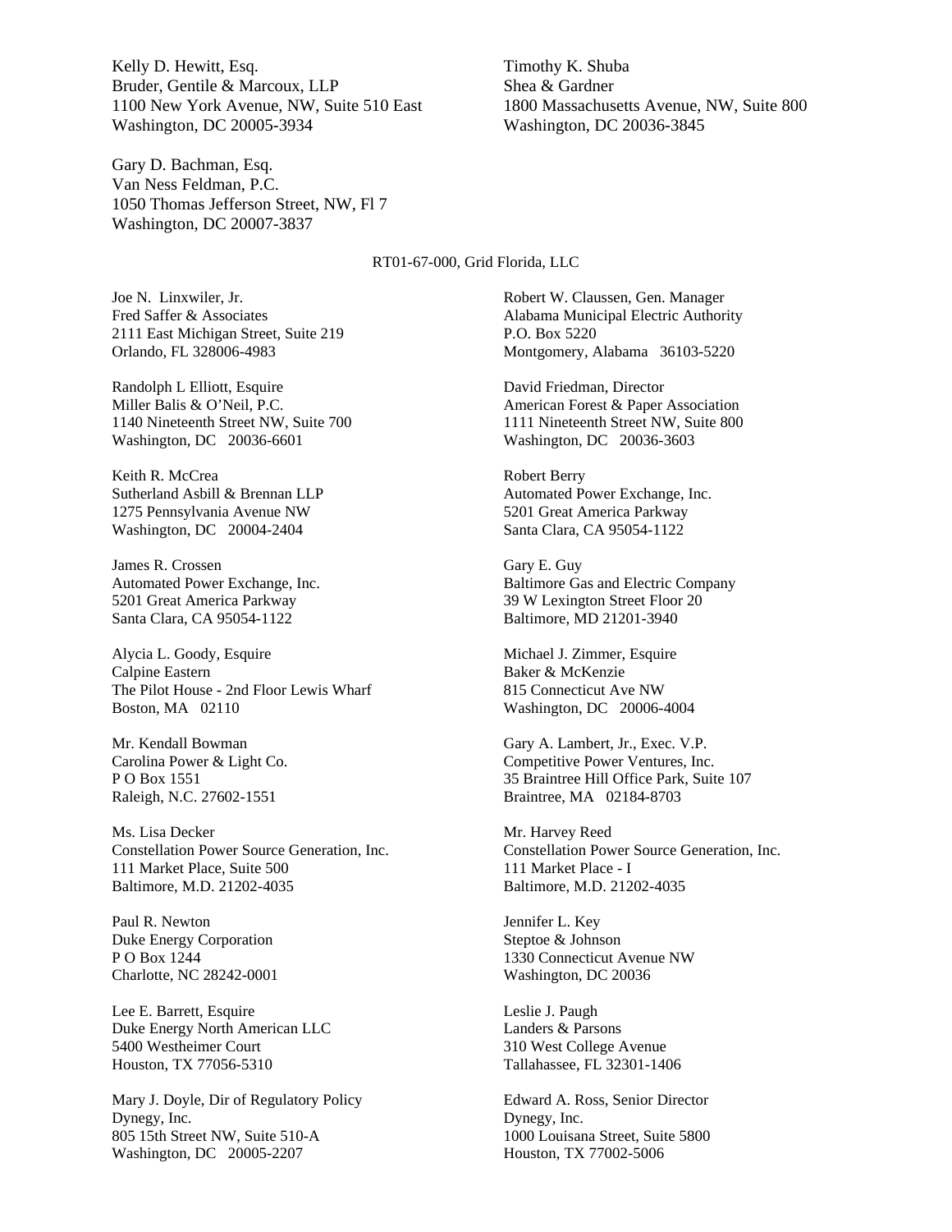Kelly D. Hewitt, Esq.
Bruder, Gentile & Marcoux, LLP
1100 New York Avenue, NW, Suite 510 East
Washington, DC 20005-3934

Timothy K. Shuba
Shea & Gardner
1800 Massachusetts Avenue, NW, Suite 800
Washington, DC 20036-3845

Gary D. Bachman, Esq.
Van Ness Feldman, P.C.
1050 Thomas Jefferson Street, NW, Fl 7
Washington, DC 20007-3837

RT01-67-000, Grid Florida, LLC

Joe N. Linxwiler, Jr.
Fred Saffer & Associates
2111 East Michigan Street, Suite 219
Orlando, FL 328006-4983

Robert W. Claussen, Gen. Manager
Alabama Municipal Electric Authority
P.O. Box 5220
Montgomery, Alabama 36103-5220

Randolph L Elliott, Esquire
Miller Balis & O'Neil, P.C.
1140 Nineteenth Street NW, Suite 700
Washington, DC 20036-6601

David Friedman, Director
American Forest & Paper Association
1111 Nineteenth Street NW, Suite 800
Washington, DC 20036-3603

Keith R. McCrea
Sutherland Asbill & Brennan LLP
1275 Pennsylvania Avenue NW
Washington, DC 20004-2404

Robert Berry
Automated Power Exchange, Inc.
5201 Great America Parkway
Santa Clara, CA 95054-1122

James R. Crossen
Automated Power Exchange, Inc.
5201 Great America Parkway
Santa Clara, CA 95054-1122

Gary E. Guy
Baltimore Gas and Electric Company
39 W Lexington Street Floor 20
Baltimore, MD 21201-3940

Alycia L. Goody, Esquire
Calpine Eastern
The Pilot House - 2nd Floor Lewis Wharf
Boston, MA 02110

Michael J. Zimmer, Esquire
Baker & McKenzie
815 Connecticut Ave NW
Washington, DC 20006-4004

Mr. Kendall Bowman
Carolina Power & Light Co.
P O Box 1551
Raleigh, N.C. 27602-1551

Gary A. Lambert, Jr., Exec. V.P.
Competitive Power Ventures, Inc.
35 Braintree Hill Office Park, Suite 107
Braintree, MA 02184-8703

Ms. Lisa Decker
Constellation Power Source Generation, Inc.
111 Market Place, Suite 500
Baltimore, M.D. 21202-4035

Mr. Harvey Reed
Constellation Power Source Generation, Inc.
111 Market Place - I
Baltimore, M.D. 21202-4035

Paul R. Newton
Duke Energy Corporation
P O Box 1244
Charlotte, NC 28242-0001

Jennifer L. Key
Steptoe & Johnson
1330 Connecticut Avenue NW
Washington, DC 20036

Lee E. Barrett, Esquire
Duke Energy North American LLC
5400 Westheimer Court
Houston, TX 77056-5310

Leslie J. Paugh
Landers & Parsons
310 West College Avenue
Tallahassee, FL 32301-1406

Mary J. Doyle, Dir of Regulatory Policy
Dynegy, Inc.
805 15th Street NW, Suite 510-A
Washington, DC 20005-2207

Edward A. Ross, Senior Director
Dynegy, Inc.
1000 Louisana Street, Suite 5800
Houston, TX 77002-5006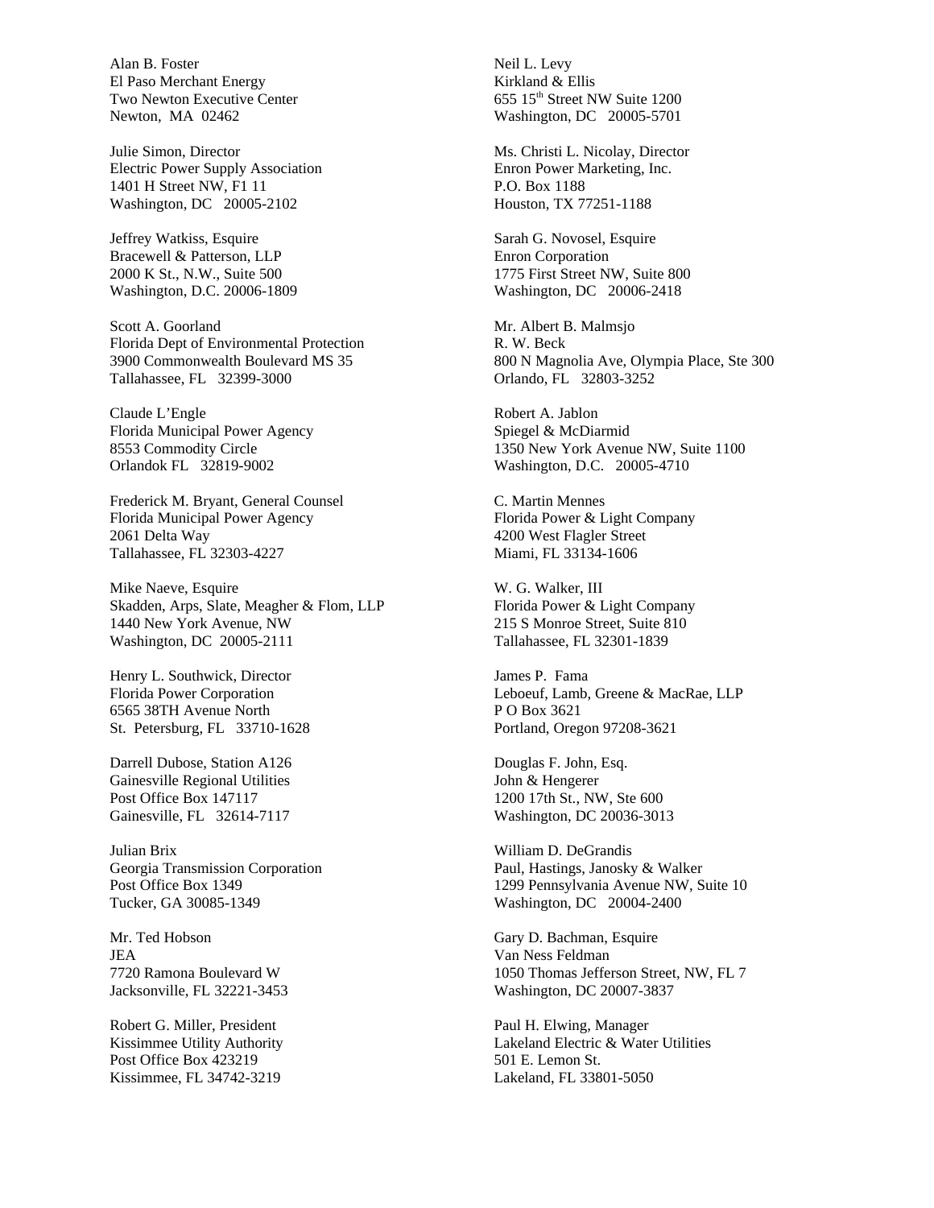Alan B. Foster
El Paso Merchant Energy
Two Newton Executive Center
Newton, MA 02462

Julie Simon, Director
Electric Power Supply Association
1401 H Street NW, F1 11
Washington, DC 20005-2102

Jeffrey Watkiss, Esquire
Bracewell & Patterson, LLP
2000 K St., N.W., Suite 500
Washington, D.C. 20006-1809

Scott A. Goorland
Florida Dept of Environmental Protection
3900 Commonwealth Boulevard MS 35
Tallahassee, FL 32399-3000

Claude L'Engle
Florida Municipal Power Agency
8553 Commodity Circle
Orlandok FL 32819-9002

Frederick M. Bryant, General Counsel
Florida Municipal Power Agency
2061 Delta Way
Tallahassee, FL 32303-4227

Mike Naeve, Esquire
Skadden, Arps, Slate, Meagher & Flom, LLP
1440 New York Avenue, NW
Washington, DC 20005-2111

Henry L. Southwick, Director
Florida Power Corporation
6565 38TH Avenue North
St. Petersburg, FL 33710-1628

Darrell Dubose, Station A126
Gainesville Regional Utilities
Post Office Box 147117
Gainesville, FL 32614-7117

Julian Brix
Georgia Transmission Corporation
Post Office Box 1349
Tucker, GA 30085-1349

Mr. Ted Hobson
JEA
7720 Ramona Boulevard W
Jacksonville, FL 32221-3453

Robert G. Miller, President
Kissimmee Utility Authority
Post Office Box 423219
Kissimmee, FL 34742-3219

Neil L. Levy
Kirkland & Ellis
655 15th Street NW Suite 1200
Washington, DC 20005-5701

Ms. Christi L. Nicolay, Director
Enron Power Marketing, Inc.
P.O. Box 1188
Houston, TX 77251-1188

Sarah G. Novosel, Esquire
Enron Corporation
1775 First Street NW, Suite 800
Washington, DC 20006-2418

Mr. Albert B. Malmsjo
R. W. Beck
800 N Magnolia Ave, Olympia Place, Ste 300
Orlando, FL 32803-3252

Robert A. Jablon
Spiegel & McDiarmid
1350 New York Avenue NW, Suite 1100
Washington, D.C. 20005-4710

C. Martin Mennes
Florida Power & Light Company
4200 West Flagler Street
Miami, FL 33134-1606

W. G. Walker, III
Florida Power & Light Company
215 S Monroe Street, Suite 810
Tallahassee, FL 32301-1839

James P. Fama
Leboeuf, Lamb, Greene & MacRae, LLP
P O Box 3621
Portland, Oregon 97208-3621

Douglas F. John, Esq.
John & Hengerer
1200 17th St., NW, Ste 600
Washington, DC 20036-3013

William D. DeGrandis
Paul, Hastings, Janosky & Walker
1299 Pennsylvania Avenue NW, Suite 10
Washington, DC 20004-2400

Gary D. Bachman, Esquire
Van Ness Feldman
1050 Thomas Jefferson Street, NW, FL 7
Washington, DC 20007-3837

Paul H. Elwing, Manager
Lakeland Electric & Water Utilities
501 E. Lemon St.
Lakeland, FL 33801-5050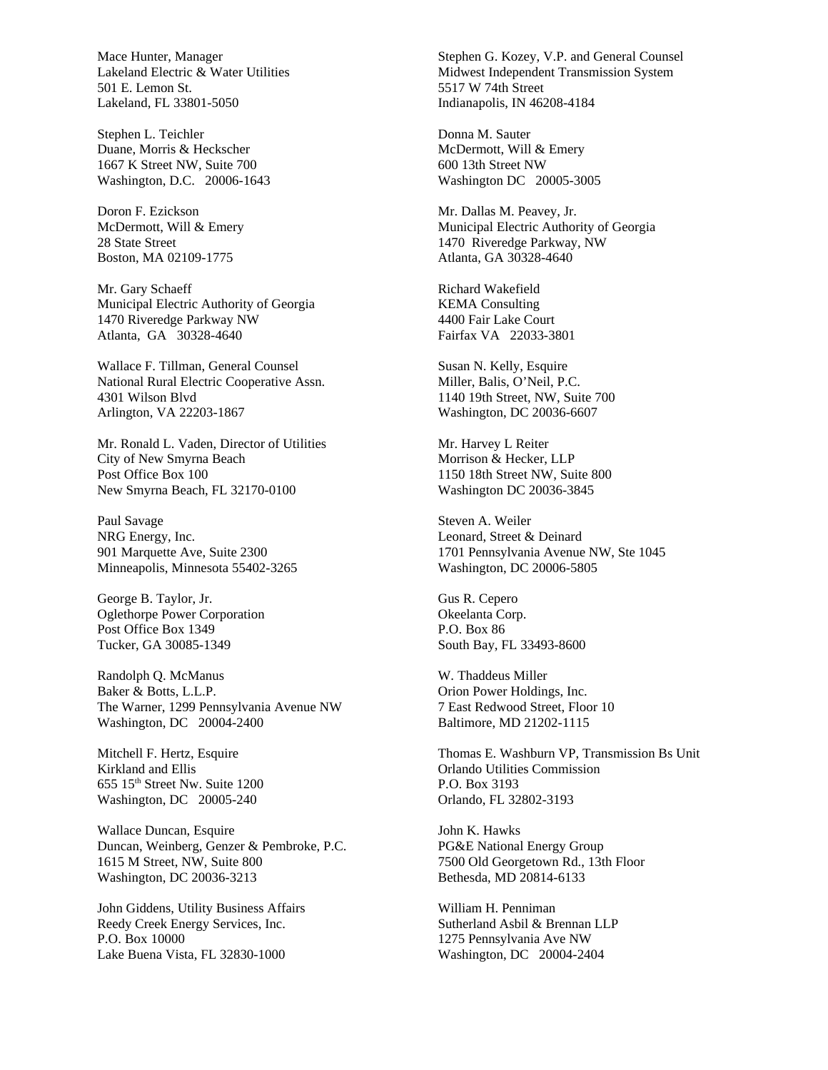Mace Hunter, Manager
Lakeland Electric & Water Utilities
501 E. Lemon St.
Lakeland, FL 33801-5050

Stephen L. Teichler
Duane, Morris & Heckscher
1667 K Street NW, Suite 700
Washington, D.C. 20006-1643

Doron F. Ezickson
McDermott, Will & Emery
28 State Street
Boston, MA 02109-1775

Mr. Gary Schaeff
Municipal Electric Authority of Georgia
1470 Riveredge Parkway NW
Atlanta, GA 30328-4640

Wallace F. Tillman, General Counsel
National Rural Electric Cooperative Assn.
4301 Wilson Blvd
Arlington, VA 22203-1867

Mr. Ronald L. Vaden, Director of Utilities
City of New Smyrna Beach
Post Office Box 100
New Smyrna Beach, FL 32170-0100

Paul Savage
NRG Energy, Inc.
901 Marquette Ave, Suite 2300
Minneapolis, Minnesota 55402-3265

George B. Taylor, Jr.
Oglethorpe Power Corporation
Post Office Box 1349
Tucker, GA 30085-1349

Randolph Q. McManus
Baker & Botts, L.L.P.
The Warner, 1299 Pennsylvania Avenue NW
Washington, DC 20004-2400

Mitchell F. Hertz, Esquire
Kirkland and Ellis
655 15th Street Nw. Suite 1200
Washington, DC 20005-240

Wallace Duncan, Esquire
Duncan, Weinberg, Genzer & Pembroke, P.C.
1615 M Street, NW, Suite 800
Washington, DC 20036-3213

John Giddens, Utility Business Affairs
Reedy Creek Energy Services, Inc.
P.O. Box 10000
Lake Buena Vista, FL 32830-1000

Stephen G. Kozey, V.P. and General Counsel
Midwest Independent Transmission System
5517 W 74th Street
Indianapolis, IN 46208-4184

Donna M. Sauter
McDermott, Will & Emery
600 13th Street NW
Washington DC 20005-3005

Mr. Dallas M. Peavey, Jr.
Municipal Electric Authority of Georgia
1470 Riveredge Parkway, NW
Atlanta, GA 30328-4640

Richard Wakefield
KEMA Consulting
4400 Fair Lake Court
Fairfax VA 22033-3801

Susan N. Kelly, Esquire
Miller, Balis, O'Neil, P.C.
1140 19th Street, NW, Suite 700
Washington, DC 20036-6607

Mr. Harvey L Reiter
Morrison & Hecker, LLP
1150 18th Street NW, Suite 800
Washington DC 20036-3845

Steven A. Weiler
Leonard, Street & Deinard
1701 Pennsylvania Avenue NW, Ste 1045
Washington, DC 20006-5805

Gus R. Cepero
Okeelanta Corp.
P.O. Box 86
South Bay, FL 33493-8600

W. Thaddeus Miller
Orion Power Holdings, Inc.
7 East Redwood Street, Floor 10
Baltimore, MD 21202-1115

Thomas E. Washburn VP, Transmission Bs Unit
Orlando Utilities Commission
P.O. Box 3193
Orlando, FL 32802-3193

John K. Hawks
PG&E National Energy Group
7500 Old Georgetown Rd., 13th Floor
Bethesda, MD 20814-6133

William H. Penniman
Sutherland Asbil & Brennan LLP
1275 Pennsylvania Ave NW
Washington, DC 20004-2404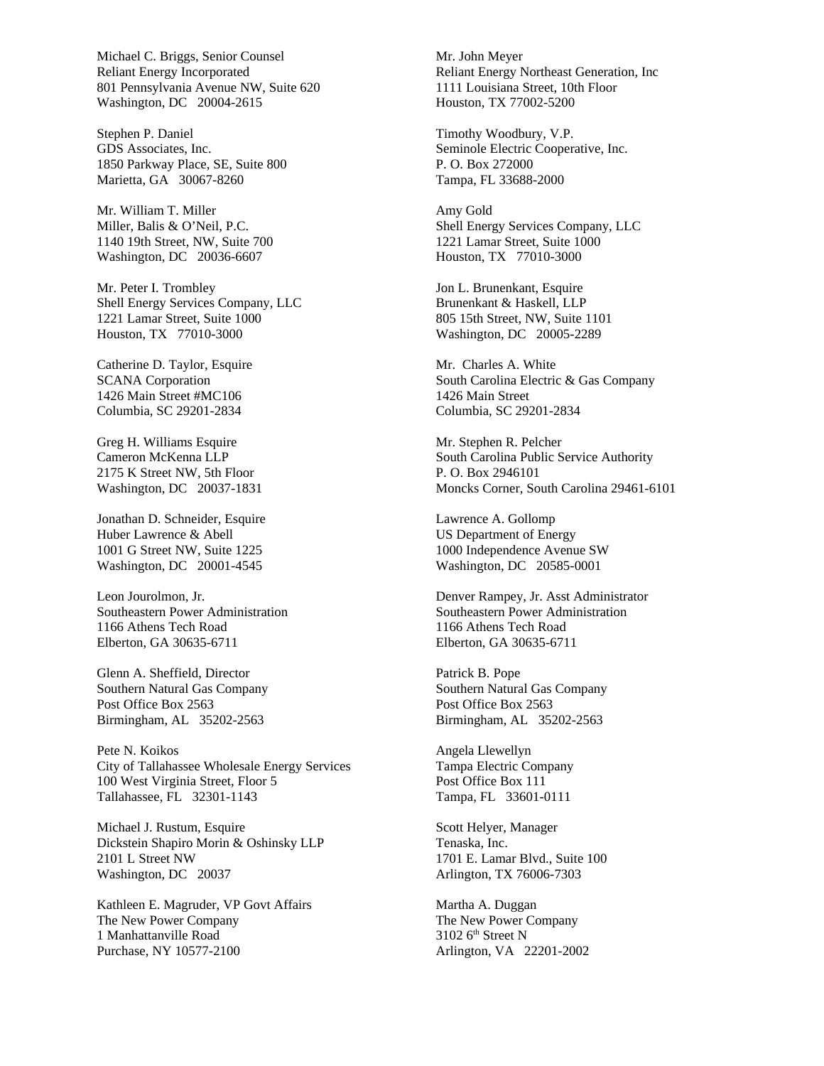Michael C. Briggs, Senior Counsel
Reliant Energy Incorporated
801 Pennsylvania Avenue NW, Suite 620
Washington, DC 20004-2615

Stephen P. Daniel
GDS Associates, Inc.
1850 Parkway Place, SE, Suite 800
Marietta, GA 30067-8260

Mr. William T. Miller
Miller, Balis & O'Neil, P.C.
1140 19th Street, NW, Suite 700
Washington, DC 20036-6607

Mr. Peter I. Trombley
Shell Energy Services Company, LLC
1221 Lamar Street, Suite 1000
Houston, TX 77010-3000

Catherine D. Taylor, Esquire
SCANA Corporation
1426 Main Street #MC106
Columbia, SC 29201-2834

Greg H. Williams Esquire
Cameron McKenna LLP
2175 K Street NW, 5th Floor
Washington, DC 20037-1831

Jonathan D. Schneider, Esquire
Huber Lawrence & Abell
1001 G Street NW, Suite 1225
Washington, DC 20001-4545

Leon Jourolmon, Jr.
Southeastern Power Administration
1166 Athens Tech Road
Elberton, GA 30635-6711

Glenn A. Sheffield, Director
Southern Natural Gas Company
Post Office Box 2563
Birmingham, AL 35202-2563

Pete N. Koikos
City of Tallahassee Wholesale Energy Services
100 West Virginia Street, Floor 5
Tallahassee, FL 32301-1143

Michael J. Rustum, Esquire
Dickstein Shapiro Morin & Oshinsky LLP
2101 L Street NW
Washington, DC 20037

Kathleen E. Magruder, VP Govt Affairs
The New Power Company
1 Manhattanville Road
Purchase, NY 10577-2100

Mr. John Meyer
Reliant Energy Northeast Generation, Inc
1111 Louisiana Street, 10th Floor
Houston, TX 77002-5200

Timothy Woodbury, V.P.
Seminole Electric Cooperative, Inc.
P. O. Box 272000
Tampa, FL 33688-2000

Amy Gold
Shell Energy Services Company, LLC
1221 Lamar Street, Suite 1000
Houston, TX 77010-3000

Jon L. Brunenkant, Esquire
Brunenkant & Haskell, LLP
805 15th Street, NW, Suite 1101
Washington, DC 20005-2289

Mr. Charles A. White
South Carolina Electric & Gas Company
1426 Main Street
Columbia, SC 29201-2834

Mr. Stephen R. Pelcher
South Carolina Public Service Authority
P. O. Box 2946101
Moncks Corner, South Carolina 29461-6101

Lawrence A. Gollomp
US Department of Energy
1000 Independence Avenue SW
Washington, DC 20585-0001

Denver Rampey, Jr. Asst Administrator
Southeastern Power Administration
1166 Athens Tech Road
Elberton, GA 30635-6711

Patrick B. Pope
Southern Natural Gas Company
Post Office Box 2563
Birmingham, AL 35202-2563

Angela Llewellyn
Tampa Electric Company
Post Office Box 111
Tampa, FL 33601-0111

Scott Helyer, Manager
Tenaska, Inc.
1701 E. Lamar Blvd., Suite 100
Arlington, TX 76006-7303

Martha A. Duggan
The New Power Company
3102 6th Street N
Arlington, VA 22201-2002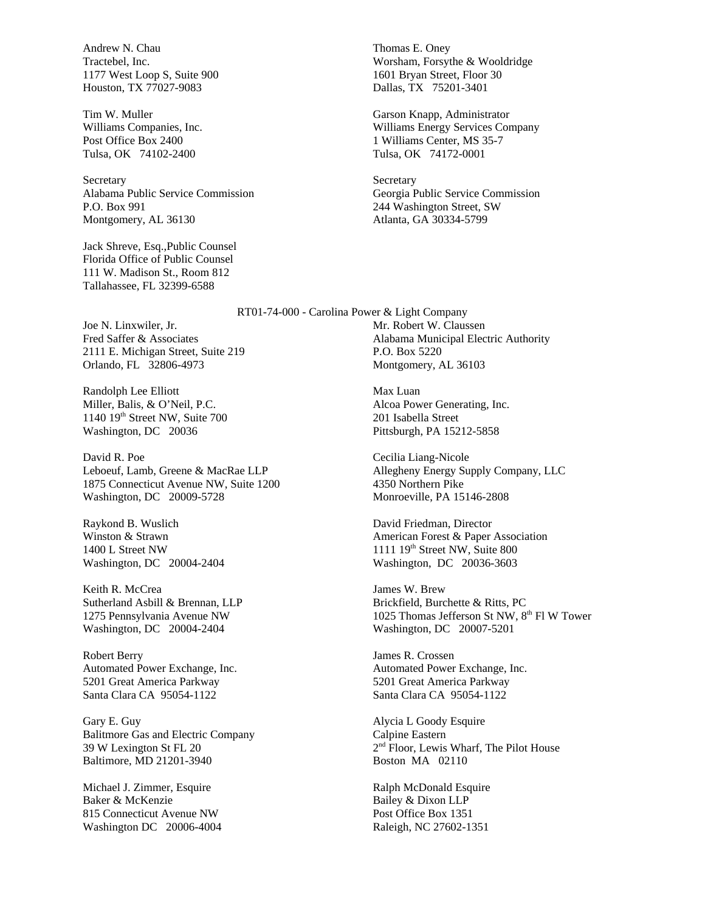Andrew N. Chau
Tractebel, Inc.
1177 West Loop S, Suite 900
Houston, TX 77027-9083

Thomas E. Oney
Worsham, Forsythe & Wooldridge
1601 Bryan Street, Floor 30
Dallas, TX 75201-3401

Tim W. Muller
Williams Companies, Inc.
Post Office Box 2400
Tulsa, OK 74102-2400

Garson Knapp, Administrator
Williams Energy Services Company
1 Williams Center, MS 35-7
Tulsa, OK 74172-0001

Secretary
Alabama Public Service Commission
P.O. Box 991
Montgomery, AL 36130

Secretary
Georgia Public Service Commission
244 Washington Street, SW
Atlanta, GA 30334-5799

Jack Shreve, Esq.,Public Counsel
Florida Office of Public Counsel
111 W. Madison St., Room 812
Tallahassee, FL 32399-6588

RT01-74-000 - Carolina Power & Light Company

Joe N. Linxwiler, Jr.
Fred Saffer & Associates
2111 E. Michigan Street, Suite 219
Orlando, FL 32806-4973

Mr. Robert W. Claussen
Alabama Municipal Electric Authority
P.O. Box 5220
Montgomery, AL 36103

Randolph Lee Elliott
Miller, Balis, & O'Neil, P.C.
1140 19th Street NW, Suite 700
Washington, DC 20036

Max Luan
Alcoa Power Generating, Inc.
201 Isabella Street
Pittsburgh, PA 15212-5858

David R. Poe
Leboeuf, Lamb, Greene & MacRae LLP
1875 Connecticut Avenue NW, Suite 1200
Washington, DC 20009-5728

Cecilia Liang-Nicole
Allegheny Energy Supply Company, LLC
4350 Northern Pike
Monroeville, PA 15146-2808

Raykond B. Wuslich
Winston & Strawn
1400 L Street NW
Washington, DC 20004-2404

David Friedman, Director
American Forest & Paper Association
1111 19th Street NW, Suite 800
Washington, DC 20036-3603

Keith R. McCrea
Sutherland Asbill & Brennan, LLP
1275 Pennsylvania Avenue NW
Washington, DC 20004-2404

James W. Brew
Brickfield, Burchette & Ritts, PC
1025 Thomas Jefferson St NW, 8th Fl W Tower
Washington, DC 20007-5201

Robert Berry
Automated Power Exchange, Inc.
5201 Great America Parkway
Santa Clara CA 95054-1122

James R. Crossen
Automated Power Exchange, Inc.
5201 Great America Parkway
Santa Clara CA 95054-1122

Gary E. Guy
Balitmore Gas and Electric Company
39 W Lexington St FL 20
Baltimore, MD 21201-3940

Alycia L Goody Esquire
Calpine Eastern
2nd Floor, Lewis Wharf, The Pilot House
Boston MA 02110

Michael J. Zimmer, Esquire
Baker & McKenzie
815 Connecticut Avenue NW
Washington DC 20006-4004

Ralph McDonald Esquire
Bailey & Dixon LLP
Post Office Box 1351
Raleigh, NC 27602-1351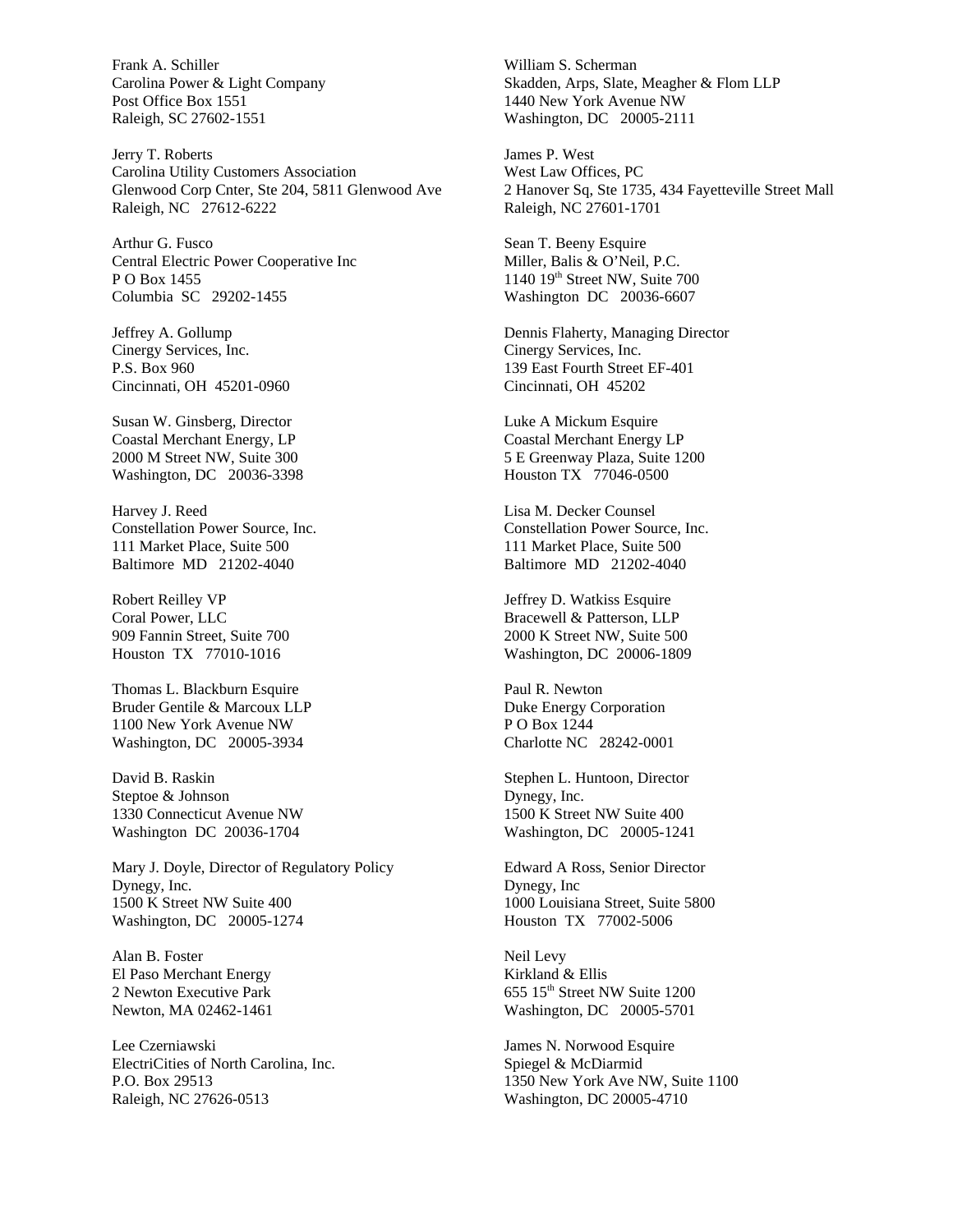Frank A. Schiller
Carolina Power & Light Company
Post Office Box 1551
Raleigh, SC 27602-1551

Jerry T. Roberts
Carolina Utility Customers Association
Glenwood Corp Cnter, Ste 204, 5811 Glenwood Ave
Raleigh, NC 27612-6222

Arthur G. Fusco
Central Electric Power Cooperative Inc
P O Box 1455
Columbia SC 29202-1455

Jeffrey A. Gollump
Cinergy Services, Inc.
P.S. Box 960
Cincinnati, OH 45201-0960

Susan W. Ginsberg, Director
Coastal Merchant Energy, LP
2000 M Street NW, Suite 300
Washington, DC 20036-3398

Harvey J. Reed
Constellation Power Source, Inc.
111 Market Place, Suite 500
Baltimore MD 21202-4040

Robert Reilley VP
Coral Power, LLC
909 Fannin Street, Suite 700
Houston TX 77010-1016

Thomas L. Blackburn Esquire
Bruder Gentile & Marcoux LLP
1100 New York Avenue NW
Washington, DC 20005-3934

David B. Raskin
Steptoe & Johnson
1330 Connecticut Avenue NW
Washington DC 20036-1704

Mary J. Doyle, Director of Regulatory Policy
Dynegy, Inc.
1500 K Street NW Suite 400
Washington, DC 20005-1274

Alan B. Foster
El Paso Merchant Energy
2 Newton Executive Park
Newton, MA 02462-1461

Lee Czerniawski
ElectriCities of North Carolina, Inc.
P.O. Box 29513
Raleigh, NC 27626-0513

William S. Scherman
Skadden, Arps, Slate, Meagher & Flom LLP
1440 New York Avenue NW
Washington, DC 20005-2111

James P. West
West Law Offices, PC
2 Hanover Sq, Ste 1735, 434 Fayetteville Street Mall
Raleigh, NC 27601-1701

Sean T. Beeny Esquire
Miller, Balis & O'Neil, P.C.
1140 19th Street NW, Suite 700
Washington DC 20036-6607

Dennis Flaherty, Managing Director
Cinergy Services, Inc.
139 East Fourth Street EF-401
Cincinnati, OH 45202

Luke A Mickum Esquire
Coastal Merchant Energy LP
5 E Greenway Plaza, Suite 1200
Houston TX 77046-0500

Lisa M. Decker Counsel
Constellation Power Source, Inc.
111 Market Place, Suite 500
Baltimore MD 21202-4040

Jeffrey D. Watkiss Esquire
Bracewell & Patterson, LLP
2000 K Street NW, Suite 500
Washington, DC 20006-1809

Paul R. Newton
Duke Energy Corporation
P O Box 1244
Charlotte NC 28242-0001

Stephen L. Huntoon, Director
Dynegy, Inc.
1500 K Street NW Suite 400
Washington, DC 20005-1241

Edward A Ross, Senior Director
Dynegy, Inc
1000 Louisiana Street, Suite 5800
Houston TX 77002-5006

Neil Levy
Kirkland & Ellis
655 15th Street NW Suite 1200
Washington, DC 20005-5701

James N. Norwood Esquire
Spiegel & McDiarmid
1350 New York Ave NW, Suite 1100
Washington, DC 20005-4710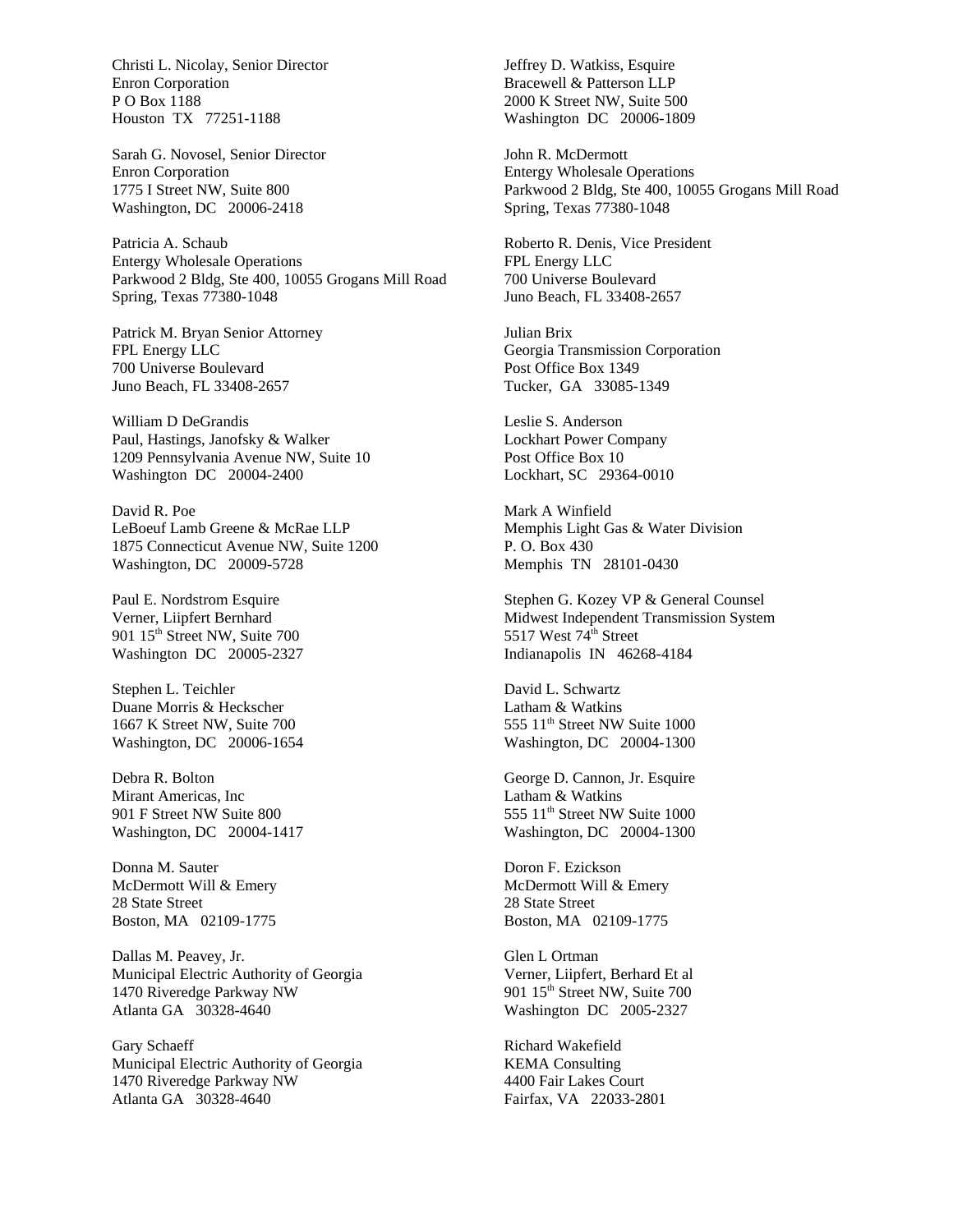Christi L. Nicolay, Senior Director
Enron Corporation
P O Box 1188
Houston TX 77251-1188

Sarah G. Novosel, Senior Director
Enron Corporation
1775 I Street NW, Suite 800
Washington, DC 20006-2418

Patricia A. Schaub
Entergy Wholesale Operations
Parkwood 2 Bldg, Ste 400, 10055 Grogans Mill Road
Spring, Texas 77380-1048

Patrick M. Bryan Senior Attorney
FPL Energy LLC
700 Universe Boulevard
Juno Beach, FL 33408-2657

William D DeGrandis
Paul, Hastings, Janofsky & Walker
1209 Pennsylvania Avenue NW, Suite 10
Washington DC 20004-2400

David R. Poe
LeBoeuf Lamb Greene & McRae LLP
1875 Connecticut Avenue NW, Suite 1200
Washington, DC 20009-5728

Paul E. Nordstrom Esquire
Verner, Liipfert Bernhard
901 15th Street NW, Suite 700
Washington DC 20005-2327

Stephen L. Teichler
Duane Morris & Heckscher
1667 K Street NW, Suite 700
Washington, DC 20006-1654

Debra R. Bolton
Mirant Americas, Inc
901 F Street NW Suite 800
Washington, DC 20004-1417

Donna M. Sauter
McDermott Will & Emery
28 State Street
Boston, MA 02109-1775

Dallas M. Peavey, Jr.
Municipal Electric Authority of Georgia
1470 Riveredge Parkway NW
Atlanta GA 30328-4640

Gary Schaeff
Municipal Electric Authority of Georgia
1470 Riveredge Parkway NW
Atlanta GA 30328-4640

Jeffrey D. Watkiss, Esquire
Bracewell & Patterson LLP
2000 K Street NW, Suite 500
Washington DC 20006-1809

John R. McDermott
Entergy Wholesale Operations
Parkwood 2 Bldg, Ste 400, 10055 Grogans Mill Road
Spring, Texas 77380-1048

Roberto R. Denis, Vice President
FPL Energy LLC
700 Universe Boulevard
Juno Beach, FL 33408-2657

Julian Brix
Georgia Transmission Corporation
Post Office Box 1349
Tucker, GA 33085-1349

Leslie S. Anderson
Lockhart Power Company
Post Office Box 10
Lockhart, SC 29364-0010

Mark A Winfield
Memphis Light Gas & Water Division
P. O. Box 430
Memphis TN 28101-0430

Stephen G. Kozey VP & General Counsel
Midwest Independent Transmission System
5517 West 74th Street
Indianapolis IN 46268-4184

David L. Schwartz
Latham & Watkins
555 11th Street NW Suite 1000
Washington, DC 20004-1300

George D. Cannon, Jr. Esquire
Latham & Watkins
555 11th Street NW Suite 1000
Washington, DC 20004-1300

Doron F. Ezickson
McDermott Will & Emery
28 State Street
Boston, MA 02109-1775

Glen L Ortman
Verner, Liipfert, Berhard Et al
901 15th Street NW, Suite 700
Washington DC 2005-2327

Richard Wakefield
KEMA Consulting
4400 Fair Lakes Court
Fairfax, VA 22033-2801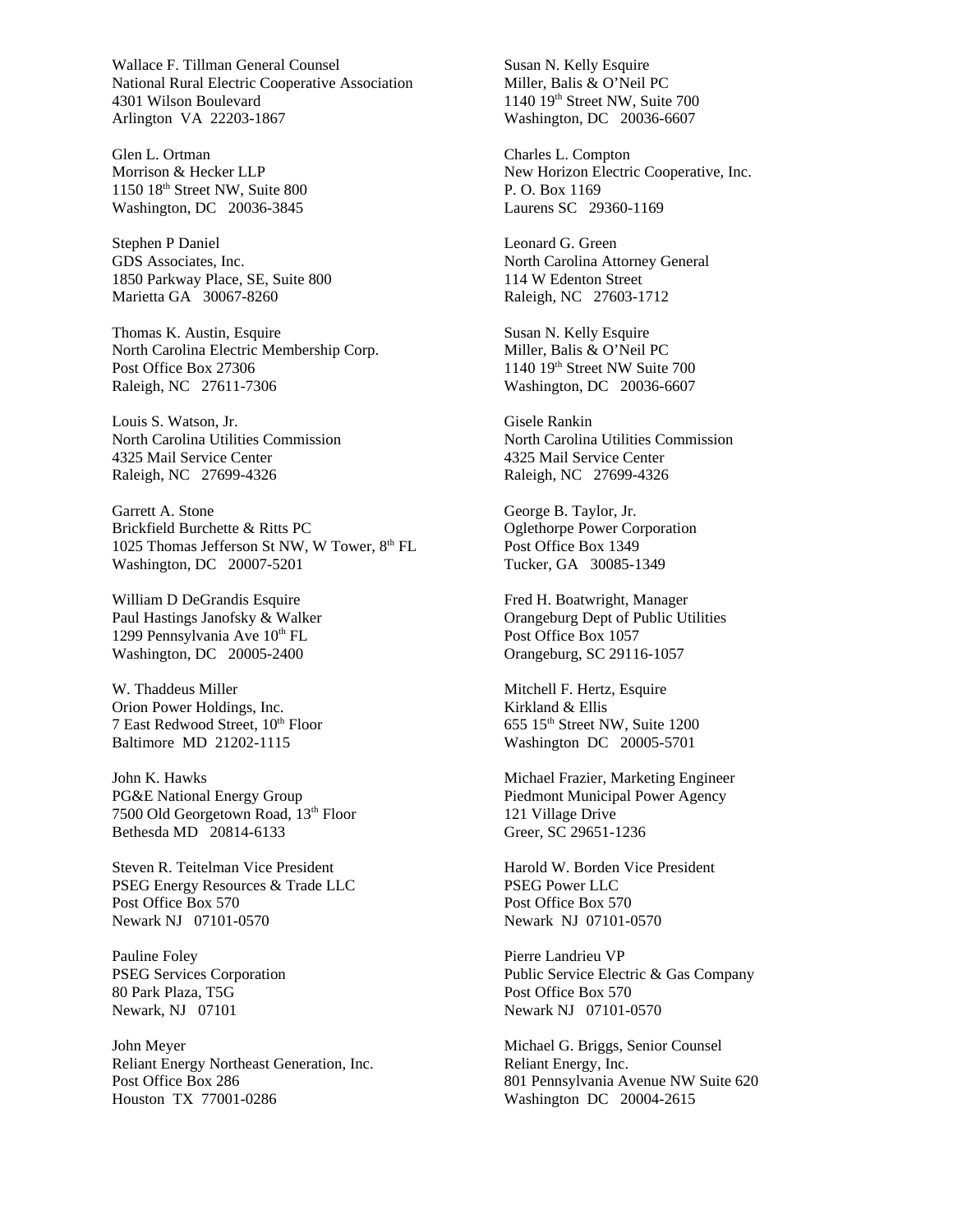Wallace F. Tillman General Counsel
National Rural Electric Cooperative Association
4301 Wilson Boulevard
Arlington VA 22203-1867

Susan N. Kelly Esquire
Miller, Balis & O'Neil PC
1140 19th Street NW, Suite 700
Washington, DC 20036-6607

Glen L. Ortman
Morrison & Hecker LLP
1150 18th Street NW, Suite 800
Washington, DC 20036-3845

Charles L. Compton
New Horizon Electric Cooperative, Inc.
P. O. Box 1169
Laurens SC 29360-1169

Stephen P Daniel
GDS Associates, Inc.
1850 Parkway Place, SE, Suite 800
Marietta GA 30067-8260

Leonard G. Green
North Carolina Attorney General
114 W Edenton Street
Raleigh, NC 27603-1712

Thomas K. Austin, Esquire
North Carolina Electric Membership Corp.
Post Office Box 27306
Raleigh, NC 27611-7306

Susan N. Kelly Esquire
Miller, Balis & O'Neil PC
1140 19th Street NW Suite 700
Washington, DC 20036-6607

Louis S. Watson, Jr.
North Carolina Utilities Commission
4325 Mail Service Center
Raleigh, NC 27699-4326

Gisele Rankin
North Carolina Utilities Commission
4325 Mail Service Center
Raleigh, NC 27699-4326

Garrett A. Stone
Brickfield Burchette & Ritts PC
1025 Thomas Jefferson St NW, W Tower, 8th FL
Washington, DC 20007-5201

George B. Taylor, Jr.
Oglethorpe Power Corporation
Post Office Box 1349
Tucker, GA 30085-1349

William D DeGrandis Esquire
Paul Hastings Janofsky & Walker
1299 Pennsylvania Ave 10th FL
Washington, DC 20005-2400

Fred H. Boatwright, Manager
Orangeburg Dept of Public Utilities
Post Office Box 1057
Orangeburg, SC 29116-1057

W. Thaddeus Miller
Orion Power Holdings, Inc.
7 East Redwood Street, 10th Floor
Baltimore MD 21202-1115

Mitchell F. Hertz, Esquire
Kirkland & Ellis
655 15th Street NW, Suite 1200
Washington DC 20005-5701

John K. Hawks
PG&E National Energy Group
7500 Old Georgetown Road, 13th Floor
Bethesda MD 20814-6133

Michael Frazier, Marketing Engineer
Piedmont Municipal Power Agency
121 Village Drive
Greer, SC 29651-1236

Steven R. Teitelman Vice President
PSEG Energy Resources & Trade LLC
Post Office Box 570
Newark NJ 07101-0570

Harold W. Borden Vice President
PSEG Power LLC
Post Office Box 570
Newark NJ 07101-0570

Pauline Foley
PSEG Services Corporation
80 Park Plaza, T5G
Newark, NJ 07101

Pierre Landrieu VP
Public Service Electric & Gas Company
Post Office Box 570
Newark NJ 07101-0570

John Meyer
Reliant Energy Northeast Generation, Inc.
Post Office Box 286
Houston TX 77001-0286

Michael G. Briggs, Senior Counsel
Reliant Energy, Inc.
801 Pennsylvania Avenue NW Suite 620
Washington DC 20004-2615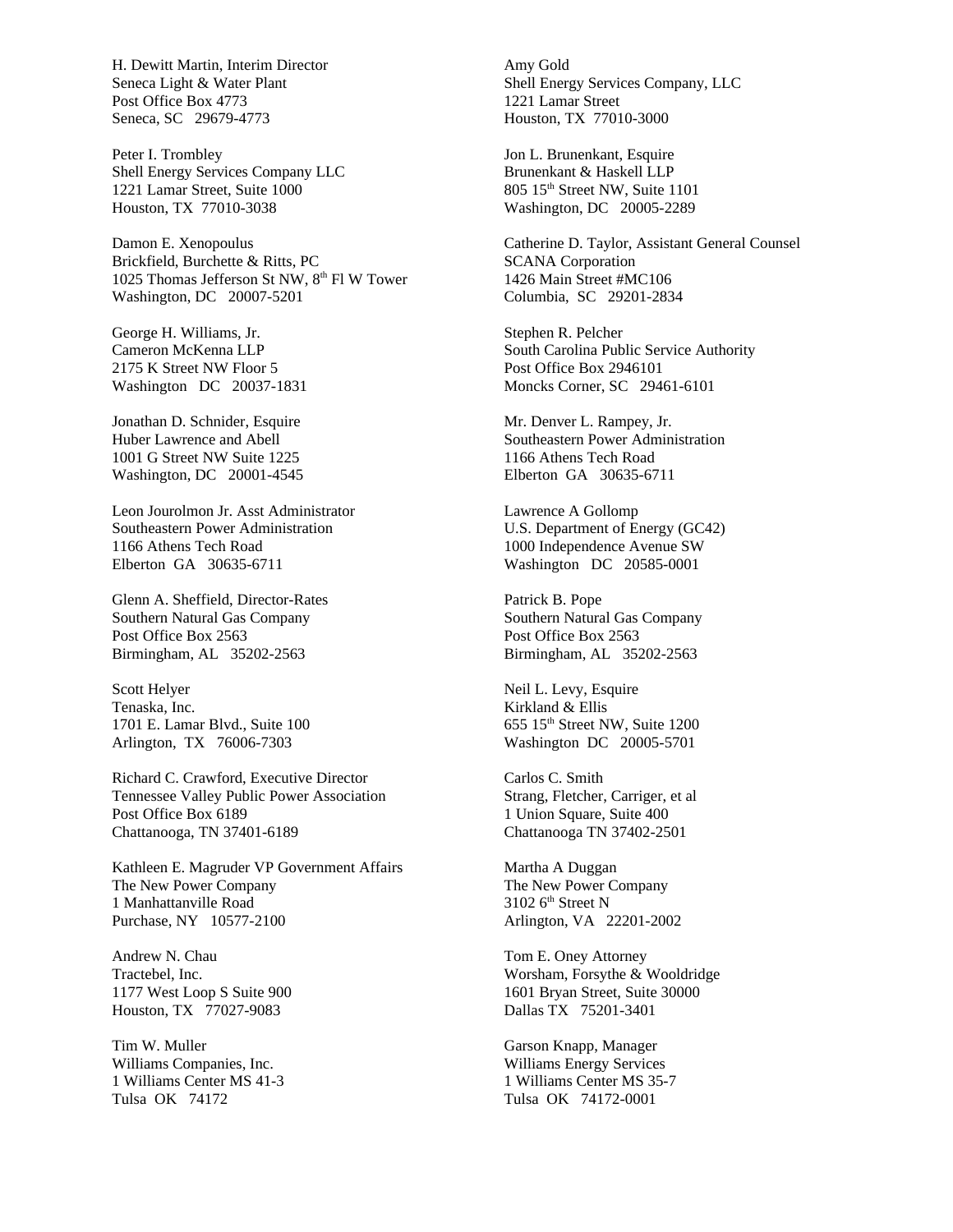H. Dewitt Martin, Interim Director
Seneca Light & Water Plant
Post Office Box 4773
Seneca, SC 29679-4773

Amy Gold
Shell Energy Services Company, LLC
1221 Lamar Street
Houston, TX 77010-3000

Peter I. Trombley
Shell Energy Services Company LLC
1221 Lamar Street, Suite 1000
Houston, TX 77010-3038

Jon L. Brunenkant, Esquire
Brunenkant & Haskell LLP
805 15th Street NW, Suite 1101
Washington, DC 20005-2289

Damon E. Xenopoulus
Brickfield, Burchette & Ritts, PC
1025 Thomas Jefferson St NW, 8th Fl W Tower
Washington, DC 20007-5201

Catherine D. Taylor, Assistant General Counsel
SCANA Corporation
1426 Main Street #MC106
Columbia, SC 29201-2834

George H. Williams, Jr.
Cameron McKenna LLP
2175 K Street NW Floor 5
Washington DC 20037-1831

Stephen R. Pelcher
South Carolina Public Service Authority
Post Office Box 2946101
Moncks Corner, SC 29461-6101

Jonathan D. Schnider, Esquire
Huber Lawrence and Abell
1001 G Street NW Suite 1225
Washington, DC 20001-4545

Mr. Denver L. Rampey, Jr.
Southeastern Power Administration
1166 Athens Tech Road
Elberton GA 30635-6711

Leon Jourolmon Jr. Asst Administrator
Southeastern Power Administration
1166 Athens Tech Road
Elberton GA 30635-6711

Lawrence A Gollomp
U.S. Department of Energy (GC42)
1000 Independence Avenue SW
Washington DC 20585-0001

Glenn A. Sheffield, Director-Rates
Southern Natural Gas Company
Post Office Box 2563
Birmingham, AL 35202-2563

Patrick B. Pope
Southern Natural Gas Company
Post Office Box 2563
Birmingham, AL 35202-2563

Scott Helyer
Tenaska, Inc.
1701 E. Lamar Blvd., Suite 100
Arlington, TX 76006-7303

Neil L. Levy, Esquire
Kirkland & Ellis
655 15th Street NW, Suite 1200
Washington DC 20005-5701

Richard C. Crawford, Executive Director
Tennessee Valley Public Power Association
Post Office Box 6189
Chattanooga, TN 37401-6189

Carlos C. Smith
Strang, Fletcher, Carriger, et al
1 Union Square, Suite 400
Chattanooga TN 37402-2501

Kathleen E. Magruder VP Government Affairs
The New Power Company
1 Manhattanville Road
Purchase, NY 10577-2100

Martha A Duggan
The New Power Company
3102 6th Street N
Arlington, VA 22201-2002

Andrew N. Chau
Tractebel, Inc.
1177 West Loop S Suite 900
Houston, TX 77027-9083

Tom E. Oney Attorney
Worsham, Forsythe & Wooldridge
1601 Bryan Street, Suite 30000
Dallas TX 75201-3401

Tim W. Muller
Williams Companies, Inc.
1 Williams Center MS 41-3
Tulsa OK 74172

Garson Knapp, Manager
Williams Energy Services
1 Williams Center MS 35-7
Tulsa OK 74172-0001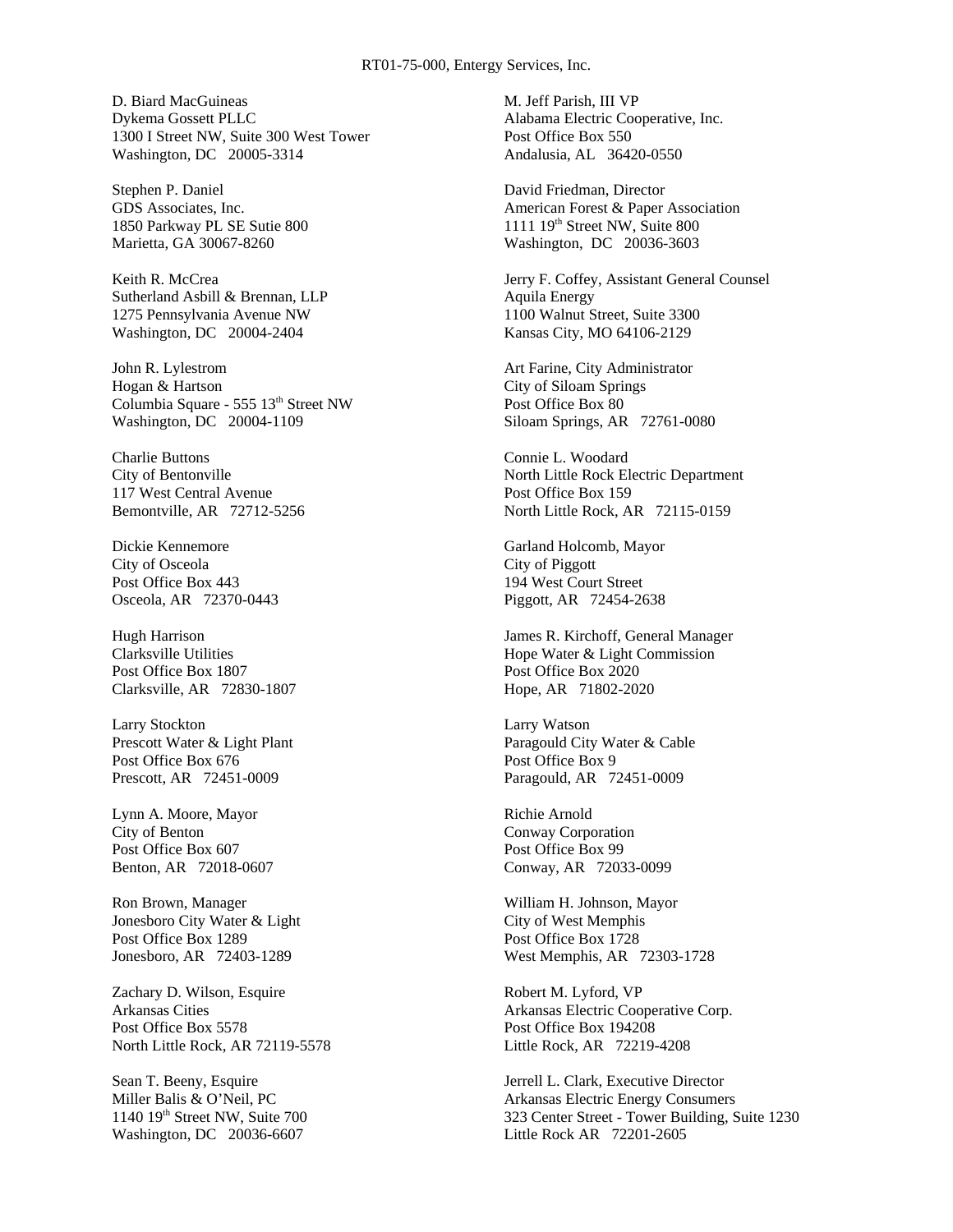D. Biard MacGuineas
Dykema Gossett PLLC
1300 I Street NW, Suite 300 West Tower
Washington, DC 20005-3314

Stephen P. Daniel
GDS Associates, Inc.
1850 Parkway PL SE Sutie 800
Marietta, GA 30067-8260

Keith R. McCrea
Sutherland Asbill & Brennan, LLP
1275 Pennsylvania Avenue NW
Washington, DC 20004-2404

John R. Lylestrom
Hogan & Hartson
Columbia Square - 555 13th Street NW
Washington, DC 20004-1109

Charlie Buttons
City of Bentonville
117 West Central Avenue
Bemontville, AR 72712-5256

Dickie Kennemore
City of Osceola
Post Office Box 443
Osceola, AR 72370-0443

Hugh Harrison
Clarksville Utilities
Post Office Box 1807
Clarksville, AR 72830-1807

Larry Stockton
Prescott Water & Light Plant
Post Office Box 676
Prescott, AR 72451-0009

Lynn A. Moore, Mayor
City of Benton
Post Office Box 607
Benton, AR 72018-0607

Ron Brown, Manager
Jonesboro City Water & Light
Post Office Box 1289
Jonesboro, AR 72403-1289

Zachary D. Wilson, Esquire
Arkansas Cities
Post Office Box 5578
North Little Rock, AR 72119-5578

Sean T. Beeny, Esquire
Miller Balis & O'Neil, PC
1140 19th Street NW, Suite 700
Washington, DC 20036-6607

M. Jeff Parish, III VP
Alabama Electric Cooperative, Inc.
Post Office Box 550
Andalusia, AL 36420-0550

David Friedman, Director
American Forest & Paper Association
1111 19th Street NW, Suite 800
Washington, DC 20036-3603

Jerry F. Coffey, Assistant General Counsel
Aquila Energy
1100 Walnut Street, Suite 3300
Kansas City, MO 64106-2129

Art Farine, City Administrator
City of Siloam Springs
Post Office Box 80
Siloam Springs, AR 72761-0080

Connie L. Woodard
North Little Rock Electric Department
Post Office Box 159
North Little Rock, AR 72115-0159

Garland Holcomb, Mayor
City of Piggott
194 West Court Street
Piggott, AR 72454-2638

James R. Kirchoff, General Manager
Hope Water & Light Commission
Post Office Box 2020
Hope, AR 71802-2020

Larry Watson
Paragould City Water & Cable
Post Office Box 9
Paragould, AR 72451-0009

Richie Arnold
Conway Corporation
Post Office Box 99
Conway, AR 72033-0099

William H. Johnson, Mayor
City of West Memphis
Post Office Box 1728
West Memphis, AR 72303-1728

Robert M. Lyford, VP
Arkansas Electric Cooperative Corp.
Post Office Box 194208
Little Rock, AR 72219-4208

Jerrell L. Clark, Executive Director
Arkansas Electric Energy Consumers
323 Center Street - Tower Building, Suite 1230
Little Rock AR 72201-2605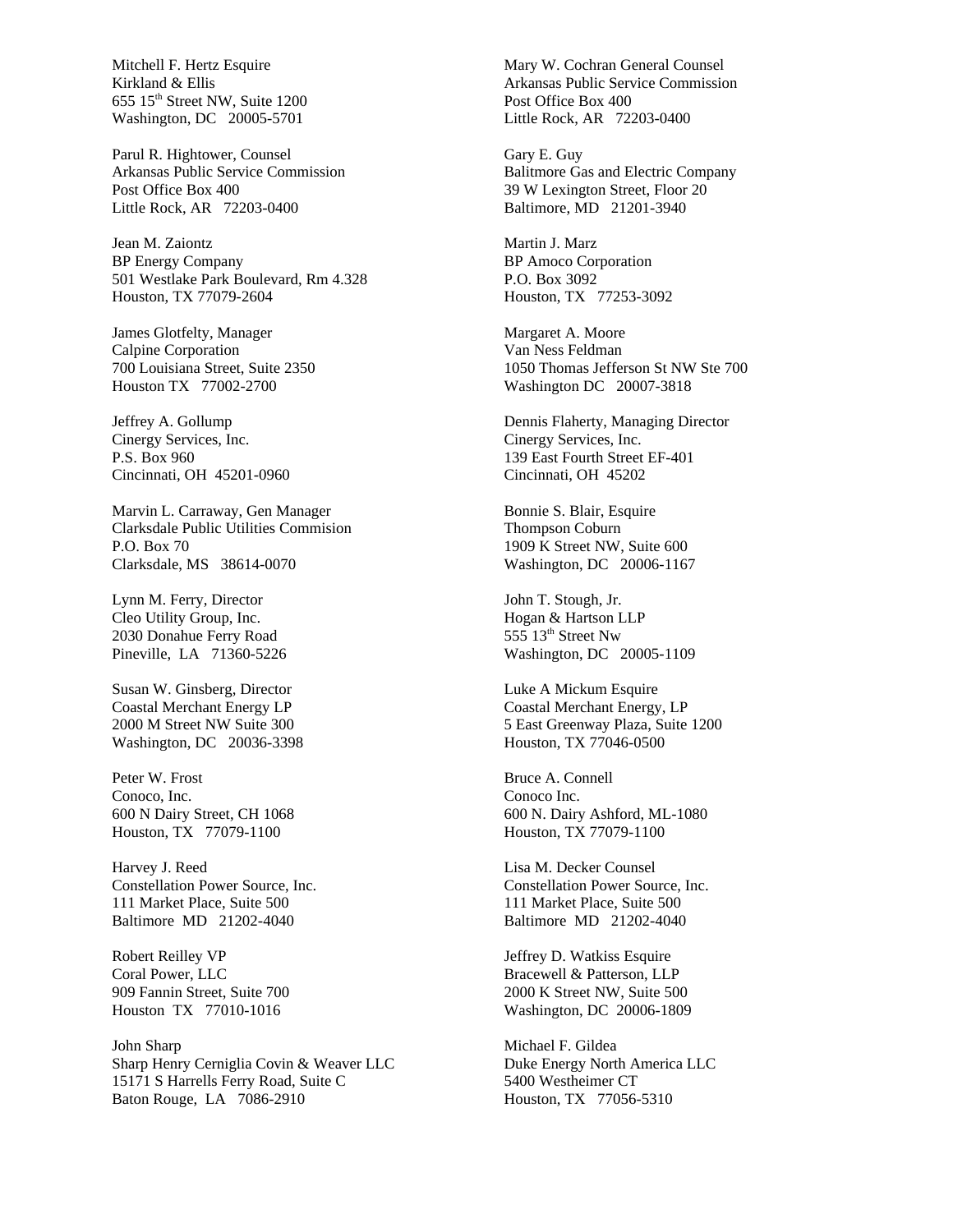Mitchell F. Hertz Esquire
Kirkland & Ellis
655 15th Street NW, Suite 1200
Washington, DC 20005-5701

Mary W. Cochran General Counsel
Arkansas Public Service Commission
Post Office Box 400
Little Rock, AR 72203-0400

Parul R. Hightower, Counsel
Arkansas Public Service Commission
Post Office Box 400
Little Rock, AR 72203-0400

Gary E. Guy
Balitmore Gas and Electric Company
39 W Lexington Street, Floor 20
Baltimore, MD 21201-3940

Jean M. Zaiontz
BP Energy Company
501 Westlake Park Boulevard, Rm 4.328
Houston, TX 77079-2604

Martin J. Marz
BP Amoco Corporation
P.O. Box 3092
Houston, TX 77253-3092

James Glotfelty, Manager
Calpine Corporation
700 Louisiana Street, Suite 2350
Houston TX 77002-2700

Margaret A. Moore
Van Ness Feldman
1050 Thomas Jefferson St NW Ste 700
Washington DC 20007-3818

Jeffrey A. Gollump
Cinergy Services, Inc.
P.S. Box 960
Cincinnati, OH 45201-0960

Dennis Flaherty, Managing Director
Cinergy Services, Inc.
139 East Fourth Street EF-401
Cincinnati, OH 45202

Marvin L. Carraway, Gen Manager
Clarksdale Public Utilities Commision
P.O. Box 70
Clarksdale, MS 38614-0070

Bonnie S. Blair, Esquire
Thompson Coburn
1909 K Street NW, Suite 600
Washington, DC 20006-1167

Lynn M. Ferry, Director
Cleo Utility Group, Inc.
2030 Donahue Ferry Road
Pineville, LA 71360-5226

John T. Stough, Jr.
Hogan & Hartson LLP
555 13th Street Nw
Washington, DC 20005-1109

Susan W. Ginsberg, Director
Coastal Merchant Energy LP
2000 M Street NW Suite 300
Washington, DC 20036-3398

Luke A Mickum Esquire
Coastal Merchant Energy, LP
5 East Greenway Plaza, Suite 1200
Houston, TX 77046-0500

Peter W. Frost
Conoco, Inc.
600 N Dairy Street, CH 1068
Houston, TX 77079-1100

Bruce A. Connell
Conoco Inc.
600 N. Dairy Ashford, ML-1080
Houston, TX 77079-1100

Harvey J. Reed
Constellation Power Source, Inc.
111 Market Place, Suite 500
Baltimore MD 21202-4040

Lisa M. Decker Counsel
Constellation Power Source, Inc.
111 Market Place, Suite 500
Baltimore MD 21202-4040

Robert Reilley VP
Coral Power, LLC
909 Fannin Street, Suite 700
Houston TX 77010-1016

Jeffrey D. Watkiss Esquire
Bracewell & Patterson, LLP
2000 K Street NW, Suite 500
Washington, DC 20006-1809

John Sharp
Sharp Henry Cerniglia Covin & Weaver LLC
15171 S Harrells Ferry Road, Suite C
Baton Rouge, LA 7086-2910

Michael F. Gildea
Duke Energy North America LLC
5400 Westheimer CT
Houston, TX 77056-5310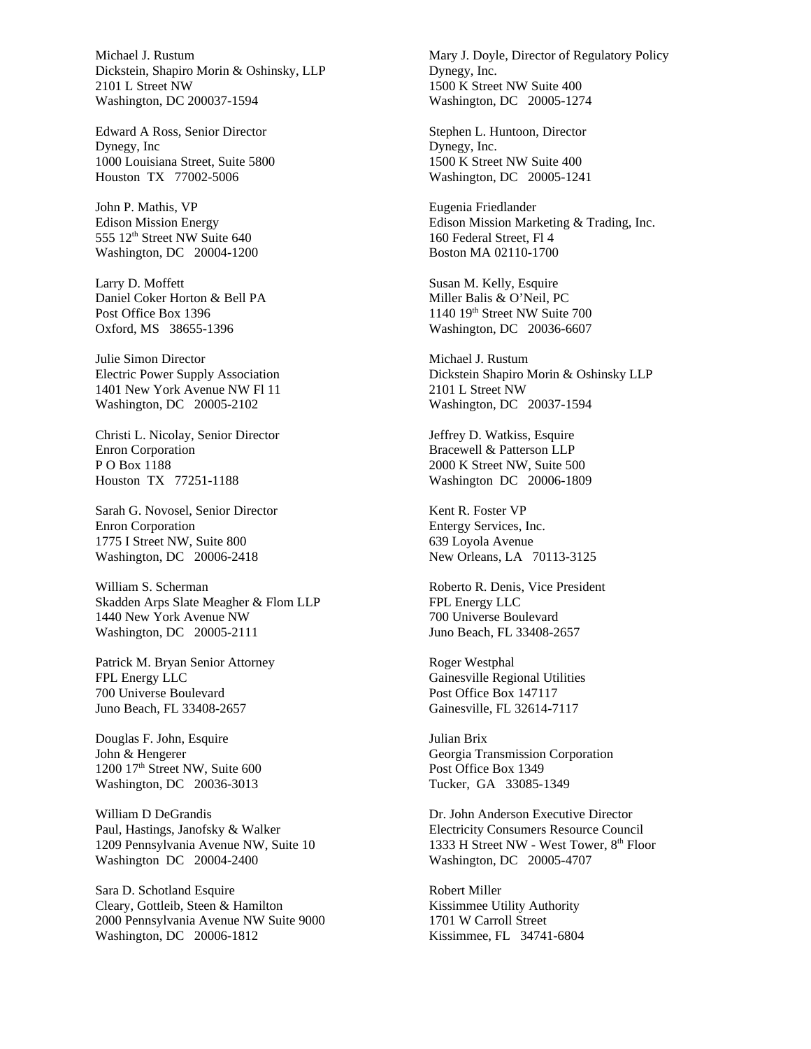Michael J. Rustum
Dickstein, Shapiro Morin & Oshinsky, LLP
2101 L Street NW
Washington, DC 200037-1594

Edward A Ross, Senior Director
Dynegy, Inc
1000 Louisiana Street, Suite 5800
Houston TX 77002-5006

John P. Mathis, VP
Edison Mission Energy
555 12th Street NW Suite 640
Washington, DC 20004-1200

Larry D. Moffett
Daniel Coker Horton & Bell PA
Post Office Box 1396
Oxford, MS 38655-1396

Julie Simon Director
Electric Power Supply Association
1401 New York Avenue NW Fl 11
Washington, DC 20005-2102

Christi L. Nicolay, Senior Director
Enron Corporation
P O Box 1188
Houston TX 77251-1188

Sarah G. Novosel, Senior Director
Enron Corporation
1775 I Street NW, Suite 800
Washington, DC 20006-2418

William S. Scherman
Skadden Arps Slate Meagher & Flom LLP
1440 New York Avenue NW
Washington, DC 20005-2111

Patrick M. Bryan Senior Attorney
FPL Energy LLC
700 Universe Boulevard
Juno Beach, FL 33408-2657

Douglas F. John, Esquire
John & Hengerer
1200 17th Street NW, Suite 600
Washington, DC 20036-3013

William D DeGrandis
Paul, Hastings, Janofsky & Walker
1209 Pennsylvania Avenue NW, Suite 10
Washington DC 20004-2400

Sara D. Schotland Esquire
Cleary, Gottleib, Steen & Hamilton
2000 Pennsylvania Avenue NW Suite 9000
Washington, DC 20006-1812

Mary J. Doyle, Director of Regulatory Policy
Dynegy, Inc.
1500 K Street NW Suite 400
Washington, DC 20005-1274

Stephen L. Huntoon, Director
Dynegy, Inc.
1500 K Street NW Suite 400
Washington, DC 20005-1241

Eugenia Friedlander
Edison Mission Marketing & Trading, Inc.
160 Federal Street, Fl 4
Boston MA 02110-1700

Susan M. Kelly, Esquire
Miller Balis & O'Neil, PC
1140 19th Street NW Suite 700
Washington, DC 20036-6607

Michael J. Rustum
Dickstein Shapiro Morin & Oshinsky LLP
2101 L Street NW
Washington, DC 20037-1594

Jeffrey D. Watkiss, Esquire
Bracewell & Patterson LLP
2000 K Street NW, Suite 500
Washington DC 20006-1809

Kent R. Foster VP
Entergy Services, Inc.
639 Loyola Avenue
New Orleans, LA 70113-3125

Roberto R. Denis, Vice President
FPL Energy LLC
700 Universe Boulevard
Juno Beach, FL 33408-2657

Roger Westphal
Gainesville Regional Utilities
Post Office Box 147117
Gainesville, FL 32614-7117

Julian Brix
Georgia Transmission Corporation
Post Office Box 1349
Tucker, GA 33085-1349

Dr. John Anderson Executive Director
Electricity Consumers Resource Council
1333 H Street NW - West Tower, 8th Floor
Washington, DC 20005-4707

Robert Miller
Kissimmee Utility Authority
1701 W Carroll Street
Kissimmee, FL 34741-6804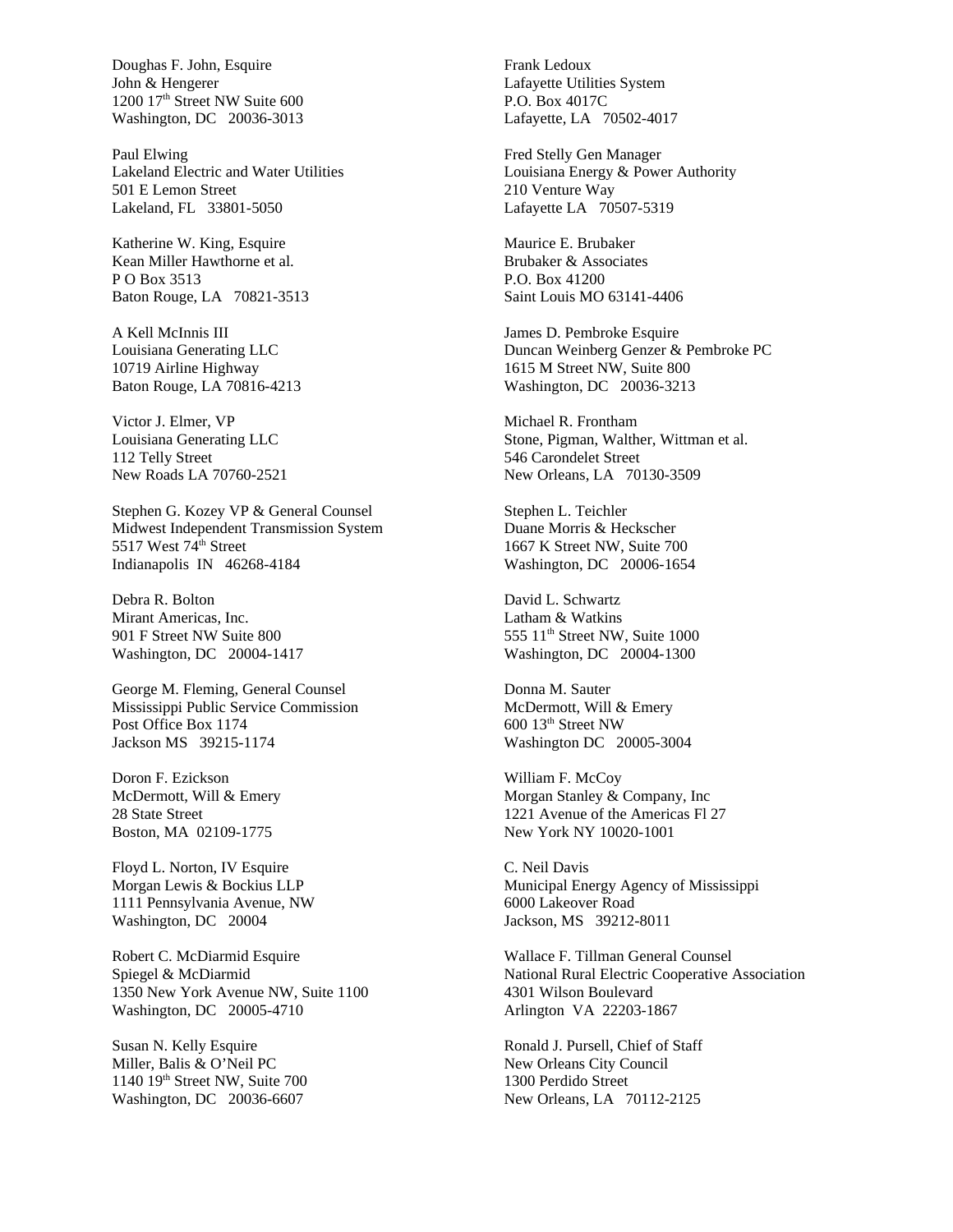Doughas F. John, Esquire
John & Hengerer
1200 17th Street NW Suite 600
Washington, DC 20036-3013

Paul Elwing
Lakeland Electric and Water Utilities
501 E Lemon Street
Lakeland, FL 33801-5050

Katherine W. King, Esquire
Kean Miller Hawthorne et al.
P O Box 3513
Baton Rouge, LA 70821-3513

A Kell McInnis III
Louisiana Generating LLC
10719 Airline Highway
Baton Rouge, LA 70816-4213

Victor J. Elmer, VP
Louisiana Generating LLC
112 Telly Street
New Roads LA 70760-2521

Stephen G. Kozey VP & General Counsel
Midwest Independent Transmission System
5517 West 74th Street
Indianapolis IN 46268-4184

Debra R. Bolton
Mirant Americas, Inc.
901 F Street NW Suite 800
Washington, DC 20004-1417

George M. Fleming, General Counsel
Mississippi Public Service Commission
Post Office Box 1174
Jackson MS 39215-1174

Doron F. Ezickson
McDermott, Will & Emery
28 State Street
Boston, MA 02109-1775

Floyd L. Norton, IV Esquire
Morgan Lewis & Bockius LLP
1111 Pennsylvania Avenue, NW
Washington, DC 20004

Robert C. McDiarmid Esquire
Spiegel & McDiarmid
1350 New York Avenue NW, Suite 1100
Washington, DC 20005-4710

Susan N. Kelly Esquire
Miller, Balis & O'Neil PC
1140 19th Street NW, Suite 700
Washington, DC 20036-6607

Frank Ledoux
Lafayette Utilities System
P.O. Box 4017C
Lafayette, LA 70502-4017

Fred Stelly Gen Manager
Louisiana Energy & Power Authority
210 Venture Way
Lafayette LA 70507-5319

Maurice E. Brubaker
Brubaker & Associates
P.O. Box 41200
Saint Louis MO 63141-4406

James D. Pembroke Esquire
Duncan Weinberg Genzer & Pembroke PC
1615 M Street NW, Suite 800
Washington, DC 20036-3213

Michael R. Frontham
Stone, Pigman, Walther, Wittman et al.
546 Carondelet Street
New Orleans, LA 70130-3509

Stephen L. Teichler
Duane Morris & Heckscher
1667 K Street NW, Suite 700
Washington, DC 20006-1654

David L. Schwartz
Latham & Watkins
555 11th Street NW, Suite 1000
Washington, DC 20004-1300

Donna M. Sauter
McDermott, Will & Emery
600 13th Street NW
Washington DC 20005-3004

William F. McCoy
Morgan Stanley & Company, Inc
1221 Avenue of the Americas Fl 27
New York NY 10020-1001

C. Neil Davis
Municipal Energy Agency of Mississippi
6000 Lakeover Road
Jackson, MS 39212-8011

Wallace F. Tillman General Counsel
National Rural Electric Cooperative Association
4301 Wilson Boulevard
Arlington VA 22203-1867

Ronald J. Pursell, Chief of Staff
New Orleans City Council
1300 Perdido Street
New Orleans, LA 70112-2125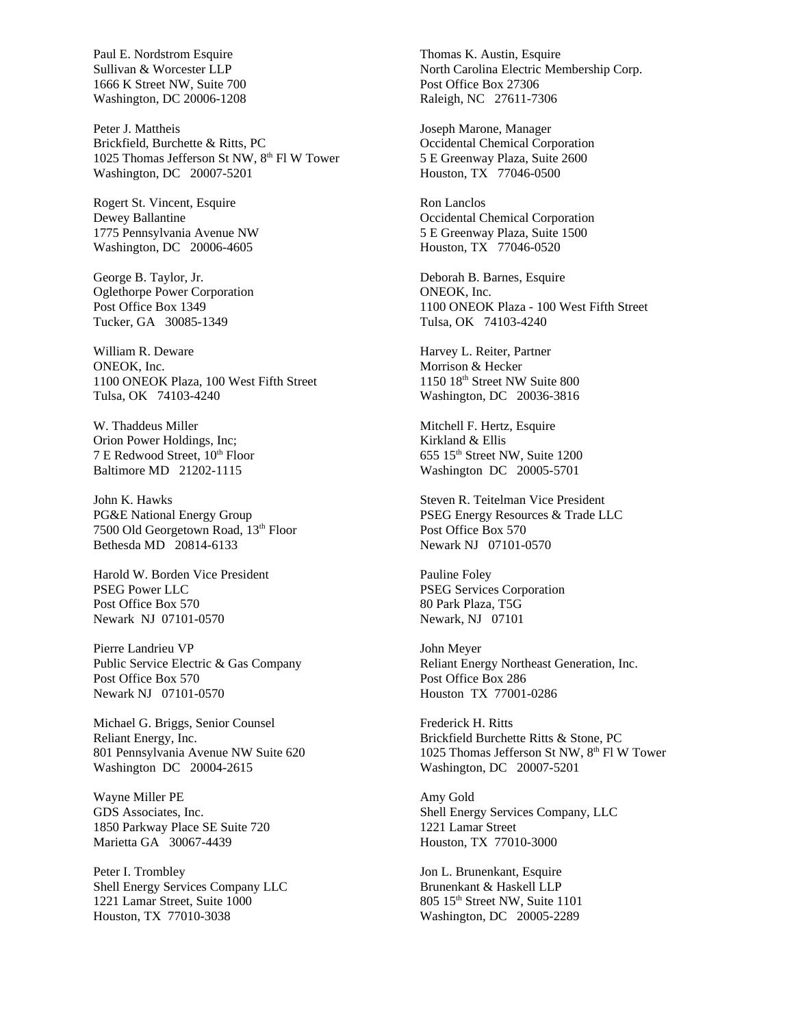Paul E. Nordstrom Esquire
Sullivan & Worcester LLP
1666 K Street NW, Suite 700
Washington, DC 20006-1208

Peter J. Mattheis
Brickfield, Burchette & Ritts, PC
1025 Thomas Jefferson St NW, 8th Fl W Tower
Washington, DC 20007-5201

Rogert St. Vincent, Esquire
Dewey Ballantine
1775 Pennsylvania Avenue NW
Washington, DC 20006-4605

George B. Taylor, Jr.
Oglethorpe Power Corporation
Post Office Box 1349
Tucker, GA 30085-1349

William R. Deware
ONEOK, Inc.
1100 ONEOK Plaza, 100 West Fifth Street
Tulsa, OK 74103-4240

W. Thaddeus Miller
Orion Power Holdings, Inc;
7 E Redwood Street, 10th Floor
Baltimore MD 21202-1115

John K. Hawks
PG&E National Energy Group
7500 Old Georgetown Road, 13th Floor
Bethesda MD 20814-6133

Harold W. Borden Vice President
PSEG Power LLC
Post Office Box 570
Newark NJ 07101-0570

Pierre Landrieu VP
Public Service Electric & Gas Company
Post Office Box 570
Newark NJ 07101-0570

Michael G. Briggs, Senior Counsel
Reliant Energy, Inc.
801 Pennsylvania Avenue NW Suite 620
Washington DC 20004-2615

Wayne Miller PE
GDS Associates, Inc.
1850 Parkway Place SE Suite 720
Marietta GA 30067-4439

Peter I. Trombley
Shell Energy Services Company LLC
1221 Lamar Street, Suite 1000
Houston, TX 77010-3038

Thomas K. Austin, Esquire
North Carolina Electric Membership Corp.
Post Office Box 27306
Raleigh, NC 27611-7306

Joseph Marone, Manager
Occidental Chemical Corporation
5 E Greenway Plaza, Suite 2600
Houston, TX 77046-0500

Ron Lanclos
Occidental Chemical Corporation
5 E Greenway Plaza, Suite 1500
Houston, TX 77046-0520

Deborah B. Barnes, Esquire
ONEOK, Inc.
1100 ONEOK Plaza - 100 West Fifth Street
Tulsa, OK 74103-4240

Harvey L. Reiter, Partner
Morrison & Hecker
1150 18th Street NW Suite 800
Washington, DC 20036-3816

Mitchell F. Hertz, Esquire
Kirkland & Ellis
655 15th Street NW, Suite 1200
Washington DC 20005-5701

Steven R. Teitelman Vice President
PSEG Energy Resources & Trade LLC
Post Office Box 570
Newark NJ 07101-0570

Pauline Foley
PSEG Services Corporation
80 Park Plaza, T5G
Newark, NJ 07101

John Meyer
Reliant Energy Northeast Generation, Inc.
Post Office Box 286
Houston TX 77001-0286

Frederick H. Ritts
Brickfield Burchette Ritts & Stone, PC
1025 Thomas Jefferson St NW, 8th Fl W Tower
Washington, DC 20007-5201

Amy Gold
Shell Energy Services Company, LLC
1221 Lamar Street
Houston, TX 77010-3000

Jon L. Brunenkant, Esquire
Brunenkant & Haskell LLP
805 15th Street NW, Suite 1101
Washington, DC 20005-2289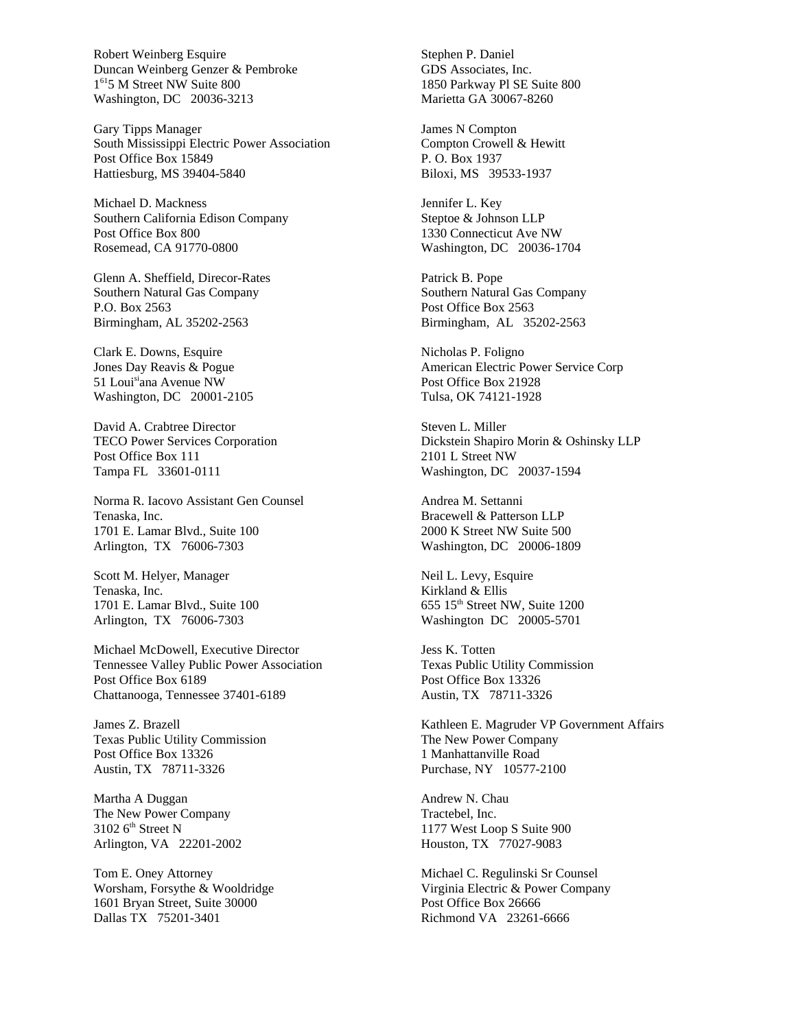Robert Weinberg Esquire
Duncan Weinberg Genzer & Pembroke
1[61]5 M Street NW Suite 800
Washington, DC 20036-3213

Gary Tipps Manager
South Mississippi Electric Power Association
Post Office Box 15849
Hattiesburg, MS 39404-5840

Michael D. Mackness
Southern California Edison Company
Post Office Box 800
Rosemead, CA 91770-0800

Glenn A. Sheffield, Direcor-Rates
Southern Natural Gas Company
P.O. Box 2563
Birmingham, AL 35202-2563

Clark E. Downs, Esquire
Jones Day Reavis & Pogue
51 Loui[si]ana Avenue NW
Washington, DC 20001-2105

David A. Crabtree Director
TECO Power Services Corporation
Post Office Box 111
Tampa FL 33601-0111

Norma R. Iacovo Assistant Gen Counsel
Tenaska, Inc.
1701 E. Lamar Blvd., Suite 100
Arlington, TX 76006-7303

Scott M. Helyer, Manager
Tenaska, Inc.
1701 E. Lamar Blvd., Suite 100
Arlington, TX 76006-7303

Michael McDowell, Executive Director
Tennessee Valley Public Power Association
Post Office Box 6189
Chattanooga, Tennessee 37401-6189

James Z. Brazell
Texas Public Utility Commission
Post Office Box 13326
Austin, TX 78711-3326

Martha A Duggan
The New Power Company
3102 6th Street N
Arlington, VA 22201-2002

Tom E. Oney Attorney
Worsham, Forsythe & Wooldridge
1601 Bryan Street, Suite 30000
Dallas TX 75201-3401

Stephen P. Daniel
GDS Associates, Inc.
1850 Parkway Pl SE Suite 800
Marietta GA 30067-8260

James N Compton
Compton Crowell & Hewitt
P. O. Box 1937
Biloxi, MS 39533-1937

Jennifer L. Key
Steptoe & Johnson LLP
1330 Connecticut Ave NW
Washington, DC 20036-1704

Patrick B. Pope
Southern Natural Gas Company
Post Office Box 2563
Birmingham, AL 35202-2563

Nicholas P. Foligno
American Electric Power Service Corp
Post Office Box 21928
Tulsa, OK 74121-1928

Steven L. Miller
Dickstein Shapiro Morin & Oshinsky LLP
2101 L Street NW
Washington, DC 20037-1594

Andrea M. Settanni
Bracewell & Patterson LLP
2000 K Street NW Suite 500
Washington, DC 20006-1809

Neil L. Levy, Esquire
Kirkland & Ellis
655 15th Street NW, Suite 1200
Washington DC 20005-5701

Jess K. Totten
Texas Public Utility Commission
Post Office Box 13326
Austin, TX 78711-3326

Kathleen E. Magruder VP Government Affairs
The New Power Company
1 Manhattanville Road
Purchase, NY 10577-2100

Andrew N. Chau
Tractebel, Inc.
1177 West Loop S Suite 900
Houston, TX 77027-9083

Michael C. Regulinski Sr Counsel
Virginia Electric & Power Company
Post Office Box 26666
Richmond VA 23261-6666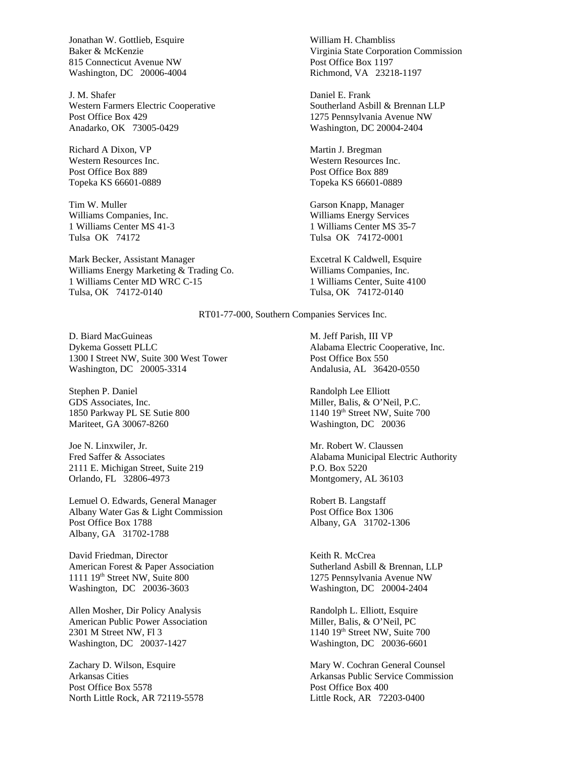Jonathan W. Gottlieb, Esquire
Baker & McKenzie
815 Connecticut Avenue NW
Washington, DC 20006-4004

William H. Chambliss
Virginia State Corporation Commission
Post Office Box 1197
Richmond, VA 23218-1197

J. M. Shafer
Western Farmers Electric Cooperative
Post Office Box 429
Anadarko, OK 73005-0429

Daniel E. Frank
Southerland Asbill & Brennan LLP
1275 Pennsylvania Avenue NW
Washington, DC 20004-2404

Richard A Dixon, VP
Western Resources Inc.
Post Office Box 889
Topeka KS 66601-0889

Martin J. Bregman
Western Resources Inc.
Post Office Box 889
Topeka KS 66601-0889

Tim W. Muller
Williams Companies, Inc.
1 Williams Center MS 41-3
Tulsa OK 74172

Garson Knapp, Manager
Williams Energy Services
1 Williams Center MS 35-7
Tulsa OK 74172-0001

Mark Becker, Assistant Manager
Williams Energy Marketing & Trading Co.
1 Williams Center MD WRC C-15
Tulsa, OK 74172-0140

Excetral K Caldwell, Esquire
Williams Companies, Inc.
1 Williams Center, Suite 4100
Tulsa, OK 74172-0140

RT01-77-000, Southern Companies Services Inc.

D. Biard MacGuineas
Dykema Gossett PLLC
1300 I Street NW, Suite 300 West Tower
Washington, DC 20005-3314

M. Jeff Parish, III VP
Alabama Electric Cooperative, Inc.
Post Office Box 550
Andalusia, AL 36420-0550

Stephen P. Daniel
GDS Associates, Inc.
1850 Parkway PL SE Sutie 800
Mariteet, GA 30067-8260

Randolph Lee Elliott
Miller, Balis, & O'Neil, P.C.
1140 19th Street NW, Suite 700
Washington, DC 20036

Joe N. Linxwiler, Jr.
Fred Saffer & Associates
2111 E. Michigan Street, Suite 219
Orlando, FL 32806-4973

Mr. Robert W. Claussen
Alabama Municipal Electric Authority
P.O. Box 5220
Montgomery, AL 36103

Lemuel O. Edwards, General Manager
Albany Water Gas & Light Commission
Post Office Box 1788
Albany, GA 31702-1788

Robert B. Langstaff
Post Office Box 1306
Albany, GA 31702-1306

David Friedman, Director
American Forest & Paper Association
1111 19th Street NW, Suite 800
Washington, DC 20036-3603

Keith R. McCrea
Sutherland Asbill & Brennan, LLP
1275 Pennsylvania Avenue NW
Washington, DC 20004-2404

Allen Mosher, Dir Policy Analysis
American Public Power Association
2301 M Street NW, Fl 3
Washington, DC 20037-1427

Randolph L. Elliott, Esquire
Miller, Balis, & O'Neil, PC
1140 19th Street NW, Suite 700
Washington, DC 20036-6601

Zachary D. Wilson, Esquire
Arkansas Cities
Post Office Box 5578
North Little Rock, AR 72119-5578

Mary W. Cochran General Counsel
Arkansas Public Service Commission
Post Office Box 400
Little Rock, AR 72203-0400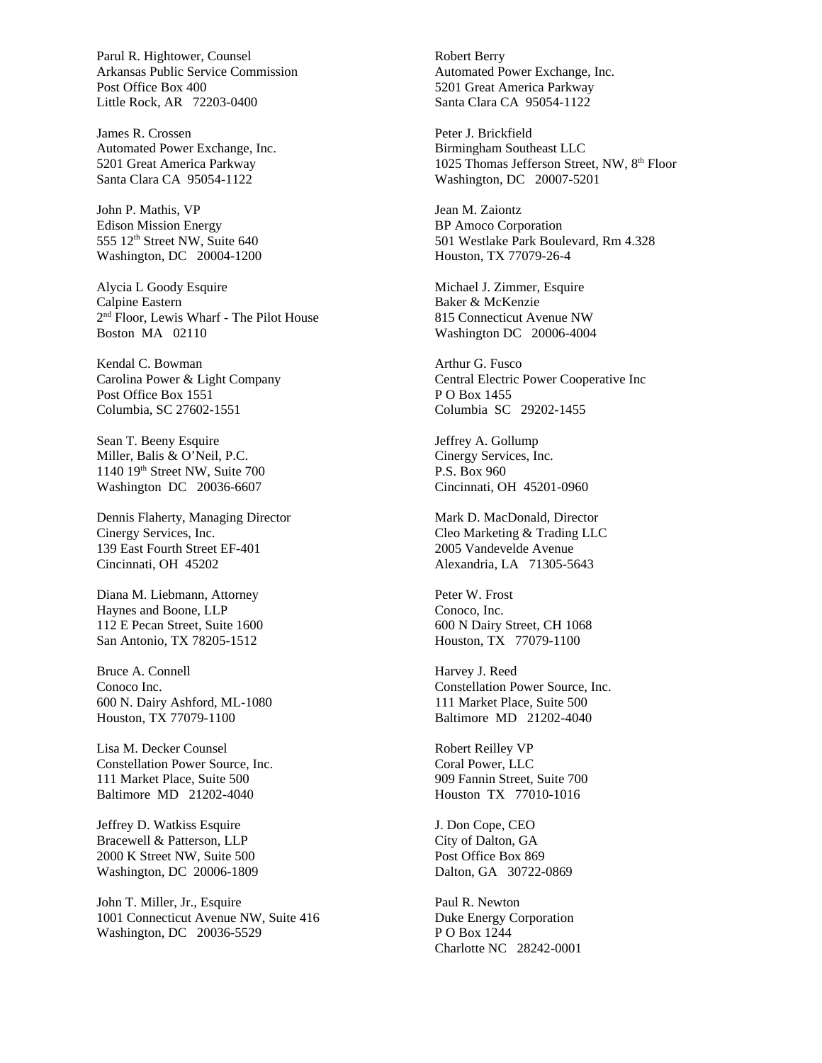Parul R. Hightower, Counsel
Arkansas Public Service Commission
Post Office Box 400
Little Rock, AR 72203-0400

James R. Crossen
Automated Power Exchange, Inc.
5201 Great America Parkway
Santa Clara CA 95054-1122

John P. Mathis, VP
Edison Mission Energy
555 12th Street NW, Suite 640
Washington, DC 20004-1200

Alycia L Goody Esquire
Calpine Eastern
2nd Floor, Lewis Wharf - The Pilot House
Boston MA 02110

Kendal C. Bowman
Carolina Power & Light Company
Post Office Box 1551
Columbia, SC 27602-1551

Sean T. Beeny Esquire
Miller, Balis & O'Neil, P.C.
1140 19th Street NW, Suite 700
Washington DC 20036-6607

Dennis Flaherty, Managing Director
Cinergy Services, Inc.
139 East Fourth Street EF-401
Cincinnati, OH 45202

Diana M. Liebmann, Attorney
Haynes and Boone, LLP
112 E Pecan Street, Suite 1600
San Antonio, TX 78205-1512

Bruce A. Connell
Conoco Inc.
600 N. Dairy Ashford, ML-1080
Houston, TX 77079-1100

Lisa M. Decker Counsel
Constellation Power Source, Inc.
111 Market Place, Suite 500
Baltimore MD 21202-4040

Jeffrey D. Watkiss Esquire
Bracewell & Patterson, LLP
2000 K Street NW, Suite 500
Washington, DC 20006-1809

John T. Miller, Jr., Esquire
1001 Connecticut Avenue NW, Suite 416
Washington, DC 20036-5529

Robert Berry
Automated Power Exchange, Inc.
5201 Great America Parkway
Santa Clara CA 95054-1122

Peter J. Brickfield
Birmingham Southeast LLC
1025 Thomas Jefferson Street, NW, 8th Floor
Washington, DC 20007-5201

Jean M. Zaiontz
BP Amoco Corporation
501 Westlake Park Boulevard, Rm 4.328
Houston, TX 77079-26-4

Michael J. Zimmer, Esquire
Baker & McKenzie
815 Connecticut Avenue NW
Washington DC 20006-4004

Arthur G. Fusco
Central Electric Power Cooperative Inc
P O Box 1455
Columbia SC 29202-1455

Jeffrey A. Gollump
Cinergy Services, Inc.
P.S. Box 960
Cincinnati, OH 45201-0960

Mark D. MacDonald, Director
Cleo Marketing & Trading LLC
2005 Vandevelde Avenue
Alexandria, LA 71305-5643

Peter W. Frost
Conoco, Inc.
600 N Dairy Street, CH 1068
Houston, TX 77079-1100

Harvey J. Reed
Constellation Power Source, Inc.
111 Market Place, Suite 500
Baltimore MD 21202-4040

Robert Reilley VP
Coral Power, LLC
909 Fannin Street, Suite 700
Houston TX 77010-1016

J. Don Cope, CEO
City of Dalton, GA
Post Office Box 869
Dalton, GA 30722-0869

Paul R. Newton
Duke Energy Corporation
P O Box 1244
Charlotte NC 28242-0001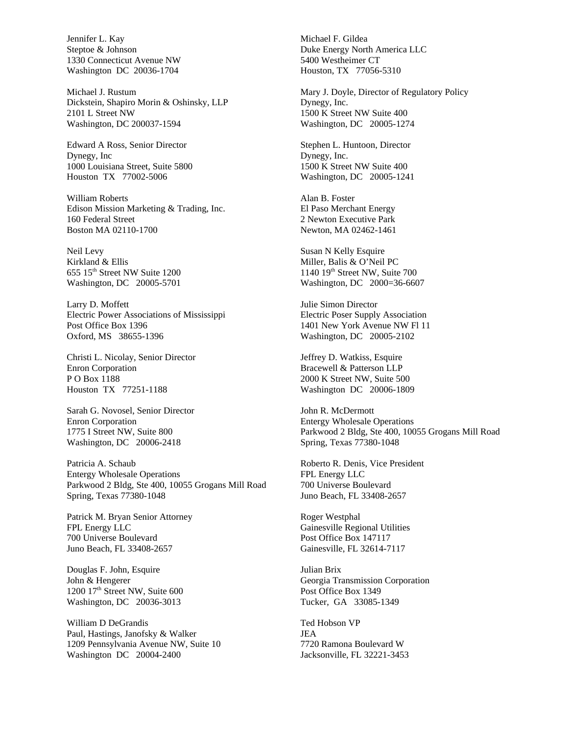Jennifer L. Kay
Steptoe & Johnson
1330 Connecticut Avenue NW
Washington DC 20036-1704

Michael J. Rustum
Dickstein, Shapiro Morin & Oshinsky, LLP
2101 L Street NW
Washington, DC 200037-1594

Edward A Ross, Senior Director
Dynegy, Inc
1000 Louisiana Street, Suite 5800
Houston TX 77002-5006

William Roberts
Edison Mission Marketing & Trading, Inc.
160 Federal Street
Boston MA 02110-1700

Neil Levy
Kirkland & Ellis
655 15th Street NW Suite 1200
Washington, DC 20005-5701

Larry D. Moffett
Electric Power Associations of Mississippi
Post Office Box 1396
Oxford, MS 38655-1396

Christi L. Nicolay, Senior Director
Enron Corporation
P O Box 1188
Houston TX 77251-1188

Sarah G. Novosel, Senior Director
Enron Corporation
1775 I Street NW, Suite 800
Washington, DC 20006-2418

Patricia A. Schaub
Entergy Wholesale Operations
Parkwood 2 Bldg, Ste 400, 10055 Grogans Mill Road
Spring, Texas 77380-1048

Patrick M. Bryan Senior Attorney
FPL Energy LLC
700 Universe Boulevard
Juno Beach, FL 33408-2657

Douglas F. John, Esquire
John & Hengerer
1200 17th Street NW, Suite 600
Washington, DC 20036-3013

William D DeGrandis
Paul, Hastings, Janofsky & Walker
1209 Pennsylvania Avenue NW, Suite 10
Washington DC 20004-2400

Michael F. Gildea
Duke Energy North America LLC
5400 Westheimer CT
Houston, TX 77056-5310

Mary J. Doyle, Director of Regulatory Policy
Dynegy, Inc.
1500 K Street NW Suite 400
Washington, DC 20005-1274

Stephen L. Huntoon, Director
Dynegy, Inc.
1500 K Street NW Suite 400
Washington, DC 20005-1241

Alan B. Foster
El Paso Merchant Energy
2 Newton Executive Park
Newton, MA 02462-1461

Susan N Kelly Esquire
Miller, Balis & O'Neil PC
1140 19th Street NW, Suite 700
Washington, DC 2000=36-6607

Julie Simon Director
Electric Poser Supply Association
1401 New York Avenue NW Fl 11
Washington, DC 20005-2102

Jeffrey D. Watkiss, Esquire
Bracewell & Patterson LLP
2000 K Street NW, Suite 500
Washington DC 20006-1809

John R. McDermott
Entergy Wholesale Operations
Parkwood 2 Bldg, Ste 400, 10055 Grogans Mill Road
Spring, Texas 77380-1048

Roberto R. Denis, Vice President
FPL Energy LLC
700 Universe Boulevard
Juno Beach, FL 33408-2657

Roger Westphal
Gainesville Regional Utilities
Post Office Box 147117
Gainesville, FL 32614-7117

Julian Brix
Georgia Transmission Corporation
Post Office Box 1349
Tucker, GA 33085-1349

Ted Hobson VP
JEA
7720 Ramona Boulevard W
Jacksonville, FL 32221-3453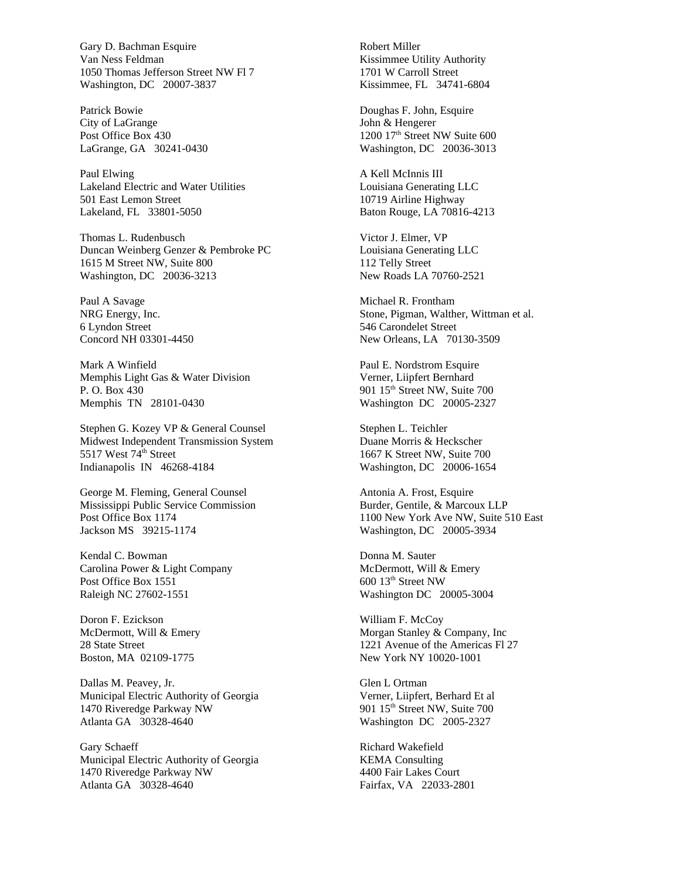Gary D. Bachman Esquire
Van Ness Feldman
1050 Thomas Jefferson Street NW Fl 7
Washington, DC 20007-3837

Patrick Bowie
City of LaGrange
Post Office Box 430
LaGrange, GA 30241-0430

Paul Elwing
Lakeland Electric and Water Utilities
501 East Lemon Street
Lakeland, FL 33801-5050

Thomas L. Rudenbusch
Duncan Weinberg Genzer & Pembroke PC
1615 M Street NW, Suite 800
Washington, DC 20036-3213

Paul A Savage
NRG Energy, Inc.
6 Lyndon Street
Concord NH 03301-4450

Mark A Winfield
Memphis Light Gas & Water Division
P. O. Box 430
Memphis TN 28101-0430

Stephen G. Kozey VP & General Counsel
Midwest Independent Transmission System
5517 West 74th Street
Indianapolis IN 46268-4184

George M. Fleming, General Counsel
Mississippi Public Service Commission
Post Office Box 1174
Jackson MS 39215-1174

Kendal C. Bowman
Carolina Power & Light Company
Post Office Box 1551
Raleigh NC 27602-1551

Doron F. Ezickson
McDermott, Will & Emery
28 State Street
Boston, MA 02109-1775

Dallas M. Peavey, Jr.
Municipal Electric Authority of Georgia
1470 Riveredge Parkway NW
Atlanta GA 30328-4640

Gary Schaeff
Municipal Electric Authority of Georgia
1470 Riveredge Parkway NW
Atlanta GA 30328-4640

Robert Miller
Kissimmee Utility Authority
1701 W Carroll Street
Kissimmee, FL 34741-6804

Doughas F. John, Esquire
John & Hengerer
1200 17th Street NW Suite 600
Washington, DC 20036-3013

A Kell McInnis III
Louisiana Generating LLC
10719 Airline Highway
Baton Rouge, LA 70816-4213

Victor J. Elmer, VP
Louisiana Generating LLC
112 Telly Street
New Roads LA 70760-2521

Michael R. Frontham
Stone, Pigman, Walther, Wittman et al.
546 Carondelet Street
New Orleans, LA 70130-3509

Paul E. Nordstrom Esquire
Verner, Liipfert Bernhard
901 15th Street NW, Suite 700
Washington DC 20005-2327

Stephen L. Teichler
Duane Morris & Heckscher
1667 K Street NW, Suite 700
Washington, DC 20006-1654

Antonia A. Frost, Esquire
Burder, Gentile, & Marcoux LLP
1100 New York Ave NW, Suite 510 East
Washington, DC 20005-3934

Donna M. Sauter
McDermott, Will & Emery
600 13th Street NW
Washington DC 20005-3004

William F. McCoy
Morgan Stanley & Company, Inc
1221 Avenue of the Americas Fl 27
New York NY 10020-1001

Glen L Ortman
Verner, Liipfert, Berhard Et al
901 15th Street NW, Suite 700
Washington DC 2005-2327

Richard Wakefield
KEMA Consulting
4400 Fair Lakes Court
Fairfax, VA 22033-2801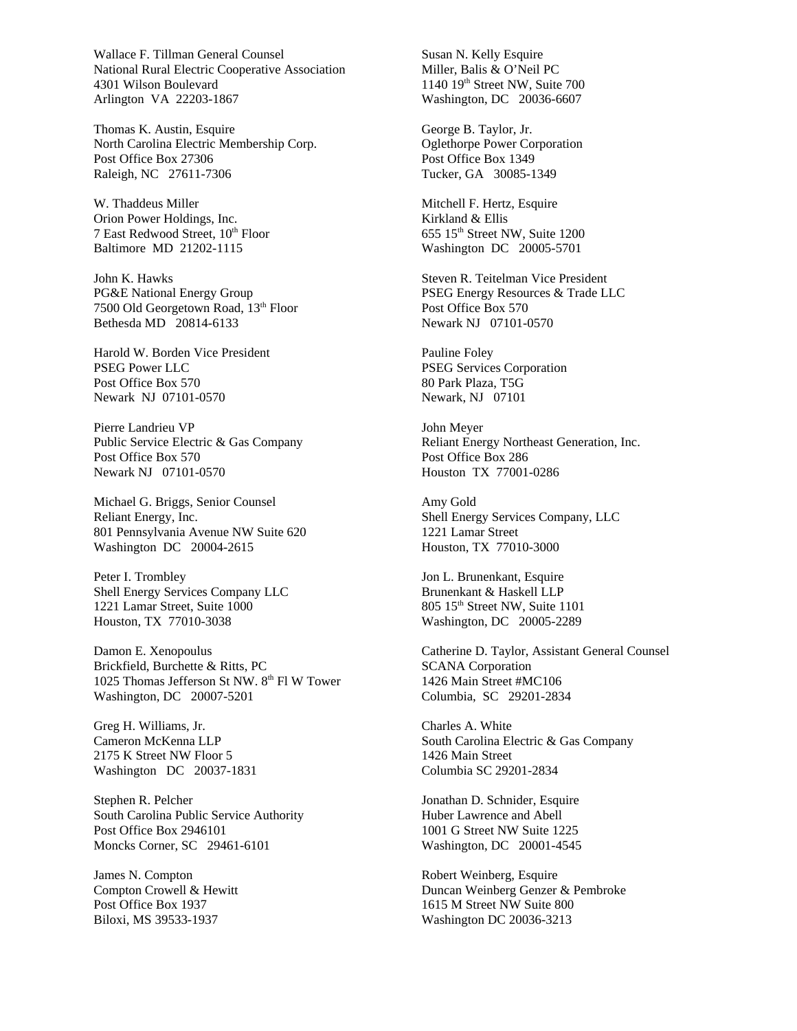Wallace F. Tillman General Counsel
National Rural Electric Cooperative Association
4301 Wilson Boulevard
Arlington VA 22203-1867

Thomas K. Austin, Esquire
North Carolina Electric Membership Corp.
Post Office Box 27306
Raleigh, NC 27611-7306

W. Thaddeus Miller
Orion Power Holdings, Inc.
7 East Redwood Street, 10th Floor
Baltimore MD 21202-1115

John K. Hawks
PG&E National Energy Group
7500 Old Georgetown Road, 13th Floor
Bethesda MD 20814-6133

Harold W. Borden Vice President
PSEG Power LLC
Post Office Box 570
Newark NJ 07101-0570

Pierre Landrieu VP
Public Service Electric & Gas Company
Post Office Box 570
Newark NJ 07101-0570

Michael G. Briggs, Senior Counsel
Reliant Energy, Inc.
801 Pennsylvania Avenue NW Suite 620
Washington DC 20004-2615

Peter I. Trombley
Shell Energy Services Company LLC
1221 Lamar Street, Suite 1000
Houston, TX 77010-3038

Damon E. Xenopoulus
Brickfield, Burchette & Ritts, PC
1025 Thomas Jefferson St NW. 8th Fl W Tower
Washington, DC 20007-5201

Greg H. Williams, Jr.
Cameron McKenna LLP
2175 K Street NW Floor 5
Washington DC 20037-1831

Stephen R. Pelcher
South Carolina Public Service Authority
Post Office Box 2946101
Moncks Corner, SC 29461-6101

James N. Compton
Compton Crowell & Hewitt
Post Office Box 1937
Biloxi, MS 39533-1937

Susan N. Kelly Esquire
Miller, Balis & O'Neil PC
1140 19th Street NW, Suite 700
Washington, DC 20036-6607

George B. Taylor, Jr.
Oglethorpe Power Corporation
Post Office Box 1349
Tucker, GA 30085-1349

Mitchell F. Hertz, Esquire
Kirkland & Ellis
655 15th Street NW, Suite 1200
Washington DC 20005-5701

Steven R. Teitelman Vice President
PSEG Energy Resources & Trade LLC
Post Office Box 570
Newark NJ 07101-0570

Pauline Foley
PSEG Services Corporation
80 Park Plaza, T5G
Newark, NJ 07101

John Meyer
Reliant Energy Northeast Generation, Inc.
Post Office Box 286
Houston TX 77001-0286

Amy Gold
Shell Energy Services Company, LLC
1221 Lamar Street
Houston, TX 77010-3000

Jon L. Brunenkant, Esquire
Brunenkant & Haskell LLP
805 15th Street NW, Suite 1101
Washington, DC 20005-2289

Catherine D. Taylor, Assistant General Counsel
SCANA Corporation
1426 Main Street #MC106
Columbia, SC 29201-2834

Charles A. White
South Carolina Electric & Gas Company
1426 Main Street
Columbia SC 29201-2834

Jonathan D. Schnider, Esquire
Huber Lawrence and Abell
1001 G Street NW Suite 1225
Washington, DC 20001-4545

Robert Weinberg, Esquire
Duncan Weinberg Genzer & Pembroke
1615 M Street NW Suite 800
Washington DC 20036-3213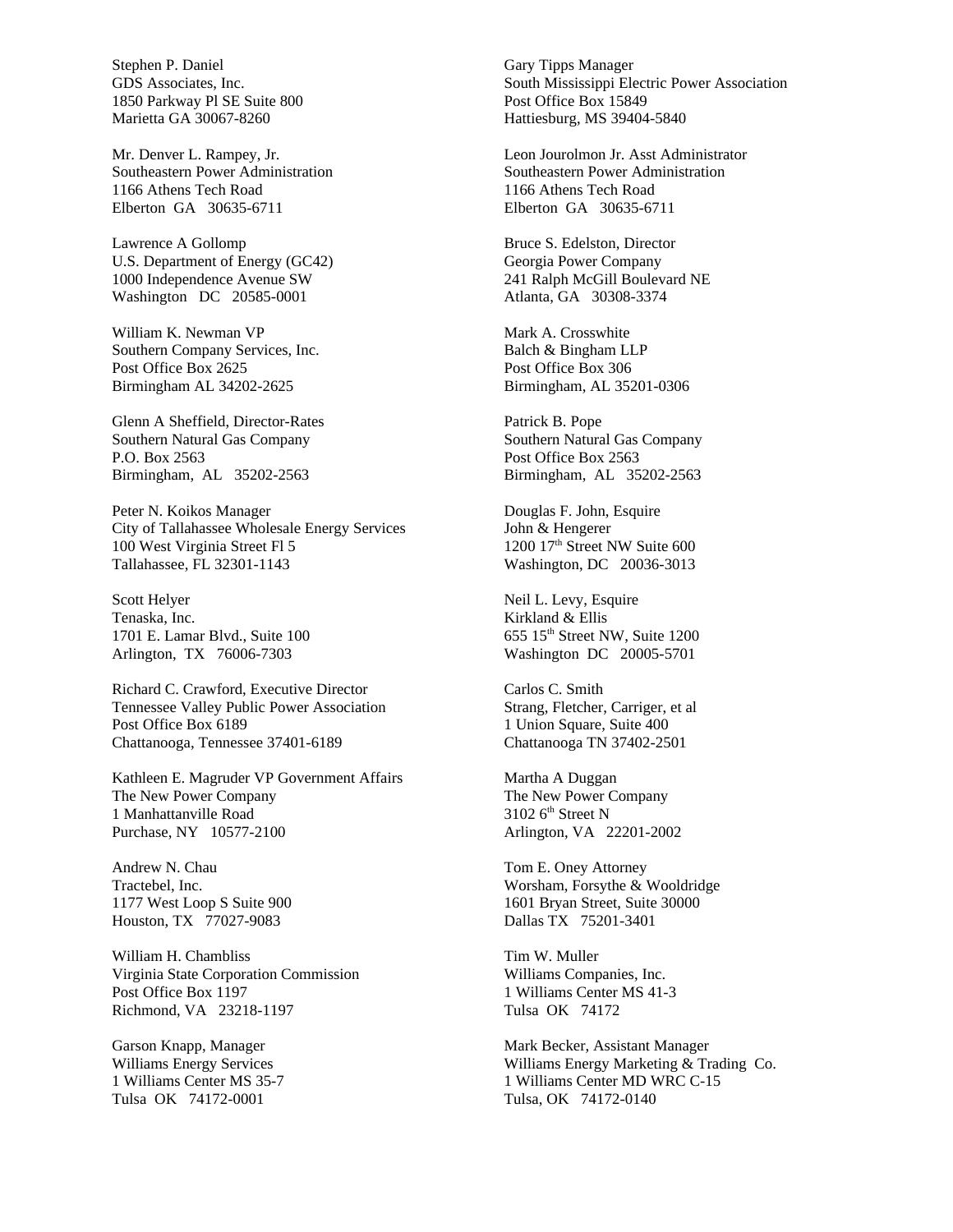Stephen P. Daniel
GDS Associates, Inc.
1850 Parkway Pl SE Suite 800
Marietta GA 30067-8260

Gary Tipps Manager
South Mississippi Electric Power Association
Post Office Box 15849
Hattiesburg, MS 39404-5840

Mr. Denver L. Rampey, Jr.
Southeastern Power Administration
1166 Athens Tech Road
Elberton GA 30635-6711

Leon Jourolmon Jr. Asst Administrator
Southeastern Power Administration
1166 Athens Tech Road
Elberton GA 30635-6711

Lawrence A Gollomp
U.S. Department of Energy (GC42)
1000 Independence Avenue SW
Washington DC 20585-0001

Bruce S. Edelston, Director
Georgia Power Company
241 Ralph McGill Boulevard NE
Atlanta, GA 30308-3374

William K. Newman VP
Southern Company Services, Inc.
Post Office Box 2625
Birmingham AL 34202-2625

Mark A. Crosswhite
Balch & Bingham LLP
Post Office Box 306
Birmingham, AL 35201-0306

Glenn A Sheffield, Director-Rates
Southern Natural Gas Company
P.O. Box 2563
Birmingham, AL 35202-2563

Patrick B. Pope
Southern Natural Gas Company
Post Office Box 2563
Birmingham, AL 35202-2563

Peter N. Koikos Manager
City of Tallahassee Wholesale Energy Services
100 West Virginia Street Fl 5
Tallahassee, FL 32301-1143

Douglas F. John, Esquire
John & Hengerer
1200 17th Street NW Suite 600
Washington, DC 20036-3013

Scott Helyer
Tenaska, Inc.
1701 E. Lamar Blvd., Suite 100
Arlington, TX 76006-7303

Neil L. Levy, Esquire
Kirkland & Ellis
655 15th Street NW, Suite 1200
Washington DC 20005-5701

Richard C. Crawford, Executive Director
Tennessee Valley Public Power Association
Post Office Box 6189
Chattanooga, Tennessee 37401-6189

Carlos C. Smith
Strang, Fletcher, Carriger, et al
1 Union Square, Suite 400
Chattanooga TN 37402-2501

Kathleen E. Magruder VP Government Affairs
The New Power Company
1 Manhattanville Road
Purchase, NY 10577-2100

Martha A Duggan
The New Power Company
3102 6th Street N
Arlington, VA 22201-2002

Andrew N. Chau
Tractebel, Inc.
1177 West Loop S Suite 900
Houston, TX 77027-9083

Tom E. Oney Attorney
Worsham, Forsythe & Wooldridge
1601 Bryan Street, Suite 30000
Dallas TX 75201-3401

William H. Chambliss
Virginia State Corporation Commission
Post Office Box 1197
Richmond, VA 23218-1197

Tim W. Muller
Williams Companies, Inc.
1 Williams Center MS 41-3
Tulsa OK 74172

Garson Knapp, Manager
Williams Energy Services
1 Williams Center MS 35-7
Tulsa OK 74172-0001

Mark Becker, Assistant Manager
Williams Energy Marketing & Trading Co.
1 Williams Center MD WRC C-15
Tulsa, OK 74172-0140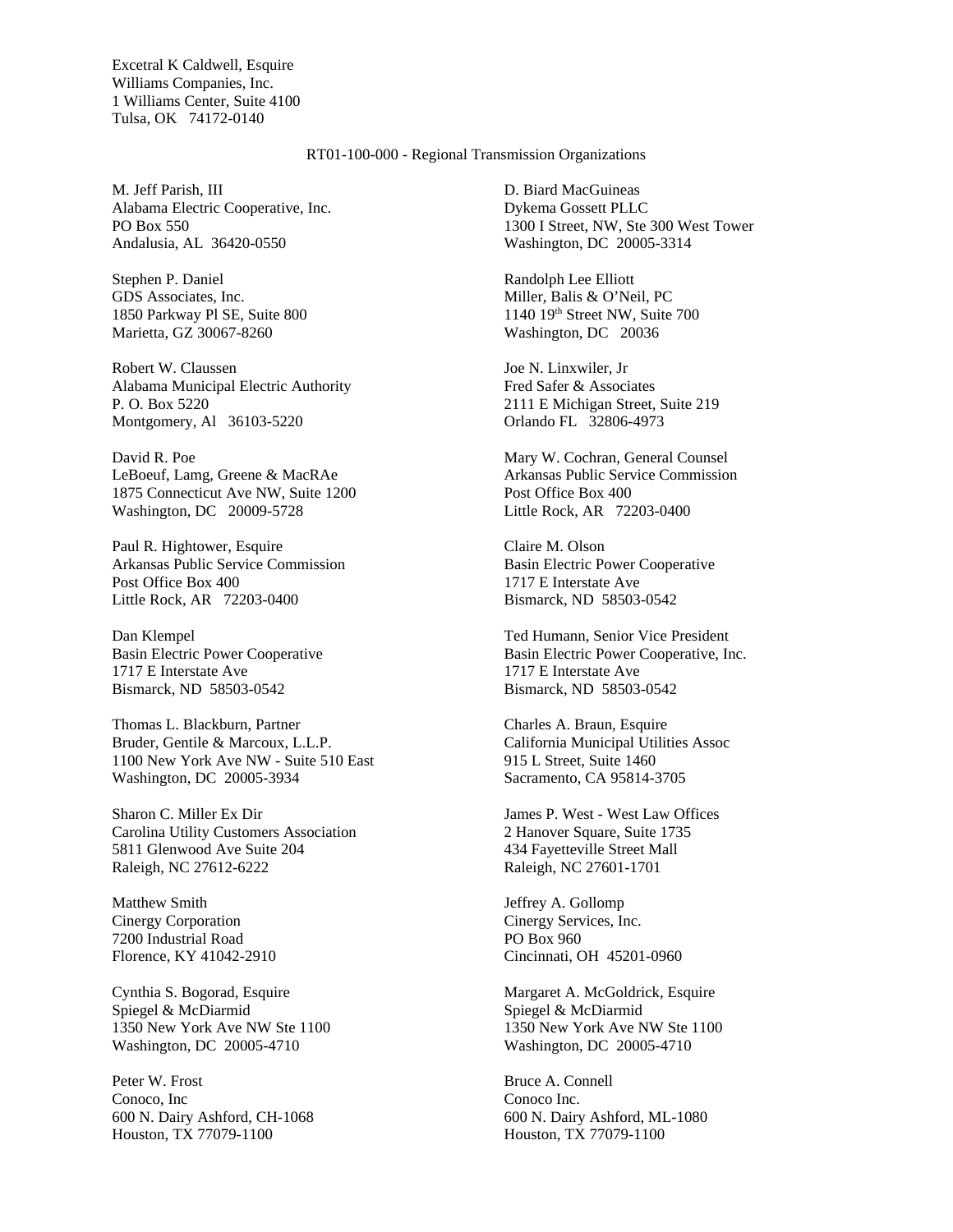Excetral K Caldwell, Esquire
Williams Companies, Inc.
1 Williams Center, Suite 4100
Tulsa, OK 74172-0140

RT01-100-000 - Regional Transmission Organizations

M. Jeff Parish, III
Alabama Electric Cooperative, Inc.
PO Box 550
Andalusia, AL 36420-0550

D. Biard MacGuineas
Dykema Gossett PLLC
1300 I Street, NW, Ste 300 West Tower
Washington, DC 20005-3314

Stephen P. Daniel
GDS Associates, Inc.
1850 Parkway Pl SE, Suite 800
Marietta, GZ 30067-8260

Randolph Lee Elliott
Miller, Balis & O'Neil, PC
1140 19th Street NW, Suite 700
Washington, DC 20036

Robert W. Claussen
Alabama Municipal Electric Authority
P. O. Box 5220
Montgomery, Al 36103-5220

Joe N. Linxwiler, Jr
Fred Safer & Associates
2111 E Michigan Street, Suite 219
Orlando FL 32806-4973

David R. Poe
LeBoeuf, Lamg, Greene & MacRAe
1875 Connecticut Ave NW, Suite 1200
Washington, DC 20009-5728

Mary W. Cochran, General Counsel
Arkansas Public Service Commission
Post Office Box 400
Little Rock, AR 72203-0400

Paul R. Hightower, Esquire
Arkansas Public Service Commission
Post Office Box 400
Little Rock, AR 72203-0400

Claire M. Olson
Basin Electric Power Cooperative
1717 E Interstate Ave
Bismarck, ND 58503-0542

Dan Klempel
Basin Electric Power Cooperative
1717 E Interstate Ave
Bismarck, ND 58503-0542

Ted Humann, Senior Vice President
Basin Electric Power Cooperative, Inc.
1717 E Interstate Ave
Bismarck, ND 58503-0542

Thomas L. Blackburn, Partner
Bruder, Gentile & Marcoux, L.L.P.
1100 New York Ave NW - Suite 510 East
Washington, DC 20005-3934

Charles A. Braun, Esquire
California Municipal Utilities Assoc
915 L Street, Suite 1460
Sacramento, CA 95814-3705

Sharon C. Miller Ex Dir
Carolina Utility Customers Association
5811 Glenwood Ave Suite 204
Raleigh, NC 27612-6222

James P. West - West Law Offices
2 Hanover Square, Suite 1735
434 Fayetteville Street Mall
Raleigh, NC 27601-1701

Matthew Smith
Cinergy Corporation
7200 Industrial Road
Florence, KY 41042-2910

Jeffrey A. Gollomp
Cinergy Services, Inc.
PO Box 960
Cincinnati, OH 45201-0960

Cynthia S. Bogorad, Esquire
Spiegel & McDiarmid
1350 New York Ave NW Ste 1100
Washington, DC 20005-4710

Margaret A. McGoldrick, Esquire
Spiegel & McDiarmid
1350 New York Ave NW Ste 1100
Washington, DC 20005-4710

Peter W. Frost
Conoco, Inc
600 N. Dairy Ashford, CH-1068
Houston, TX 77079-1100

Bruce A. Connell
Conoco Inc.
600 N. Dairy Ashford, ML-1080
Houston, TX 77079-1100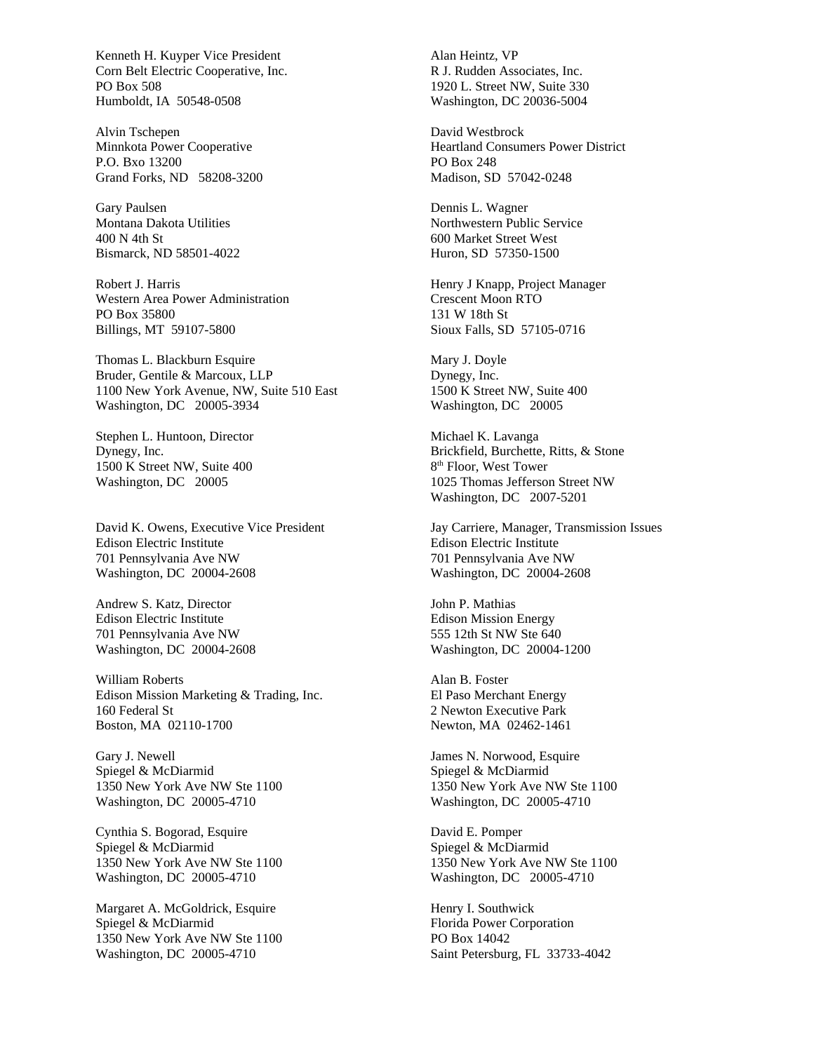Kenneth H. Kuyper Vice President
Corn Belt Electric Cooperative, Inc.
PO Box 508
Humboldt, IA 50548-0508

Alan Heintz, VP
R J. Rudden Associates, Inc.
1920 L. Street NW, Suite 330
Washington, DC 20036-5004

Alvin Tschepen
Minnkota Power Cooperative
P.O. Bxo 13200
Grand Forks, ND 58208-3200

David Westbrock
Heartland Consumers Power District
PO Box 248
Madison, SD 57042-0248

Gary Paulsen
Montana Dakota Utilities
400 N 4th St
Bismarck, ND 58501-4022

Dennis L. Wagner
Northwestern Public Service
600 Market Street West
Huron, SD 57350-1500

Robert J. Harris
Western Area Power Administration
PO Box 35800
Billings, MT 59107-5800

Henry J Knapp, Project Manager
Crescent Moon RTO
131 W 18th St
Sioux Falls, SD 57105-0716

Thomas L. Blackburn Esquire
Bruder, Gentile & Marcoux, LLP
1100 New York Avenue, NW, Suite 510 East
Washington, DC 20005-3934

Mary J. Doyle
Dynegy, Inc.
1500 K Street NW, Suite 400
Washington, DC 20005

Stephen L. Huntoon, Director
Dynegy, Inc.
1500 K Street NW, Suite 400
Washington, DC 20005

Michael K. Lavanga
Brickfield, Burchette, Ritts, & Stone
8th Floor, West Tower
1025 Thomas Jefferson Street NW
Washington, DC 2007-5201

David K. Owens, Executive Vice President
Edison Electric Institute
701 Pennsylvania Ave NW
Washington, DC 20004-2608

Jay Carriere, Manager, Transmission Issues
Edison Electric Institute
701 Pennsylvania Ave NW
Washington, DC 20004-2608

Andrew S. Katz, Director
Edison Electric Institute
701 Pennsylvania Ave NW
Washington, DC 20004-2608

John P. Mathias
Edison Mission Energy
555 12th St NW Ste 640
Washington, DC 20004-1200

William Roberts
Edison Mission Marketing & Trading, Inc.
160 Federal St
Boston, MA 02110-1700

Alan B. Foster
El Paso Merchant Energy
2 Newton Executive Park
Newton, MA 02462-1461

Gary J. Newell
Spiegel & McDiarmid
1350 New York Ave NW Ste 1100
Washington, DC 20005-4710

James N. Norwood, Esquire
Spiegel & McDiarmid
1350 New York Ave NW Ste 1100
Washington, DC 20005-4710

Cynthia S. Bogorad, Esquire
Spiegel & McDiarmid
1350 New York Ave NW Ste 1100
Washington, DC 20005-4710

David E. Pomper
Spiegel & McDiarmid
1350 New York Ave NW Ste 1100
Washington, DC 20005-4710

Margaret A. McGoldrick, Esquire
Spiegel & McDiarmid
1350 New York Ave NW Ste 1100
Washington, DC 20005-4710

Henry I. Southwick
Florida Power Corporation
PO Box 14042
Saint Petersburg, FL 33733-4042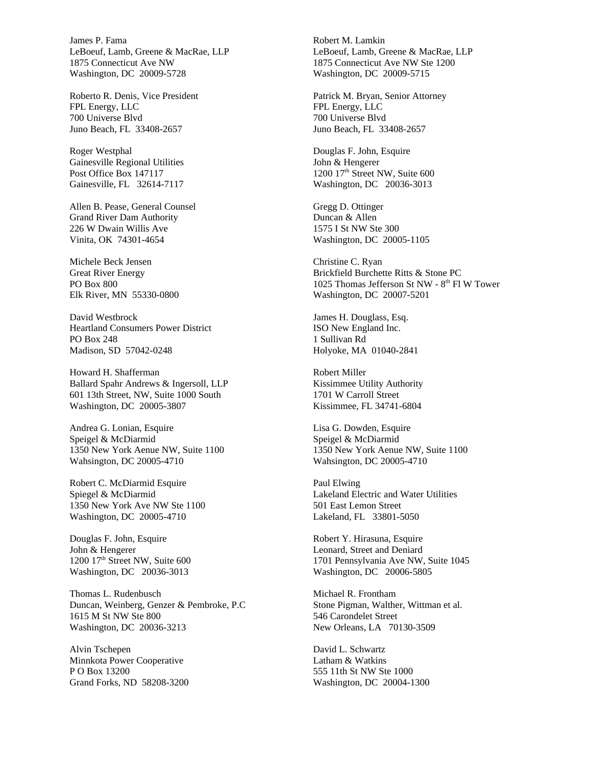James P. Fama
LeBoeuf, Lamb, Greene & MacRae, LLP
1875 Connecticut Ave NW
Washington, DC 20009-5728

Roberto R. Denis, Vice President
FPL Energy, LLC
700 Universe Blvd
Juno Beach, FL 33408-2657

Roger Westphal
Gainesville Regional Utilities
Post Office Box 147117
Gainesville, FL 32614-7117

Allen B. Pease, General Counsel
Grand River Dam Authority
226 W Dwain Willis Ave
Vinita, OK 74301-4654

Michele Beck Jensen
Great River Energy
PO Box 800
Elk River, MN 55330-0800

David Westbrock
Heartland Consumers Power District
PO Box 248
Madison, SD 57042-0248

Howard H. Shafferman
Ballard Spahr Andrews & Ingersoll, LLP
601 13th Street, NW, Suite 1000 South
Washington, DC 20005-3807

Andrea G. Lonian, Esquire
Speigel & McDiarmid
1350 New York Aenue NW, Suite 1100
Wahsington, DC 20005-4710

Robert C. McDiarmid Esquire
Spiegel & McDiarmid
1350 New York Ave NW Ste 1100
Washington, DC 20005-4710

Douglas F. John, Esquire
John & Hengerer
1200 17th Street NW, Suite 600
Washington, DC 20036-3013

Thomas L. Rudenbusch
Duncan, Weinberg, Genzer & Pembroke, P.C
1615 M St NW Ste 800
Washington, DC 20036-3213

Alvin Tschepen
Minnkota Power Cooperative
P O Box 13200
Grand Forks, ND 58208-3200

Robert M. Lamkin
LeBoeuf, Lamb, Greene & MacRae, LLP
1875 Connecticut Ave NW Ste 1200
Washington, DC 20009-5715

Patrick M. Bryan, Senior Attorney
FPL Energy, LLC
700 Universe Blvd
Juno Beach, FL 33408-2657

Douglas F. John, Esquire
John & Hengerer
1200 17th Street NW, Suite 600
Washington, DC 20036-3013

Gregg D. Ottinger
Duncan & Allen
1575 I St NW Ste 300
Washington, DC 20005-1105

Christine C. Ryan
Brickfield Burchette Ritts & Stone PC
1025 Thomas Jefferson St NW - 8th Fl W Tower
Washington, DC 20007-5201

James H. Douglass, Esq.
ISO New England Inc.
1 Sullivan Rd
Holyoke, MA 01040-2841

Robert Miller
Kissimmee Utility Authority
1701 W Carroll Street
Kissimmee, FL 34741-6804

Lisa G. Dowden, Esquire
Speigel & McDiarmid
1350 New York Aenue NW, Suite 1100
Wahsington, DC 20005-4710

Paul Elwing
Lakeland Electric and Water Utilities
501 East Lemon Street
Lakeland, FL 33801-5050

Robert Y. Hirasuna, Esquire
Leonard, Street and Deniard
1701 Pennsylvania Ave NW, Suite 1045
Washington, DC 20006-5805

Michael R. Frontham
Stone Pigman, Walther, Wittman et al.
546 Carondelet Street
New Orleans, LA 70130-3509

David L. Schwartz
Latham & Watkins
555 11th St NW Ste 1000
Washington, DC 20004-1300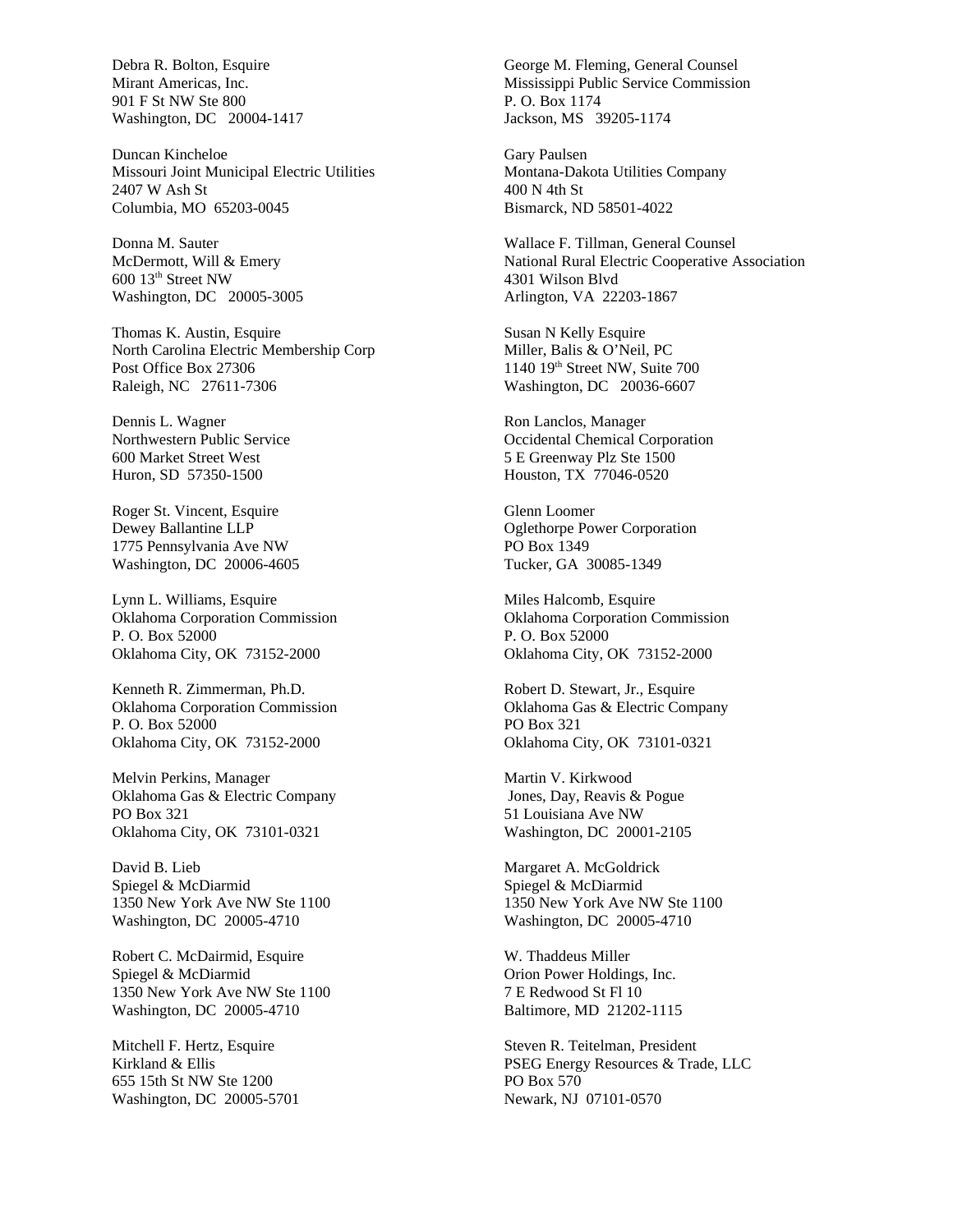Debra R. Bolton, Esquire
Mirant Americas, Inc.
901 F St NW Ste 800
Washington, DC 20004-1417

George M. Fleming, General Counsel
Mississippi Public Service Commission
P. O. Box 1174
Jackson, MS 39205-1174

Duncan Kincheloe
Missouri Joint Municipal Electric Utilities
2407 W Ash St
Columbia, MO 65203-0045

Gary Paulsen
Montana-Dakota Utilities Company
400 N 4th St
Bismarck, ND 58501-4022

Donna M. Sauter
McDermott, Will & Emery
600 13th Street NW
Washington, DC 20005-3005

Wallace F. Tillman, General Counsel
National Rural Electric Cooperative Association
4301 Wilson Blvd
Arlington, VA 22203-1867

Thomas K. Austin, Esquire
North Carolina Electric Membership Corp
Post Office Box 27306
Raleigh, NC 27611-7306

Susan N Kelly Esquire
Miller, Balis & O'Neil, PC
1140 19th Street NW, Suite 700
Washington, DC 20036-6607

Dennis L. Wagner
Northwestern Public Service
600 Market Street West
Huron, SD 57350-1500

Ron Lanclos, Manager
Occidental Chemical Corporation
5 E Greenway Plz Ste 1500
Houston, TX 77046-0520

Roger St. Vincent, Esquire
Dewey Ballantine LLP
1775 Pennsylvania Ave NW
Washington, DC 20006-4605

Glenn Loomer
Oglethorpe Power Corporation
PO Box 1349
Tucker, GA 30085-1349

Lynn L. Williams, Esquire
Oklahoma Corporation Commission
P. O. Box 52000
Oklahoma City, OK 73152-2000

Miles Halcomb, Esquire
Oklahoma Corporation Commission
P. O. Box 52000
Oklahoma City, OK 73152-2000

Kenneth R. Zimmerman, Ph.D.
Oklahoma Corporation Commission
P. O. Box 52000
Oklahoma City, OK 73152-2000

Robert D. Stewart, Jr., Esquire
Oklahoma Gas & Electric Company
PO Box 321
Oklahoma City, OK 73101-0321

Melvin Perkins, Manager
Oklahoma Gas & Electric Company
PO Box 321
Oklahoma City, OK 73101-0321

Martin V. Kirkwood
Jones, Day, Reavis & Pogue
51 Louisiana Ave NW
Washington, DC 20001-2105

David B. Lieb
Spiegel & McDiarmid
1350 New York Ave NW Ste 1100
Washington, DC 20005-4710

Margaret A. McGoldrick
Spiegel & McDiarmid
1350 New York Ave NW Ste 1100
Washington, DC 20005-4710

Robert C. McDairmid, Esquire
Spiegel & McDiarmid
1350 New York Ave NW Ste 1100
Washington, DC 20005-4710

W. Thaddeus Miller
Orion Power Holdings, Inc.
7 E Redwood St Fl 10
Baltimore, MD 21202-1115

Mitchell F. Hertz, Esquire
Kirkland & Ellis
655 15th St NW Ste 1200
Washington, DC 20005-5701

Steven R. Teitelman, President
PSEG Energy Resources & Trade, LLC
PO Box 570
Newark, NJ 07101-0570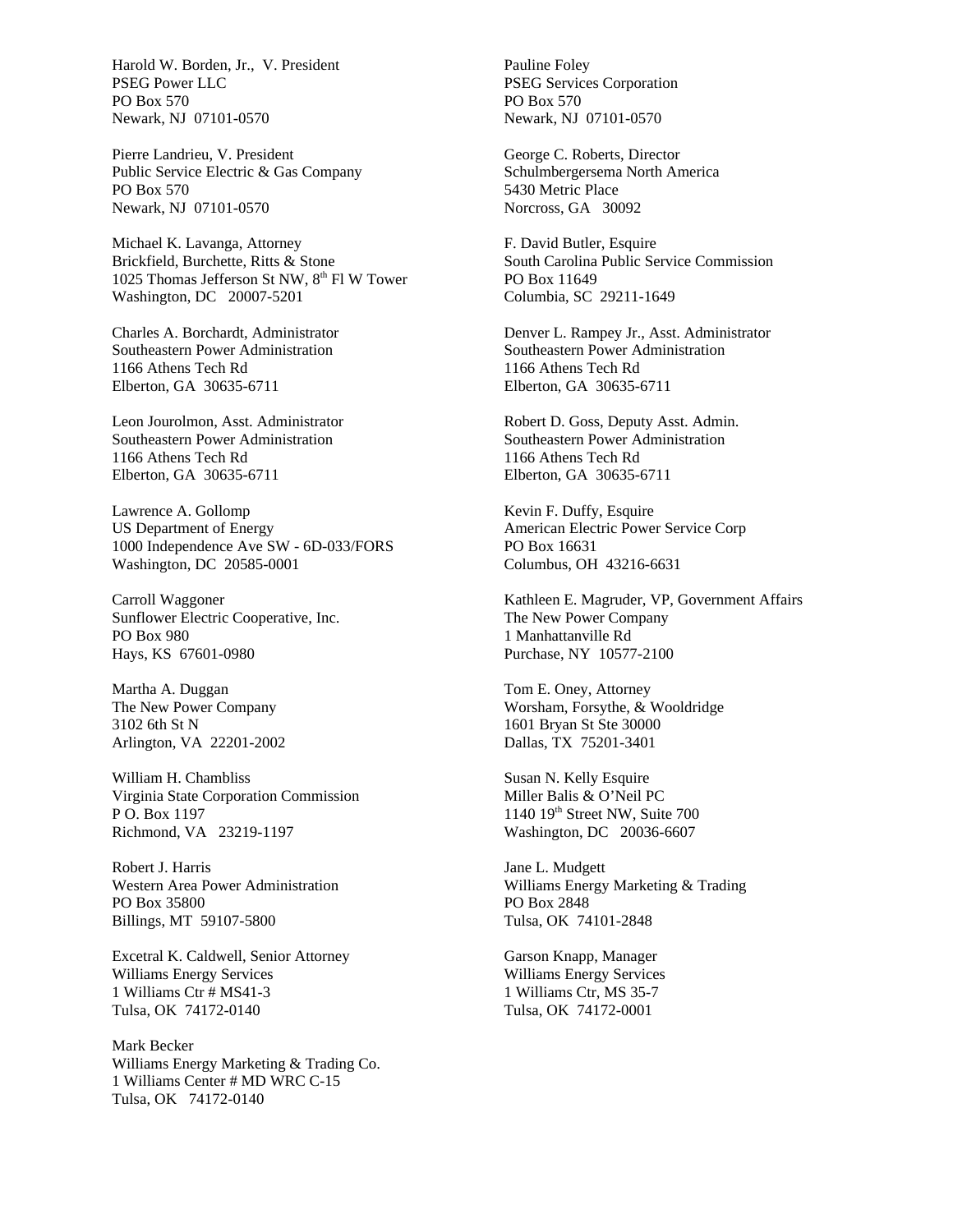Harold W. Borden, Jr., V. President
PSEG Power LLC
PO Box 570
Newark, NJ 07101-0570

Pauline Foley
PSEG Services Corporation
PO Box 570
Newark, NJ 07101-0570

Pierre Landrieu, V. President
Public Service Electric & Gas Company
PO Box 570
Newark, NJ 07101-0570

George C. Roberts, Director
Schulmbergersema North America
5430 Metric Place
Norcross, GA 30092

Michael K. Lavanga, Attorney
Brickfield, Burchette, Ritts & Stone
1025 Thomas Jefferson St NW, 8th Fl W Tower
Washington, DC 20007-5201

F. David Butler, Esquire
South Carolina Public Service Commission
PO Box 11649
Columbia, SC 29211-1649

Charles A. Borchardt, Administrator
Southeastern Power Administration
1166 Athens Tech Rd
Elberton, GA 30635-6711

Denver L. Rampey Jr., Asst. Administrator
Southeastern Power Administration
1166 Athens Tech Rd
Elberton, GA 30635-6711

Leon Jourolmon, Asst. Administrator
Southeastern Power Administration
1166 Athens Tech Rd
Elberton, GA 30635-6711

Robert D. Goss, Deputy Asst. Admin.
Southeastern Power Administration
1166 Athens Tech Rd
Elberton, GA 30635-6711

Lawrence A. Gollomp
US Department of Energy
1000 Independence Ave SW - 6D-033/FORS
Washington, DC 20585-0001

Kevin F. Duffy, Esquire
American Electric Power Service Corp
PO Box 16631
Columbus, OH 43216-6631

Carroll Waggoner
Sunflower Electric Cooperative, Inc.
PO Box 980
Hays, KS 67601-0980

Kathleen E. Magruder, VP, Government Affairs
The New Power Company
1 Manhattanville Rd
Purchase, NY 10577-2100

Martha A. Duggan
The New Power Company
3102 6th St N
Arlington, VA 22201-2002

Tom E. Oney, Attorney
Worsham, Forsythe, & Wooldridge
1601 Bryan St Ste 30000
Dallas, TX 75201-3401

William H. Chambliss
Virginia State Corporation Commission
P O. Box 1197
Richmond, VA 23219-1197

Susan N. Kelly Esquire
Miller Balis & O'Neil PC
1140 19th Street NW, Suite 700
Washington, DC 20036-6607

Robert J. Harris
Western Area Power Administration
PO Box 35800
Billings, MT 59107-5800

Jane L. Mudgett
Williams Energy Marketing & Trading
PO Box 2848
Tulsa, OK 74101-2848

Excetral K. Caldwell, Senior Attorney
Williams Energy Services
1 Williams Ctr # MS41-3
Tulsa, OK 74172-0140

Garson Knapp, Manager
Williams Energy Services
1 Williams Ctr, MS 35-7
Tulsa, OK 74172-0001

Mark Becker
Williams Energy Marketing & Trading Co.
1 Williams Center # MD WRC C-15
Tulsa, OK 74172-0140